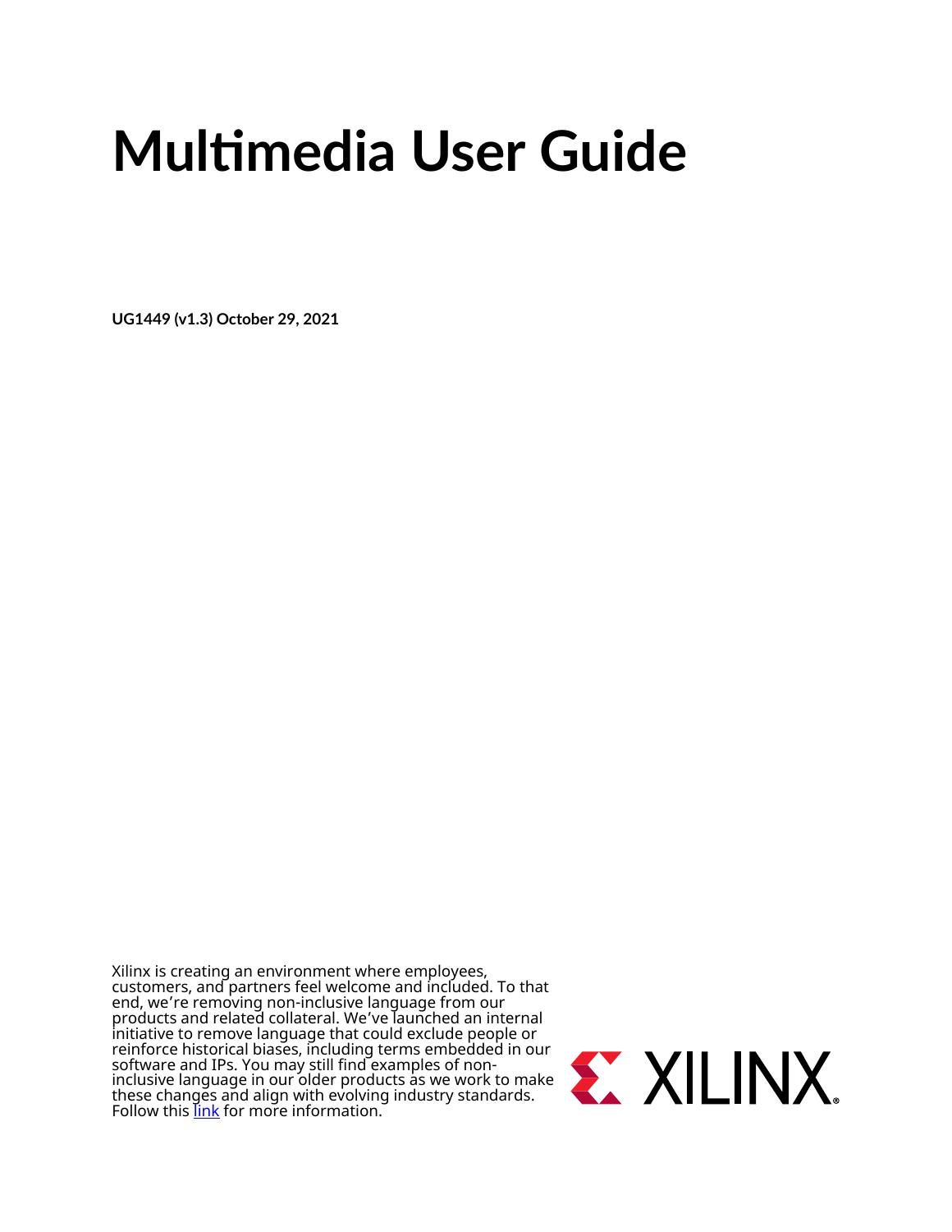# Multimedia User Guide

**UG1449 (v1.3) October 29, 2021**

Xilinx is creating an environment where employees, customers, and partners feel welcome and included. To that end, we're removing non-inclusive language from our products and related collateral. We've launched an internal initiative to remove language that could exclude people or reinforce historical biases, including terms embedded in our software and IPs. You may still find examples of non-inclusive language in our older products as we work to make these changes and align with evolving industry standards. Follow this link for more information.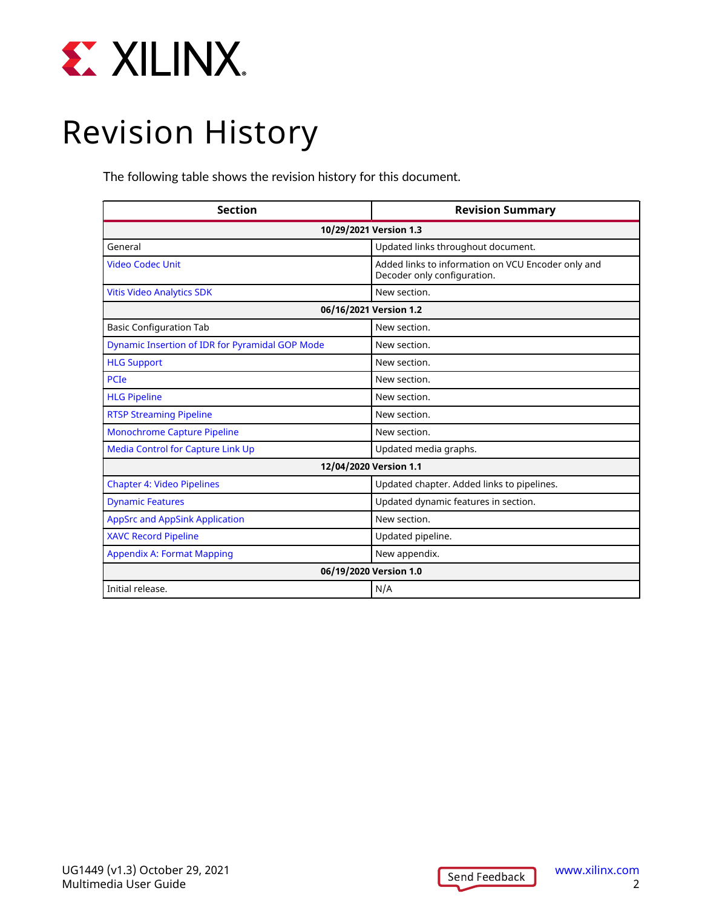# Revision History

The following table shows the revision history for this document.

| Section | Revision Summary |
|---|---|
| **10/29/2021 Version 1.3** | |
| General | Updated links throughout document. |
| Video Codec Unit | Added links to information on VCU Encoder only and Decoder only configuration. |
| Vitis Video Analytics SDK | New section. |
| **06/16/2021 Version 1.2** | |
| Basic Configuration Tab | New section. |
| Dynamic Insertion of IDR for Pyramidal GOP Mode | New section. |
| HLG Support | New section. |
| PCIe | New section. |
| HLG Pipeline | New section. |
| RTSP Streaming Pipeline | New section. |
| Monochrome Capture Pipeline | New section. |
| Media Control for Capture Link Up | Updated media graphs. |
| **12/04/2020 Version 1.1** | |
| Chapter 4: Video Pipelines | Updated chapter. Added links to pipelines. |
| Dynamic Features | Updated dynamic features in section. |
| AppSrc and AppSink Application | New section. |
| XAVC Record Pipeline | Updated pipeline. |
| Appendix A: Format Mapping | New appendix. |
| **06/19/2020 Version 1.0** | |
| Initial release. | N/A |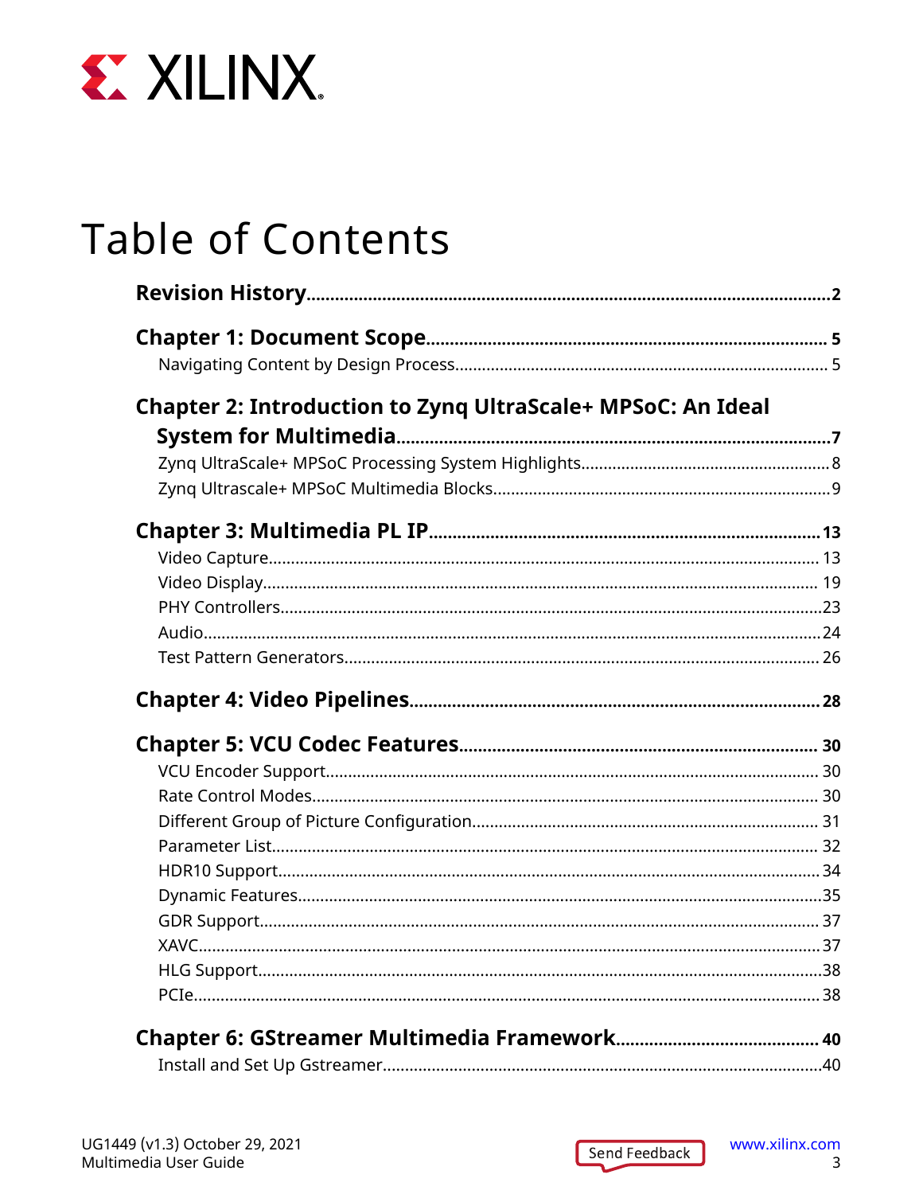# Table of Contents

**Revision History** ..... 2

**Chapter 1: Document Scope** ..... 5

- Navigating Content by Design Process ..... 5

**Chapter 2: Introduction to Zynq UltraScale+ MPSoC: An Ideal System for Multimedia** ..... 7

- Zynq UltraScale+ MPSoC Processing System Highlights ..... 8
- Zynq Ultrascale+ MPSoC Multimedia Blocks ..... 9

**Chapter 3: Multimedia PL IP** ..... 13

- Video Capture ..... 13
- Video Display ..... 19
- PHY Controllers ..... 23
- Audio ..... 24
- Test Pattern Generators ..... 26

**Chapter 4: Video Pipelines** ..... 28

**Chapter 5: VCU Codec Features** ..... 30

- VCU Encoder Support ..... 30
- Rate Control Modes ..... 30
- Different Group of Picture Configuration ..... 31
- Parameter List ..... 32
- HDR10 Support ..... 34
- Dynamic Features ..... 35
- GDR Support ..... 37
- XAVC ..... 37
- HLG Support ..... 38
- PCIe ..... 38

**Chapter 6: GStreamer Multimedia Framework** ..... 40

- Install and Set Up Gstreamer ..... 40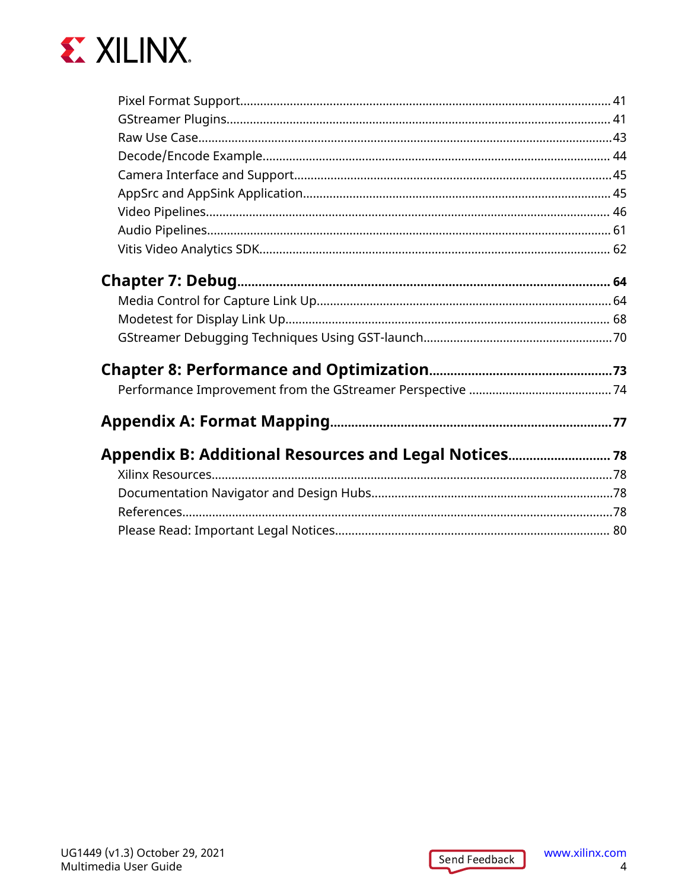Pixel Format Support............................................................................................................ 41
GStreamer Plugins................................................................................................................. 41
Raw Use Case........................................................................................................................43
Decode/Encode Example...................................................................................................... 44
Camera Interface and Support.............................................................................................45
AppSrc and AppSink Application.......................................................................................... 45
Video Pipelines....................................................................................................................... 46
Audio Pipelines....................................................................................................................... 61
Vitis Video Analytics SDK....................................................................................................... 62

**Chapter 7: Debug.......................................................................................................... 64**

Media Control for Capture Link Up....................................................................................... 64
Modetest for Display Link Up................................................................................................ 68
GStreamer Debugging Techniques Using GST-launch........................................................70

**Chapter 8: Performance and Optimization..................................................73**

Performance Improvement from the GStreamer Perspective .......................................... 74

**Appendix A: Format Mapping..........................................................................................77**

**Appendix B: Additional Resources and Legal Notices............................ 78**

Xilinx Resources.....................................................................................................................78
Documentation Navigator and Design Hubs.......................................................................78
References..............................................................................................................................78
Please Read: Important Legal Notices................................................................................. 80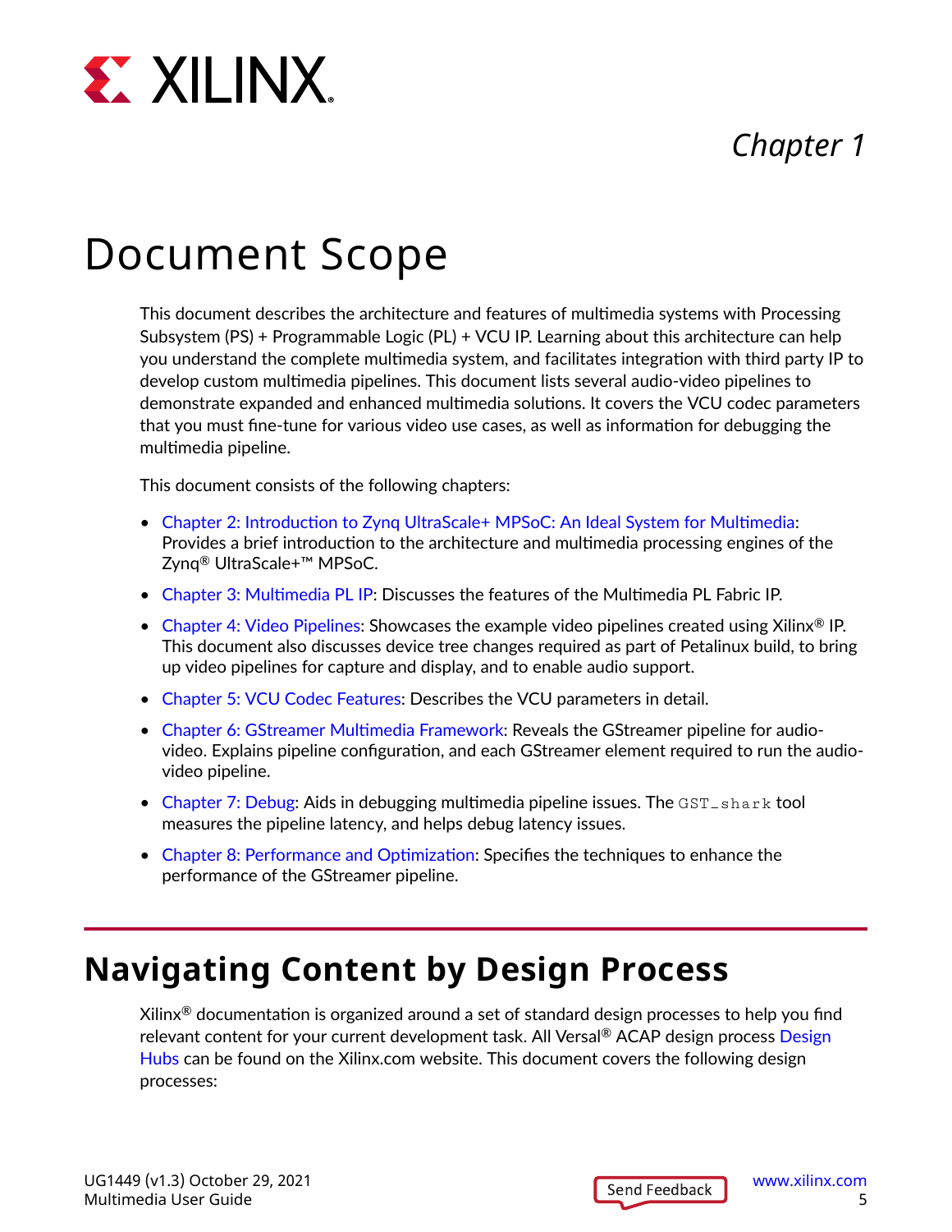# Chapter 1

# Document Scope

This document describes the architecture and features of multimedia systems with Processing Subsystem (PS) + Programmable Logic (PL) + VCU IP. Learning about this architecture can help you understand the complete multimedia system, and facilitates integration with third party IP to develop custom multimedia pipelines. This document lists several audio-video pipelines to demonstrate expanded and enhanced multimedia solutions. It covers the VCU codec parameters that you must fine-tune for various video use cases, as well as information for debugging the multimedia pipeline.

This document consists of the following chapters:

- Chapter 2: Introduction to Zynq UltraScale+ MPSoC: An Ideal System for Multimedia: Provides a brief introduction to the architecture and multimedia processing engines of the Zynq® UltraScale+™ MPSoC.
- Chapter 3: Multimedia PL IP: Discusses the features of the Multimedia PL Fabric IP.
- Chapter 4: Video Pipelines: Showcases the example video pipelines created using Xilinx® IP. This document also discusses device tree changes required as part of Petalinux build, to bring up video pipelines for capture and display, and to enable audio support.
- Chapter 5: VCU Codec Features: Describes the VCU parameters in detail.
- Chapter 6: GStreamer Multimedia Framework: Reveals the GStreamer pipeline for audio-video. Explains pipeline configuration, and each GStreamer element required to run the audio-video pipeline.
- Chapter 7: Debug: Aids in debugging multimedia pipeline issues. The `GST_shark` tool measures the pipeline latency, and helps debug latency issues.
- Chapter 8: Performance and Optimization: Specifies the techniques to enhance the performance of the GStreamer pipeline.

## Navigating Content by Design Process

Xilinx® documentation is organized around a set of standard design processes to help you find relevant content for your current development task. All Versal® ACAP design process Design Hubs can be found on the Xilinx.com website. This document covers the following design processes: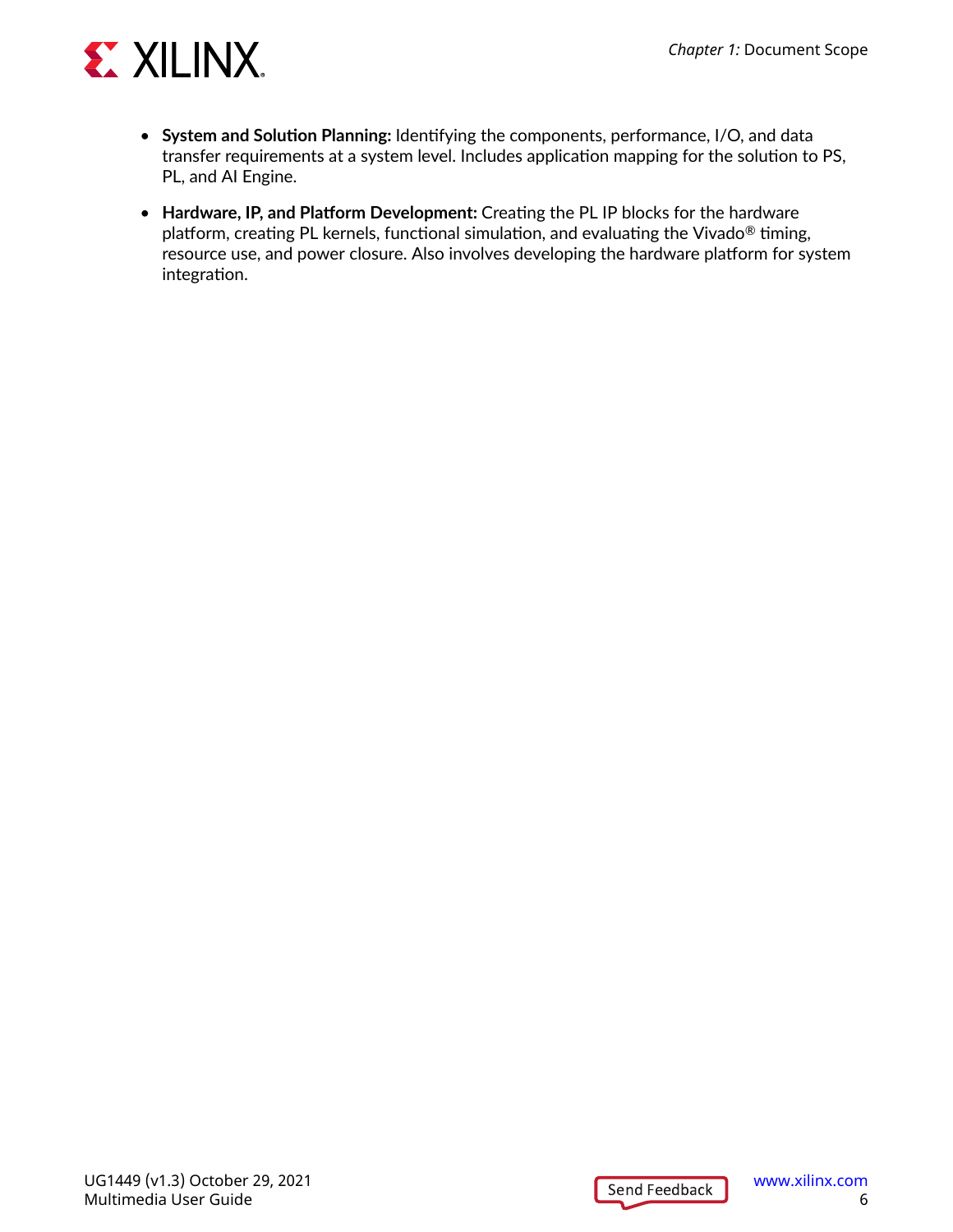- **System and Solution Planning:** Identifying the components, performance, I/O, and data transfer requirements at a system level. Includes application mapping for the solution to PS, PL, and AI Engine.

- **Hardware, IP, and Platform Development:** Creating the PL IP blocks for the hardware platform, creating PL kernels, functional simulation, and evaluating the Vivado® timing, resource use, and power closure. Also involves developing the hardware platform for system integration.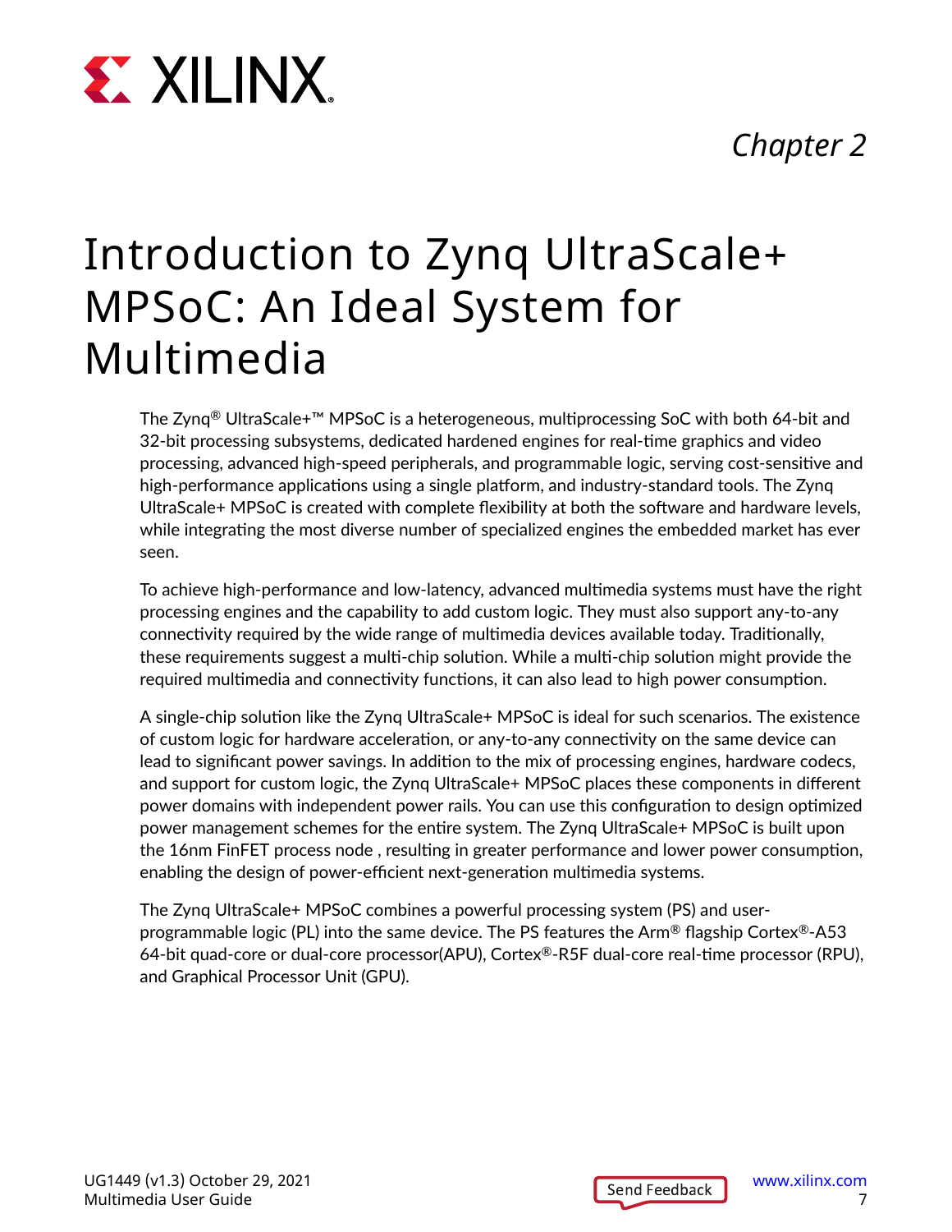# Chapter 2

# Introduction to Zynq UltraScale+ MPSoC: An Ideal System for Multimedia

The Zynq® UltraScale+™ MPSoC is a heterogeneous, multiprocessing SoC with both 64-bit and 32-bit processing subsystems, dedicated hardened engines for real-time graphics and video processing, advanced high-speed peripherals, and programmable logic, serving cost-sensitive and high-performance applications using a single platform, and industry-standard tools. The Zynq UltraScale+ MPSoC is created with complete flexibility at both the software and hardware levels, while integrating the most diverse number of specialized engines the embedded market has ever seen.

To achieve high-performance and low-latency, advanced multimedia systems must have the right processing engines and the capability to add custom logic. They must also support any-to-any connectivity required by the wide range of multimedia devices available today. Traditionally, these requirements suggest a multi-chip solution. While a multi-chip solution might provide the required multimedia and connectivity functions, it can also lead to high power consumption.

A single-chip solution like the Zynq UltraScale+ MPSoC is ideal for such scenarios. The existence of custom logic for hardware acceleration, or any-to-any connectivity on the same device can lead to significant power savings. In addition to the mix of processing engines, hardware codecs, and support for custom logic, the Zynq UltraScale+ MPSoC places these components in different power domains with independent power rails. You can use this configuration to design optimized power management schemes for the entire system. The Zynq UltraScale+ MPSoC is built upon the 16nm FinFET process node , resulting in greater performance and lower power consumption, enabling the design of power-efficient next-generation multimedia systems.

The Zynq UltraScale+ MPSoC combines a powerful processing system (PS) and user-programmable logic (PL) into the same device. The PS features the Arm® flagship Cortex®-A53 64-bit quad-core or dual-core processor(APU), Cortex®-R5F dual-core real-time processor (RPU), and Graphical Processor Unit (GPU).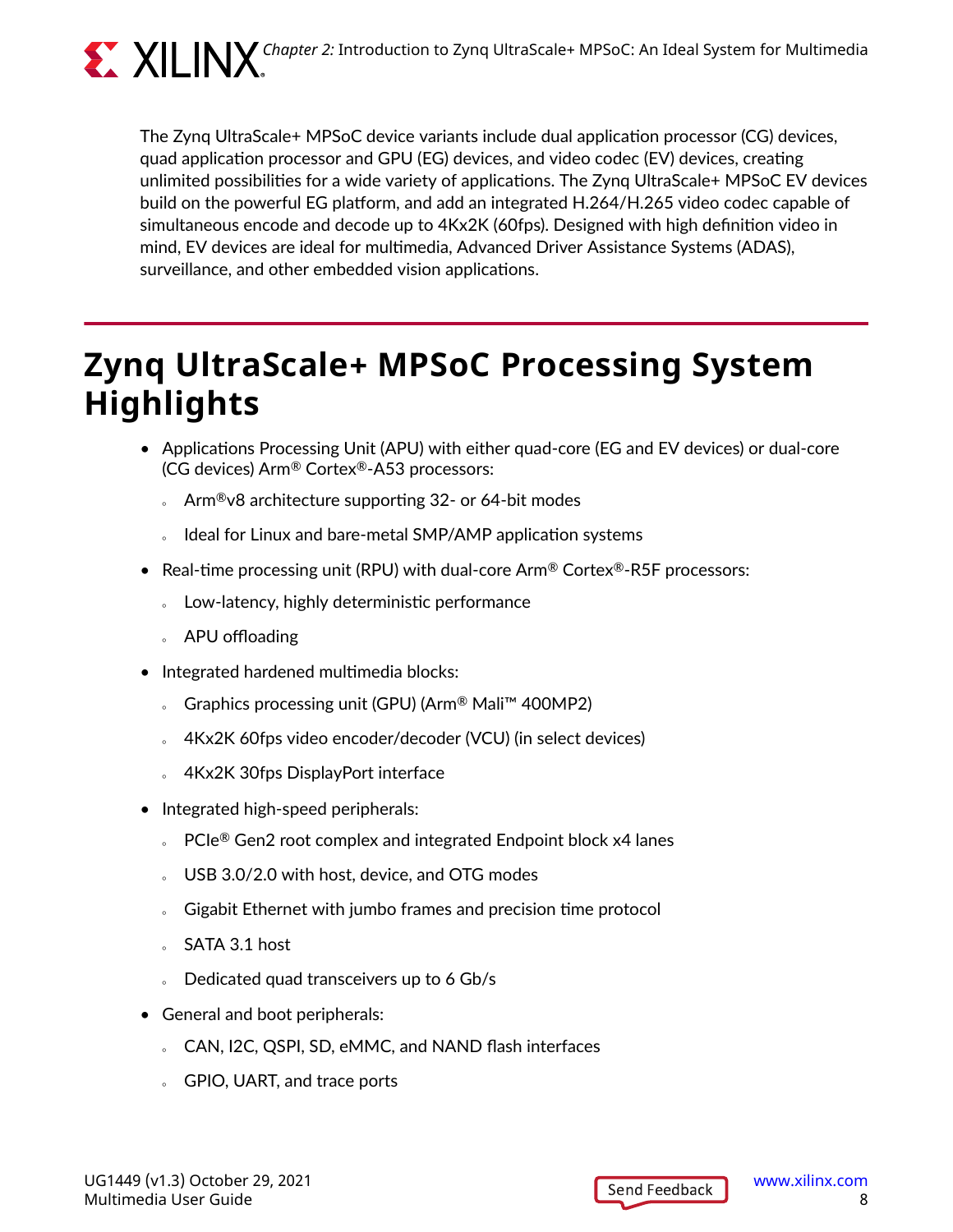The Zynq UltraScale+ MPSoC device variants include dual application processor (CG) devices, quad application processor and GPU (EG) devices, and video codec (EV) devices, creating unlimited possibilities for a wide variety of applications. The Zynq UltraScale+ MPSoC EV devices build on the powerful EG platform, and add an integrated H.264/H.265 video codec capable of simultaneous encode and decode up to 4Kx2K (60fps). Designed with high definition video in mind, EV devices are ideal for multimedia, Advanced Driver Assistance Systems (ADAS), surveillance, and other embedded vision applications.

# Zynq UltraScale+ MPSoC Processing System Highlights

- Applications Processing Unit (APU) with either quad-core (EG and EV devices) or dual-core (CG devices) Arm® Cortex®-A53 processors:
  - Arm®v8 architecture supporting 32- or 64-bit modes
  - Ideal for Linux and bare-metal SMP/AMP application systems
- Real-time processing unit (RPU) with dual-core Arm® Cortex®-R5F processors:
  - Low-latency, highly deterministic performance
  - APU offloading
- Integrated hardened multimedia blocks:
  - Graphics processing unit (GPU) (Arm® Mali™ 400MP2)
  - 4Kx2K 60fps video encoder/decoder (VCU) (in select devices)
  - 4Kx2K 30fps DisplayPort interface
- Integrated high-speed peripherals:
  - PCIe® Gen2 root complex and integrated Endpoint block x4 lanes
  - USB 3.0/2.0 with host, device, and OTG modes
  - Gigabit Ethernet with jumbo frames and precision time protocol
  - SATA 3.1 host
  - Dedicated quad transceivers up to 6 Gb/s
- General and boot peripherals:
  - CAN, I2C, QSPI, SD, eMMC, and NAND flash interfaces
  - GPIO, UART, and trace ports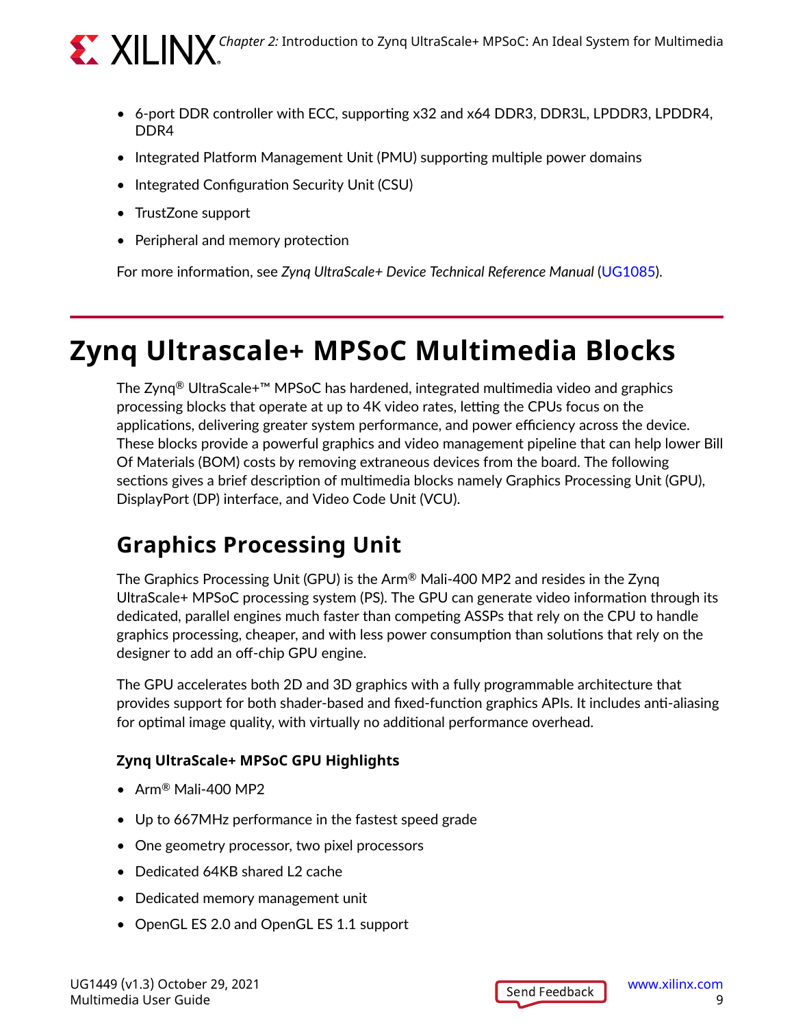- 6-port DDR controller with ECC, supporting x32 and x64 DDR3, DDR3L, LPDDR3, LPDDR4, DDR4
- Integrated Platform Management Unit (PMU) supporting multiple power domains
- Integrated Configuration Security Unit (CSU)
- TrustZone support
- Peripheral and memory protection

For more information, see *Zynq UltraScale+ Device Technical Reference Manual* (UG1085).

# Zynq Ultrascale+ MPSoC Multimedia Blocks

The Zynq® UltraScale+™ MPSoC has hardened, integrated multimedia video and graphics processing blocks that operate at up to 4K video rates, letting the CPUs focus on the applications, delivering greater system performance, and power efficiency across the device. These blocks provide a powerful graphics and video management pipeline that can help lower Bill Of Materials (BOM) costs by removing extraneous devices from the board. The following sections gives a brief description of multimedia blocks namely Graphics Processing Unit (GPU), DisplayPort (DP) interface, and Video Code Unit (VCU).

## Graphics Processing Unit

The Graphics Processing Unit (GPU) is the Arm® Mali-400 MP2 and resides in the Zynq UltraScale+ MPSoC processing system (PS). The GPU can generate video information through its dedicated, parallel engines much faster than competing ASSPs that rely on the CPU to handle graphics processing, cheaper, and with less power consumption than solutions that rely on the designer to add an off-chip GPU engine.

The GPU accelerates both 2D and 3D graphics with a fully programmable architecture that provides support for both shader-based and fixed-function graphics APIs. It includes anti-aliasing for optimal image quality, with virtually no additional performance overhead.

### Zynq UltraScale+ MPSoC GPU Highlights

- Arm® Mali-400 MP2
- Up to 667MHz performance in the fastest speed grade
- One geometry processor, two pixel processors
- Dedicated 64KB shared L2 cache
- Dedicated memory management unit
- OpenGL ES 2.0 and OpenGL ES 1.1 support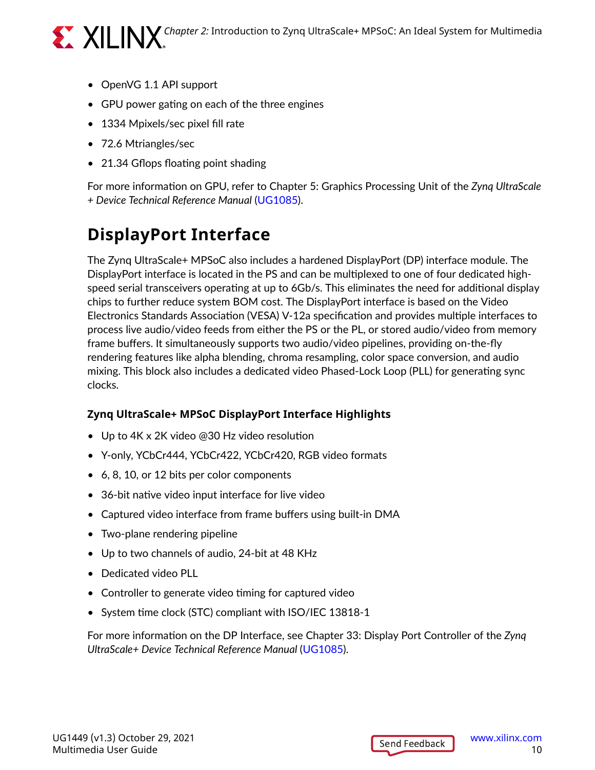- OpenVG 1.1 API support
- GPU power gating on each of the three engines
- 1334 Mpixels/sec pixel fill rate
- 72.6 Mtriangles/sec
- 21.34 Gflops floating point shading

For more information on GPU, refer to Chapter 5: Graphics Processing Unit of the *Zynq UltraScale + Device Technical Reference Manual* (UG1085).

## DisplayPort Interface

The Zynq UltraScale+ MPSoC also includes a hardened DisplayPort (DP) interface module. The DisplayPort interface is located in the PS and can be multiplexed to one of four dedicated high-speed serial transceivers operating at up to 6Gb/s. This eliminates the need for additional display chips to further reduce system BOM cost. The DisplayPort interface is based on the Video Electronics Standards Association (VESA) V-12a specification and provides multiple interfaces to process live audio/video feeds from either the PS or the PL, or stored audio/video from memory frame buffers. It simultaneously supports two audio/video pipelines, providing on-the-fly rendering features like alpha blending, chroma resampling, color space conversion, and audio mixing. This block also includes a dedicated video Phased-Lock Loop (PLL) for generating sync clocks.

### Zynq UltraScale+ MPSoC DisplayPort Interface Highlights

- Up to 4K x 2K video @30 Hz video resolution
- Y-only, YCbCr444, YCbCr422, YCbCr420, RGB video formats
- 6, 8, 10, or 12 bits per color components
- 36-bit native video input interface for live video
- Captured video interface from frame buffers using built-in DMA
- Two-plane rendering pipeline
- Up to two channels of audio, 24-bit at 48 KHz
- Dedicated video PLL
- Controller to generate video timing for captured video
- System time clock (STC) compliant with ISO/IEC 13818-1

For more information on the DP Interface, see Chapter 33: Display Port Controller of the *Zynq UltraScale+ Device Technical Reference Manual* (UG1085).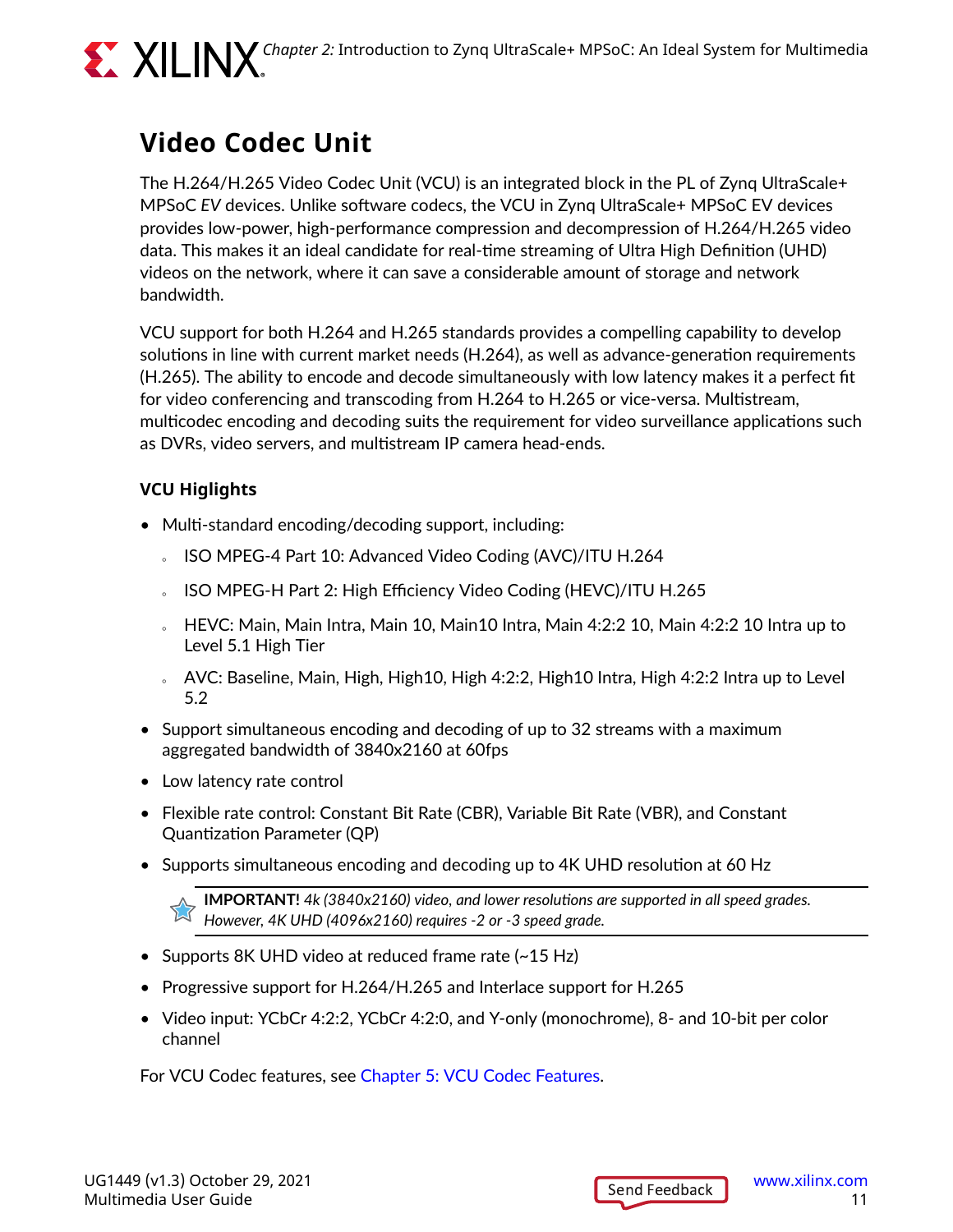## Video Codec Unit

The H.264/H.265 Video Codec Unit (VCU) is an integrated block in the PL of Zynq UltraScale+ MPSoC *EV* devices. Unlike software codecs, the VCU in Zynq UltraScale+ MPSoC EV devices provides low-power, high-performance compression and decompression of H.264/H.265 video data. This makes it an ideal candidate for real-time streaming of Ultra High Definition (UHD) videos on the network, where it can save a considerable amount of storage and network bandwidth.

VCU support for both H.264 and H.265 standards provides a compelling capability to develop solutions in line with current market needs (H.264), as well as advance-generation requirements (H.265). The ability to encode and decode simultaneously with low latency makes it a perfect fit for video conferencing and transcoding from H.264 to H.265 or vice-versa. Multistream, multicodec encoding and decoding suits the requirement for video surveillance applications such as DVRs, video servers, and multistream IP camera head-ends.

### VCU Higlights

- Multi-standard encoding/decoding support, including:
  - ISO MPEG-4 Part 10: Advanced Video Coding (AVC)/ITU H.264
  - ISO MPEG-H Part 2: High Efficiency Video Coding (HEVC)/ITU H.265
  - HEVC: Main, Main Intra, Main 10, Main10 Intra, Main 4:2:2 10, Main 4:2:2 10 Intra up to Level 5.1 High Tier
  - AVC: Baseline, Main, High, High10, High 4:2:2, High10 Intra, High 4:2:2 Intra up to Level 5.2
- Support simultaneous encoding and decoding of up to 32 streams with a maximum aggregated bandwidth of 3840x2160 at 60fps
- Low latency rate control
- Flexible rate control: Constant Bit Rate (CBR), Variable Bit Rate (VBR), and Constant Quantization Parameter (QP)
- Supports simultaneous encoding and decoding up to 4K UHD resolution at 60 Hz

> **IMPORTANT!** *4k (3840x2160) video, and lower resolutions are supported in all speed grades. However, 4K UHD (4096x2160) requires -2 or -3 speed grade.*

- Supports 8K UHD video at reduced frame rate (~15 Hz)
- Progressive support for H.264/H.265 and Interlace support for H.265
- Video input: YCbCr 4:2:2, YCbCr 4:2:0, and Y-only (monochrome), 8- and 10-bit per color channel

For VCU Codec features, see Chapter 5: VCU Codec Features.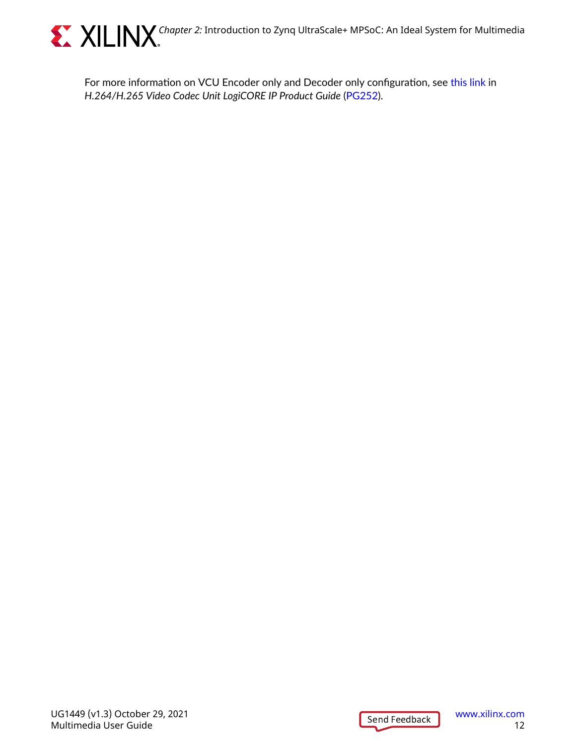For more information on VCU Encoder only and Decoder only configuration, see this link in *H.264/H.265 Video Codec Unit LogiCORE IP Product Guide* (PG252).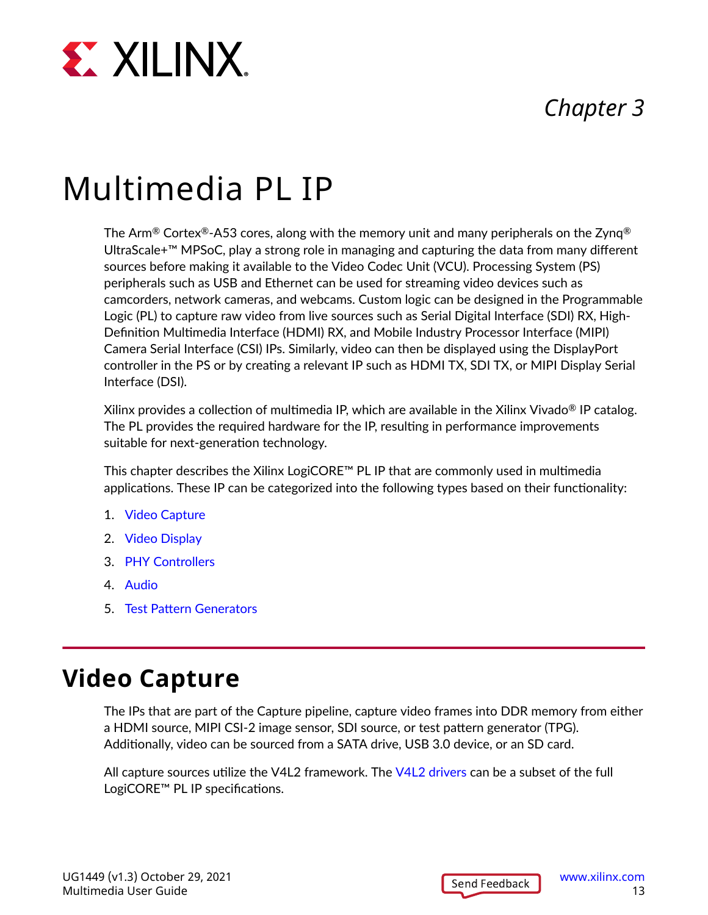*Chapter 3*

# Multimedia PL IP

The Arm® Cortex®-A53 cores, along with the memory unit and many peripherals on the Zynq® UltraScale+™ MPSoC, play a strong role in managing and capturing the data from many different sources before making it available to the Video Codec Unit (VCU). Processing System (PS) peripherals such as USB and Ethernet can be used for streaming video devices such as camcorders, network cameras, and webcams. Custom logic can be designed in the Programmable Logic (PL) to capture raw video from live sources such as Serial Digital Interface (SDI) RX, High-Definition Multimedia Interface (HDMI) RX, and Mobile Industry Processor Interface (MIPI) Camera Serial Interface (CSI) IPs. Similarly, video can then be displayed using the DisplayPort controller in the PS or by creating a relevant IP such as HDMI TX, SDI TX, or MIPI Display Serial Interface (DSI).

Xilinx provides a collection of multimedia IP, which are available in the Xilinx Vivado® IP catalog. The PL provides the required hardware for the IP, resulting in performance improvements suitable for next-generation technology.

This chapter describes the Xilinx LogiCORE™ PL IP that are commonly used in multimedia applications. These IP can be categorized into the following types based on their functionality:

1. Video Capture
2. Video Display
3. PHY Controllers
4. Audio
5. Test Pattern Generators

## Video Capture

The IPs that are part of the Capture pipeline, capture video frames into DDR memory from either a HDMI source, MIPI CSI-2 image sensor, SDI source, or test pattern generator (TPG). Additionally, video can be sourced from a SATA drive, USB 3.0 device, or an SD card.

All capture sources utilize the V4L2 framework. The V4L2 drivers can be a subset of the full LogiCORE™ PL IP specifications.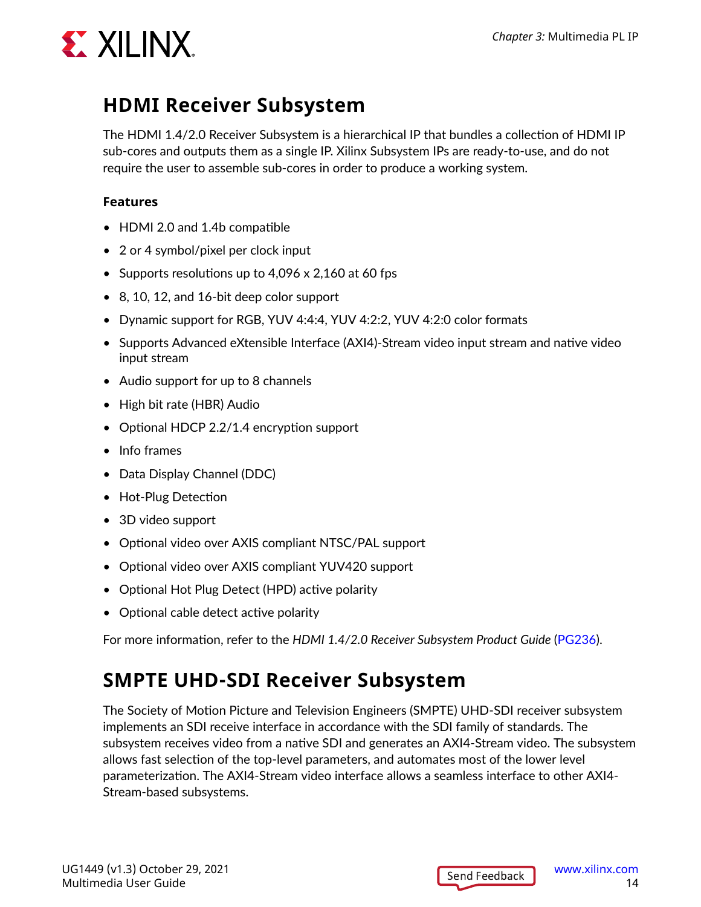## HDMI Receiver Subsystem

The HDMI 1.4/2.0 Receiver Subsystem is a hierarchical IP that bundles a collection of HDMI IP sub-cores and outputs them as a single IP. Xilinx Subsystem IPs are ready-to-use, and do not require the user to assemble sub-cores in order to produce a working system.

#### Features

- HDMI 2.0 and 1.4b compatible
- 2 or 4 symbol/pixel per clock input
- Supports resolutions up to 4,096 x 2,160 at 60 fps
- 8, 10, 12, and 16-bit deep color support
- Dynamic support for RGB, YUV 4:4:4, YUV 4:2:2, YUV 4:2:0 color formats
- Supports Advanced eXtensible Interface (AXI4)-Stream video input stream and native video input stream
- Audio support for up to 8 channels
- High bit rate (HBR) Audio
- Optional HDCP 2.2/1.4 encryption support
- Info frames
- Data Display Channel (DDC)
- Hot-Plug Detection
- 3D video support
- Optional video over AXIS compliant NTSC/PAL support
- Optional video over AXIS compliant YUV420 support
- Optional Hot Plug Detect (HPD) active polarity
- Optional cable detect active polarity

For more information, refer to the *HDMI 1.4/2.0 Receiver Subsystem Product Guide* (PG236).

## SMPTE UHD-SDI Receiver Subsystem

The Society of Motion Picture and Television Engineers (SMPTE) UHD-SDI receiver subsystem implements an SDI receive interface in accordance with the SDI family of standards. The subsystem receives video from a native SDI and generates an AXI4-Stream video. The subsystem allows fast selection of the top-level parameters, and automates most of the lower level parameterization. The AXI4-Stream video interface allows a seamless interface to other AXI4-Stream-based subsystems.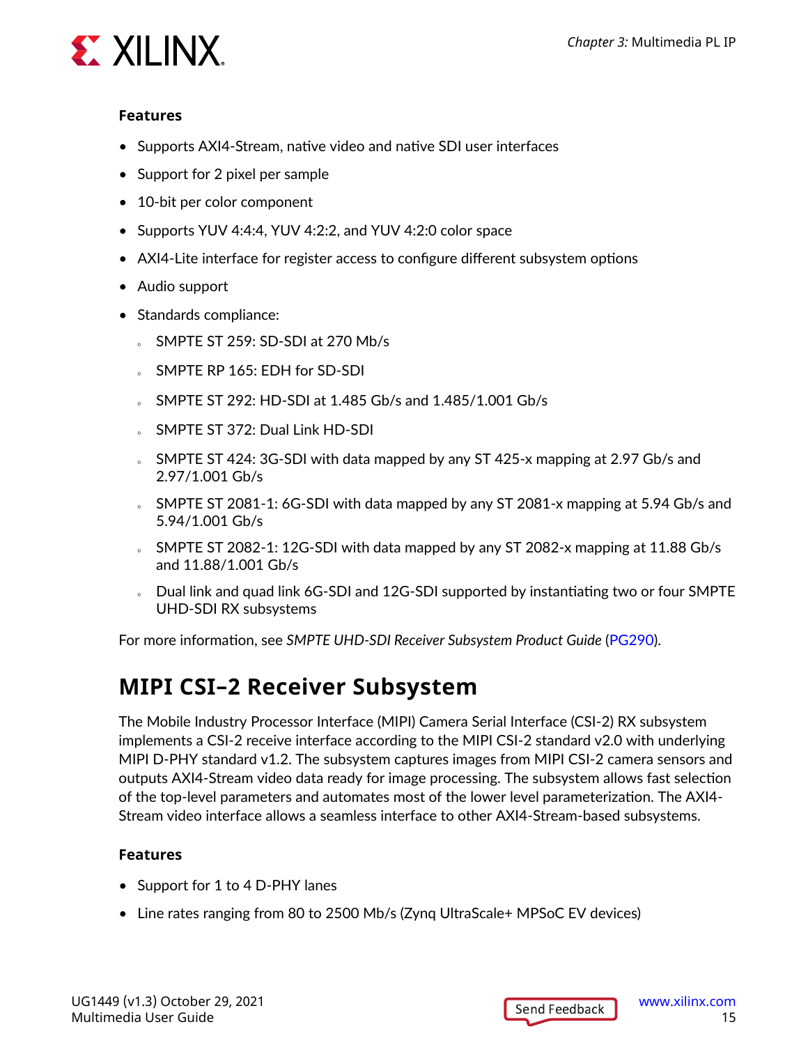### Features

- Supports AXI4-Stream, native video and native SDI user interfaces
- Support for 2 pixel per sample
- 10-bit per color component
- Supports YUV 4:4:4, YUV 4:2:2, and YUV 4:2:0 color space
- AXI4-Lite interface for register access to configure different subsystem options
- Audio support
- Standards compliance:
    - SMPTE ST 259: SD-SDI at 270 Mb/s
    - SMPTE RP 165: EDH for SD-SDI
    - SMPTE ST 292: HD-SDI at 1.485 Gb/s and 1.485/1.001 Gb/s
    - SMPTE ST 372: Dual Link HD-SDI
    - SMPTE ST 424: 3G-SDI with data mapped by any ST 425-x mapping at 2.97 Gb/s and 2.97/1.001 Gb/s
    - SMPTE ST 2081-1: 6G-SDI with data mapped by any ST 2081-x mapping at 5.94 Gb/s and 5.94/1.001 Gb/s
    - SMPTE ST 2082-1: 12G-SDI with data mapped by any ST 2082-x mapping at 11.88 Gb/s and 11.88/1.001 Gb/s
    - Dual link and quad link 6G-SDI and 12G-SDI supported by instantiating two or four SMPTE UHD-SDI RX subsystems

For more information, see *SMPTE UHD-SDI Receiver Subsystem Product Guide* (PG290).

## MIPI CSI–2 Receiver Subsystem

The Mobile Industry Processor Interface (MIPI) Camera Serial Interface (CSI-2) RX subsystem implements a CSI-2 receive interface according to the MIPI CSI-2 standard v2.0 with underlying MIPI D-PHY standard v1.2. The subsystem captures images from MIPI CSI-2 camera sensors and outputs AXI4-Stream video data ready for image processing. The subsystem allows fast selection of the top-level parameters and automates most of the lower level parameterization. The AXI4-Stream video interface allows a seamless interface to other AXI4-Stream-based subsystems.

### Features

- Support for 1 to 4 D-PHY lanes
- Line rates ranging from 80 to 2500 Mb/s (Zynq UltraScale+ MPSoC EV devices)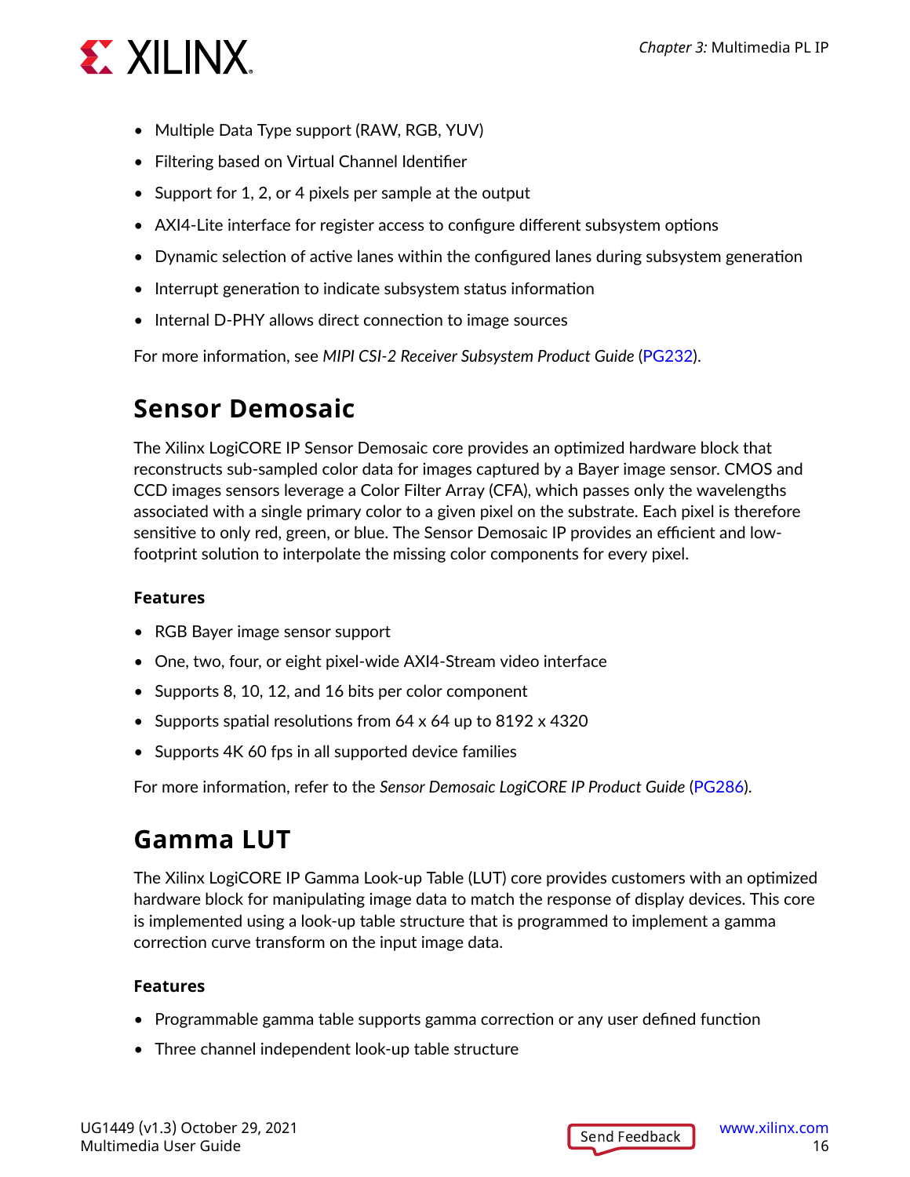- Multiple Data Type support (RAW, RGB, YUV)
- Filtering based on Virtual Channel Identifier
- Support for 1, 2, or 4 pixels per sample at the output
- AXI4-Lite interface for register access to configure different subsystem options
- Dynamic selection of active lanes within the configured lanes during subsystem generation
- Interrupt generation to indicate subsystem status information
- Internal D-PHY allows direct connection to image sources

For more information, see *MIPI CSI-2 Receiver Subsystem Product Guide* (PG232).

## Sensor Demosaic

The Xilinx LogiCORE IP Sensor Demosaic core provides an optimized hardware block that reconstructs sub-sampled color data for images captured by a Bayer image sensor. CMOS and CCD images sensors leverage a Color Filter Array (CFA), which passes only the wavelengths associated with a single primary color to a given pixel on the substrate. Each pixel is therefore sensitive to only red, green, or blue. The Sensor Demosaic IP provides an efficient and low-footprint solution to interpolate the missing color components for every pixel.

### Features

- RGB Bayer image sensor support
- One, two, four, or eight pixel-wide AXI4-Stream video interface
- Supports 8, 10, 12, and 16 bits per color component
- Supports spatial resolutions from 64 x 64 up to 8192 x 4320
- Supports 4K 60 fps in all supported device families

For more information, refer to the *Sensor Demosaic LogiCORE IP Product Guide* (PG286).

## Gamma LUT

The Xilinx LogiCORE IP Gamma Look-up Table (LUT) core provides customers with an optimized hardware block for manipulating image data to match the response of display devices. This core is implemented using a look-up table structure that is programmed to implement a gamma correction curve transform on the input image data.

### Features

- Programmable gamma table supports gamma correction or any user defined function
- Three channel independent look-up table structure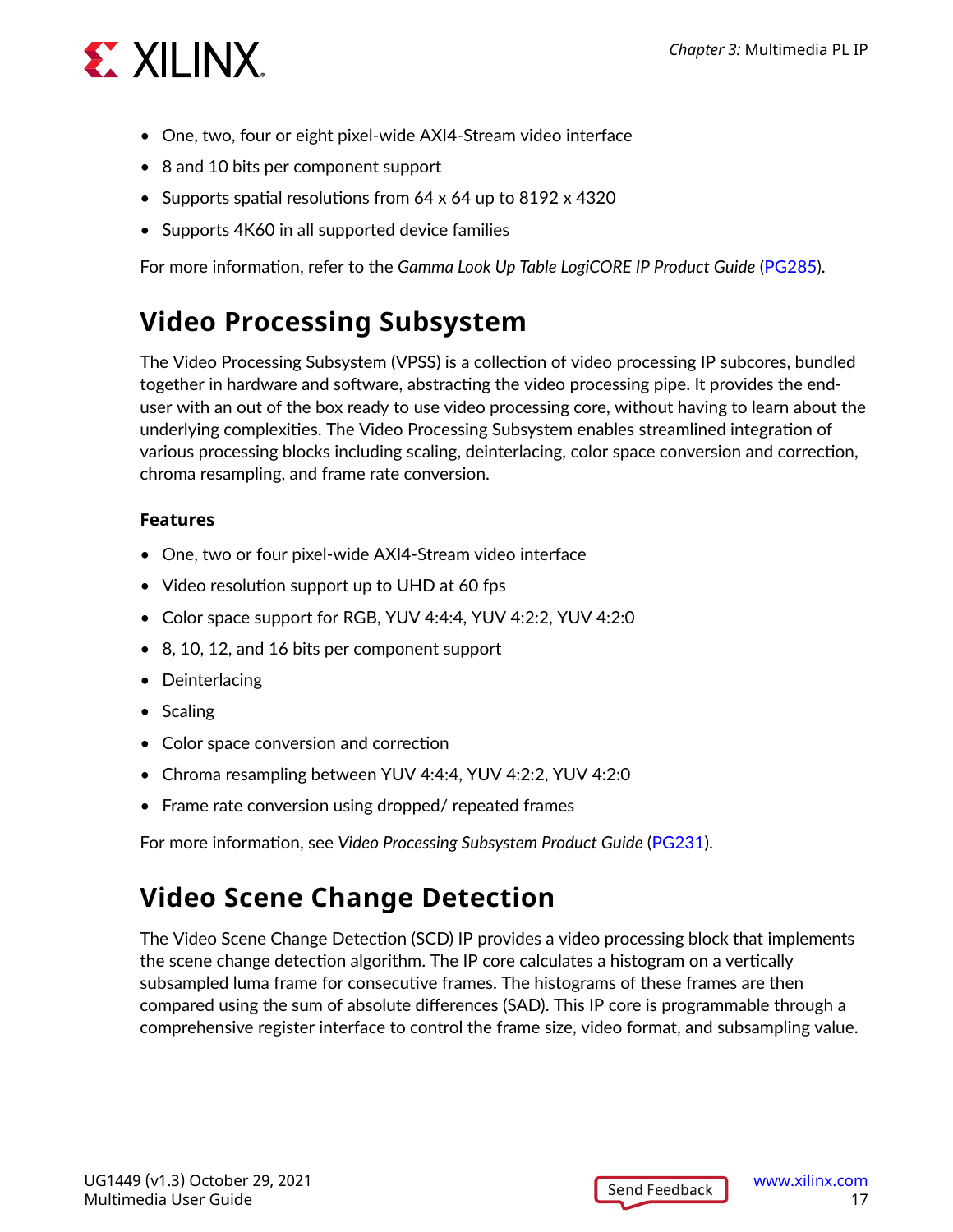- One, two, four or eight pixel-wide AXI4-Stream video interface
- 8 and 10 bits per component support
- Supports spatial resolutions from 64 x 64 up to 8192 x 4320
- Supports 4K60 in all supported device families

For more information, refer to the *Gamma Look Up Table LogiCORE IP Product Guide* (PG285).

## Video Processing Subsystem

The Video Processing Subsystem (VPSS) is a collection of video processing IP subcores, bundled together in hardware and software, abstracting the video processing pipe. It provides the end-user with an out of the box ready to use video processing core, without having to learn about the underlying complexities. The Video Processing Subsystem enables streamlined integration of various processing blocks including scaling, deinterlacing, color space conversion and correction, chroma resampling, and frame rate conversion.

### Features

- One, two or four pixel-wide AXI4-Stream video interface
- Video resolution support up to UHD at 60 fps
- Color space support for RGB, YUV 4:4:4, YUV 4:2:2, YUV 4:2:0
- 8, 10, 12, and 16 bits per component support
- Deinterlacing
- Scaling
- Color space conversion and correction
- Chroma resampling between YUV 4:4:4, YUV 4:2:2, YUV 4:2:0
- Frame rate conversion using dropped/ repeated frames

For more information, see *Video Processing Subsystem Product Guide* (PG231).

## Video Scene Change Detection

The Video Scene Change Detection (SCD) IP provides a video processing block that implements the scene change detection algorithm. The IP core calculates a histogram on a vertically subsampled luma frame for consecutive frames. The histograms of these frames are then compared using the sum of absolute differences (SAD). This IP core is programmable through a comprehensive register interface to control the frame size, video format, and subsampling value.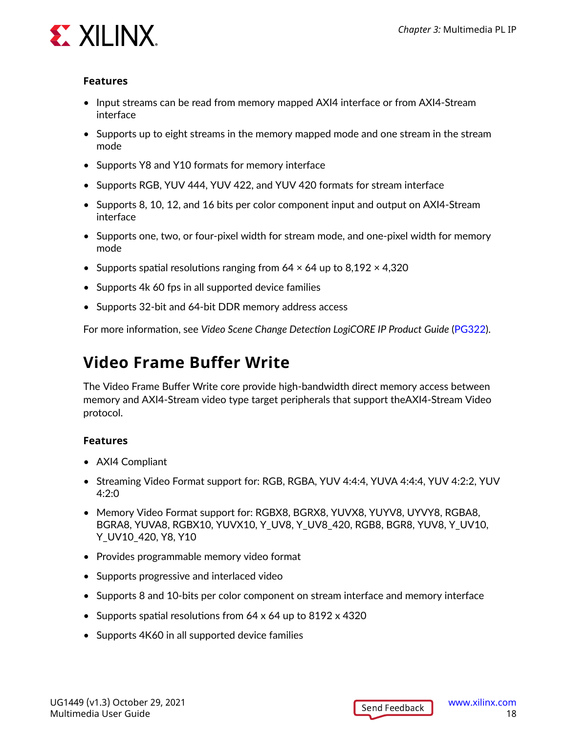### Features

- Input streams can be read from memory mapped AXI4 interface or from AXI4-Stream interface
- Supports up to eight streams in the memory mapped mode and one stream in the stream mode
- Supports Y8 and Y10 formats for memory interface
- Supports RGB, YUV 444, YUV 422, and YUV 420 formats for stream interface
- Supports 8, 10, 12, and 16 bits per color component input and output on AXI4-Stream interface
- Supports one, two, or four-pixel width for stream mode, and one-pixel width for memory mode
- Supports spatial resolutions ranging from 64 × 64 up to 8,192 × 4,320
- Supports 4k 60 fps in all supported device families
- Supports 32-bit and 64-bit DDR memory address access

For more information, see *Video Scene Change Detection LogiCORE IP Product Guide* (PG322).

## Video Frame Buffer Write

The Video Frame Buffer Write core provide high-bandwidth direct memory access between memory and AXI4-Stream video type target peripherals that support theAXI4-Stream Video protocol.

### Features

- AXI4 Compliant
- Streaming Video Format support for: RGB, RGBA, YUV 4:4:4, YUVA 4:4:4, YUV 4:2:2, YUV 4:2:0
- Memory Video Format support for: RGBX8, BGRX8, YUVX8, YUYV8, UYVY8, RGBA8, BGRA8, YUVA8, RGBX10, YUVX10, Y_UV8, Y_UV8_420, RGB8, BGR8, YUV8, Y_UV10, Y_UV10_420, Y8, Y10
- Provides programmable memory video format
- Supports progressive and interlaced video
- Supports 8 and 10-bits per color component on stream interface and memory interface
- Supports spatial resolutions from 64 x 64 up to 8192 x 4320
- Supports 4K60 in all supported device families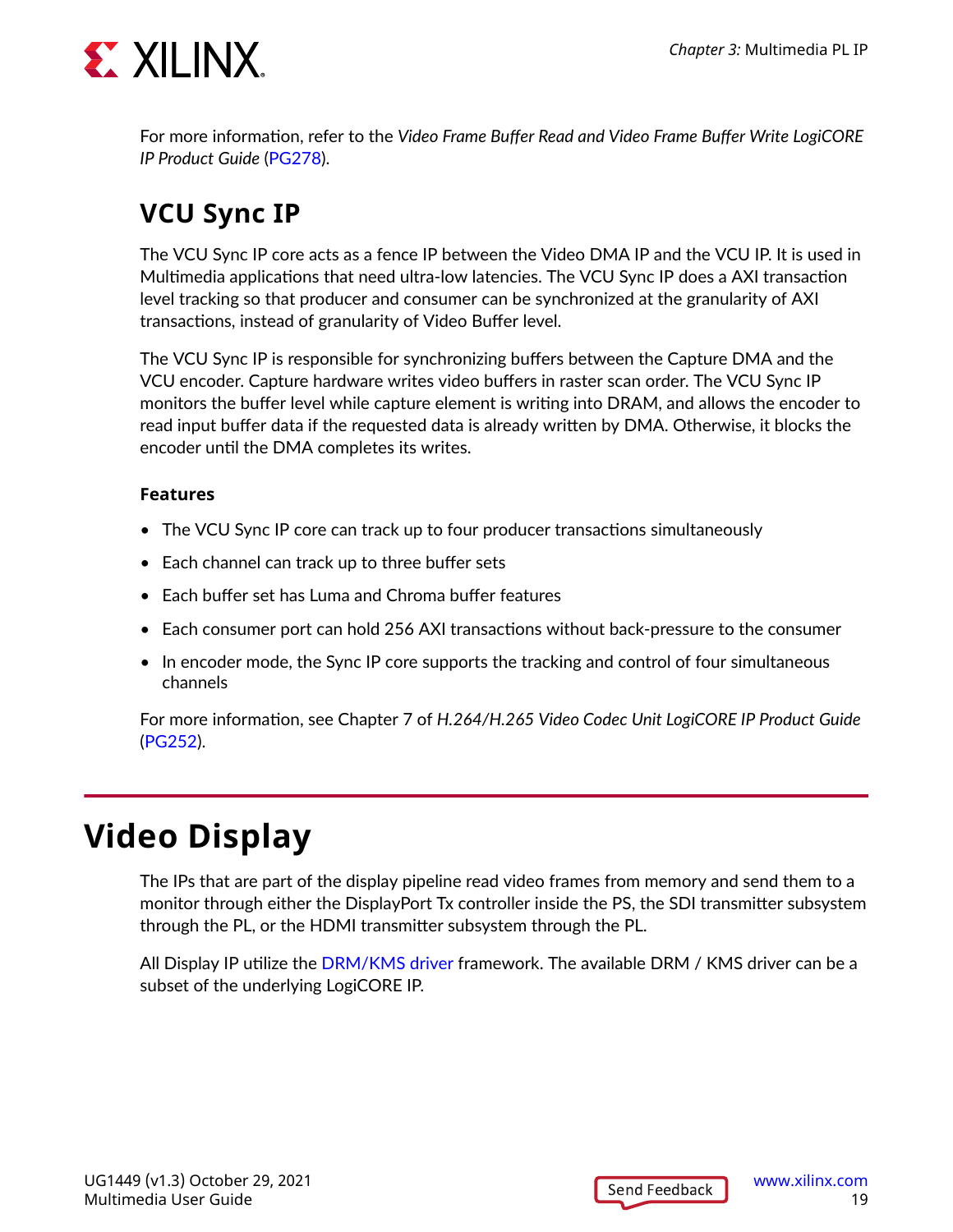For more information, refer to the *Video Frame Buffer Read and Video Frame Buffer Write LogiCORE IP Product Guide* (PG278).

## VCU Sync IP

The VCU Sync IP core acts as a fence IP between the Video DMA IP and the VCU IP. It is used in Multimedia applications that need ultra-low latencies. The VCU Sync IP does a AXI transaction level tracking so that producer and consumer can be synchronized at the granularity of AXI transactions, instead of granularity of Video Buffer level.

The VCU Sync IP is responsible for synchronizing buffers between the Capture DMA and the VCU encoder. Capture hardware writes video buffers in raster scan order. The VCU Sync IP monitors the buffer level while capture element is writing into DRAM, and allows the encoder to read input buffer data if the requested data is already written by DMA. Otherwise, it blocks the encoder until the DMA completes its writes.

### Features

- The VCU Sync IP core can track up to four producer transactions simultaneously
- Each channel can track up to three buffer sets
- Each buffer set has Luma and Chroma buffer features
- Each consumer port can hold 256 AXI transactions without back-pressure to the consumer
- In encoder mode, the Sync IP core supports the tracking and control of four simultaneous channels

For more information, see Chapter 7 of *H.264/H.265 Video Codec Unit LogiCORE IP Product Guide* (PG252).

# Video Display

The IPs that are part of the display pipeline read video frames from memory and send them to a monitor through either the DisplayPort Tx controller inside the PS, the SDI transmitter subsystem through the PL, or the HDMI transmitter subsystem through the PL.

All Display IP utilize the DRM/KMS driver framework. The available DRM / KMS driver can be a subset of the underlying LogiCORE IP.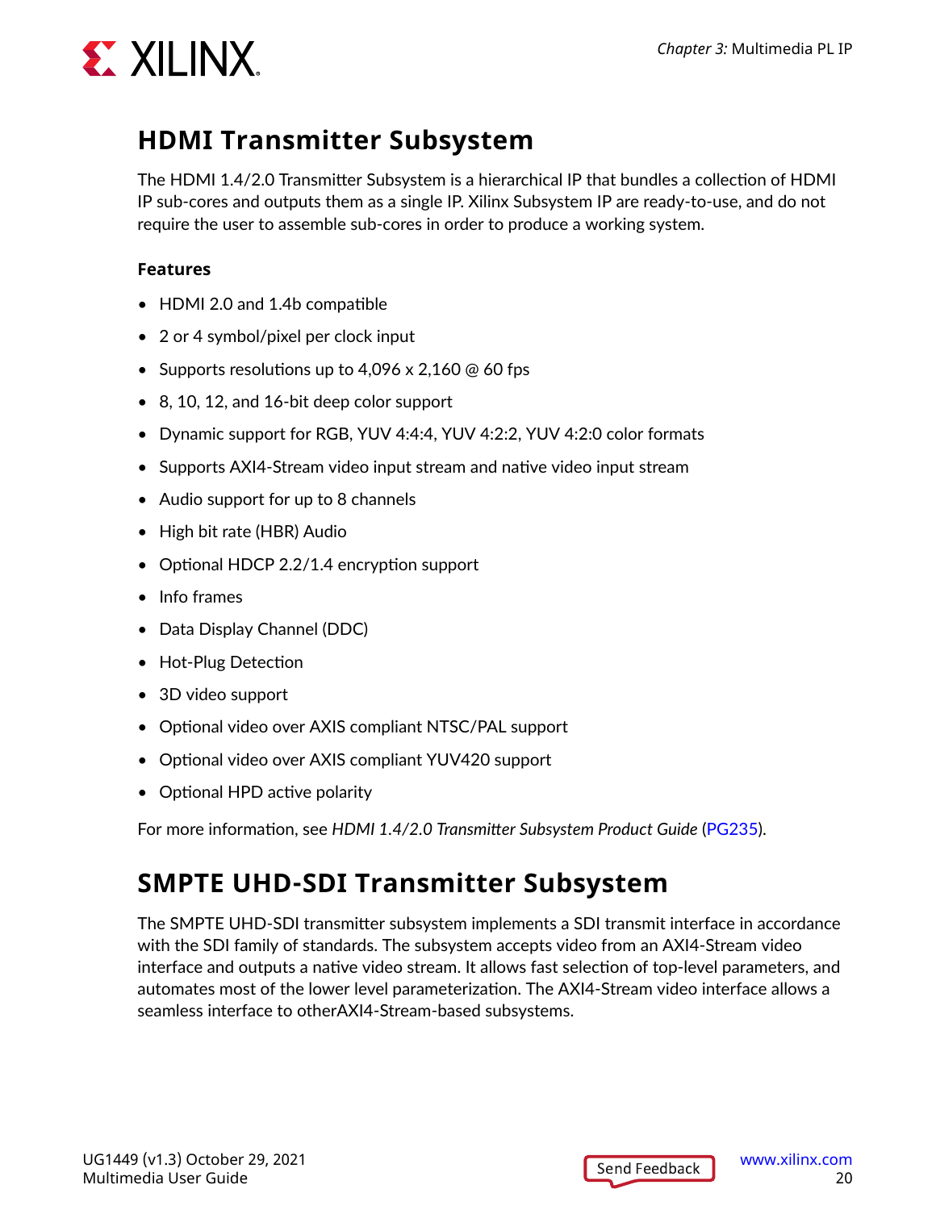## HDMI Transmitter Subsystem

The HDMI 1.4/2.0 Transmitter Subsystem is a hierarchical IP that bundles a collection of HDMI IP sub-cores and outputs them as a single IP. Xilinx Subsystem IP are ready-to-use, and do not require the user to assemble sub-cores in order to produce a working system.

### Features

- HDMI 2.0 and 1.4b compatible
- 2 or 4 symbol/pixel per clock input
- Supports resolutions up to 4,096 x 2,160 @ 60 fps
- 8, 10, 12, and 16-bit deep color support
- Dynamic support for RGB, YUV 4:4:4, YUV 4:2:2, YUV 4:2:0 color formats
- Supports AXI4-Stream video input stream and native video input stream
- Audio support for up to 8 channels
- High bit rate (HBR) Audio
- Optional HDCP 2.2/1.4 encryption support
- Info frames
- Data Display Channel (DDC)
- Hot-Plug Detection
- 3D video support
- Optional video over AXIS compliant NTSC/PAL support
- Optional video over AXIS compliant YUV420 support
- Optional HPD active polarity

For more information, see *HDMI 1.4/2.0 Transmitter Subsystem Product Guide* (PG235).

## SMPTE UHD-SDI Transmitter Subsystem

The SMPTE UHD-SDI transmitter subsystem implements a SDI transmit interface in accordance with the SDI family of standards. The subsystem accepts video from an AXI4-Stream video interface and outputs a native video stream. It allows fast selection of top-level parameters, and automates most of the lower level parameterization. The AXI4-Stream video interface allows a seamless interface to otherAXI4-Stream-based subsystems.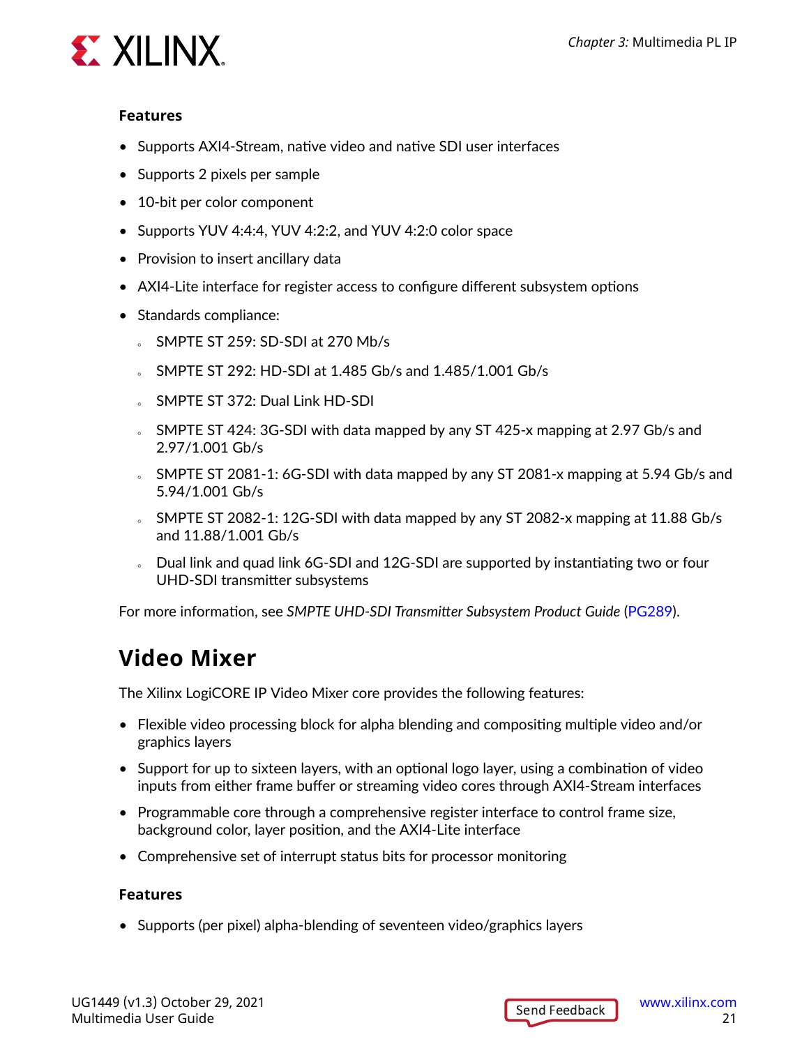#### Features

- Supports AXI4-Stream, native video and native SDI user interfaces
- Supports 2 pixels per sample
- 10-bit per color component
- Supports YUV 4:4:4, YUV 4:2:2, and YUV 4:2:0 color space
- Provision to insert ancillary data
- AXI4-Lite interface for register access to configure different subsystem options
- Standards compliance:
  - SMPTE ST 259: SD-SDI at 270 Mb/s
  - SMPTE ST 292: HD-SDI at 1.485 Gb/s and 1.485/1.001 Gb/s
  - SMPTE ST 372: Dual Link HD-SDI
  - SMPTE ST 424: 3G-SDI with data mapped by any ST 425-x mapping at 2.97 Gb/s and 2.97/1.001 Gb/s
  - SMPTE ST 2081-1: 6G-SDI with data mapped by any ST 2081-x mapping at 5.94 Gb/s and 5.94/1.001 Gb/s
  - SMPTE ST 2082-1: 12G-SDI with data mapped by any ST 2082-x mapping at 11.88 Gb/s and 11.88/1.001 Gb/s
  - Dual link and quad link 6G-SDI and 12G-SDI are supported by instantiating two or four UHD-SDI transmitter subsystems

For more information, see *SMPTE UHD-SDI Transmitter Subsystem Product Guide* (PG289).

## Video Mixer

The Xilinx LogiCORE IP Video Mixer core provides the following features:

- Flexible video processing block for alpha blending and compositing multiple video and/or graphics layers
- Support for up to sixteen layers, with an optional logo layer, using a combination of video inputs from either frame buffer or streaming video cores through AXI4-Stream interfaces
- Programmable core through a comprehensive register interface to control frame size, background color, layer position, and the AXI4-Lite interface
- Comprehensive set of interrupt status bits for processor monitoring

#### Features

- Supports (per pixel) alpha-blending of seventeen video/graphics layers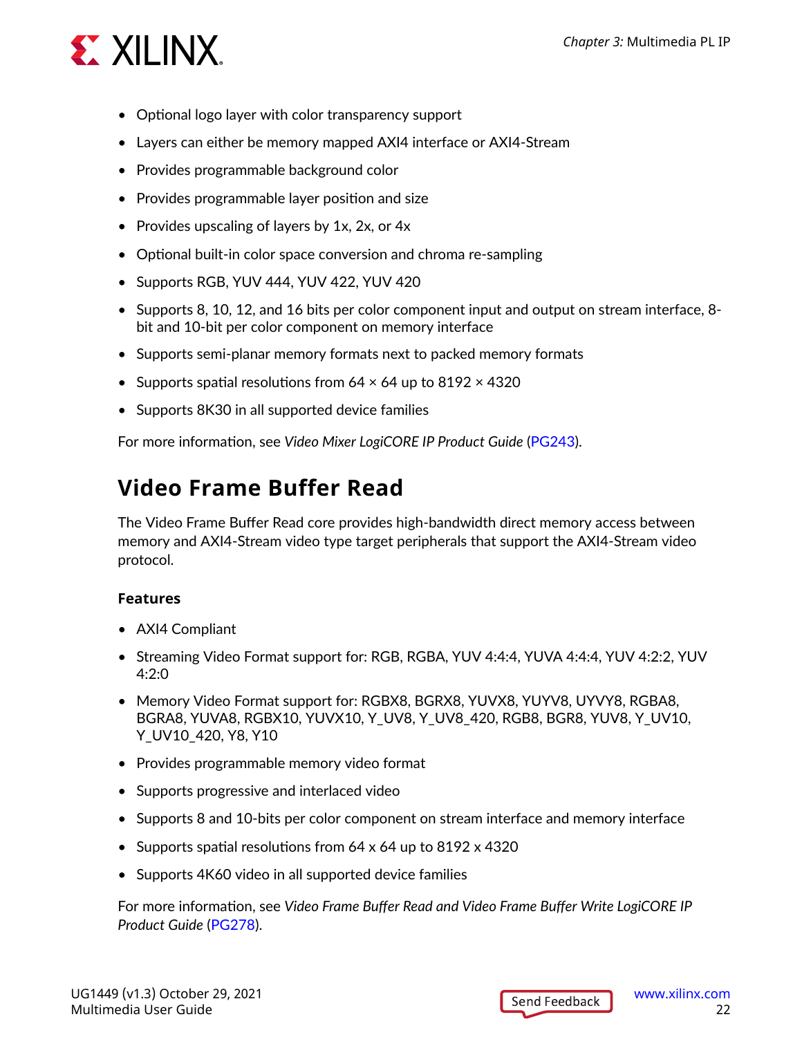- Optional logo layer with color transparency support
- Layers can either be memory mapped AXI4 interface or AXI4-Stream
- Provides programmable background color
- Provides programmable layer position and size
- Provides upscaling of layers by 1x, 2x, or 4x
- Optional built-in color space conversion and chroma re-sampling
- Supports RGB, YUV 444, YUV 422, YUV 420
- Supports 8, 10, 12, and 16 bits per color component input and output on stream interface, 8-bit and 10-bit per color component on memory interface
- Supports semi-planar memory formats next to packed memory formats
- Supports spatial resolutions from 64 × 64 up to 8192 × 4320
- Supports 8K30 in all supported device families

For more information, see *Video Mixer LogiCORE IP Product Guide* (PG243).

## Video Frame Buffer Read

The Video Frame Buffer Read core provides high-bandwidth direct memory access between memory and AXI4-Stream video type target peripherals that support the AXI4-Stream video protocol.

### Features

- AXI4 Compliant
- Streaming Video Format support for: RGB, RGBA, YUV 4:4:4, YUVA 4:4:4, YUV 4:2:2, YUV 4:2:0
- Memory Video Format support for: RGBX8, BGRX8, YUVX8, YUYV8, UYVY8, RGBA8, BGRA8, YUVA8, RGBX10, YUVX10, Y_UV8, Y_UV8_420, RGB8, BGR8, YUV8, Y_UV10, Y_UV10_420, Y8, Y10
- Provides programmable memory video format
- Supports progressive and interlaced video
- Supports 8 and 10-bits per color component on stream interface and memory interface
- Supports spatial resolutions from 64 x 64 up to 8192 x 4320
- Supports 4K60 video in all supported device families

For more information, see *Video Frame Buffer Read and Video Frame Buffer Write LogiCORE IP Product Guide* (PG278).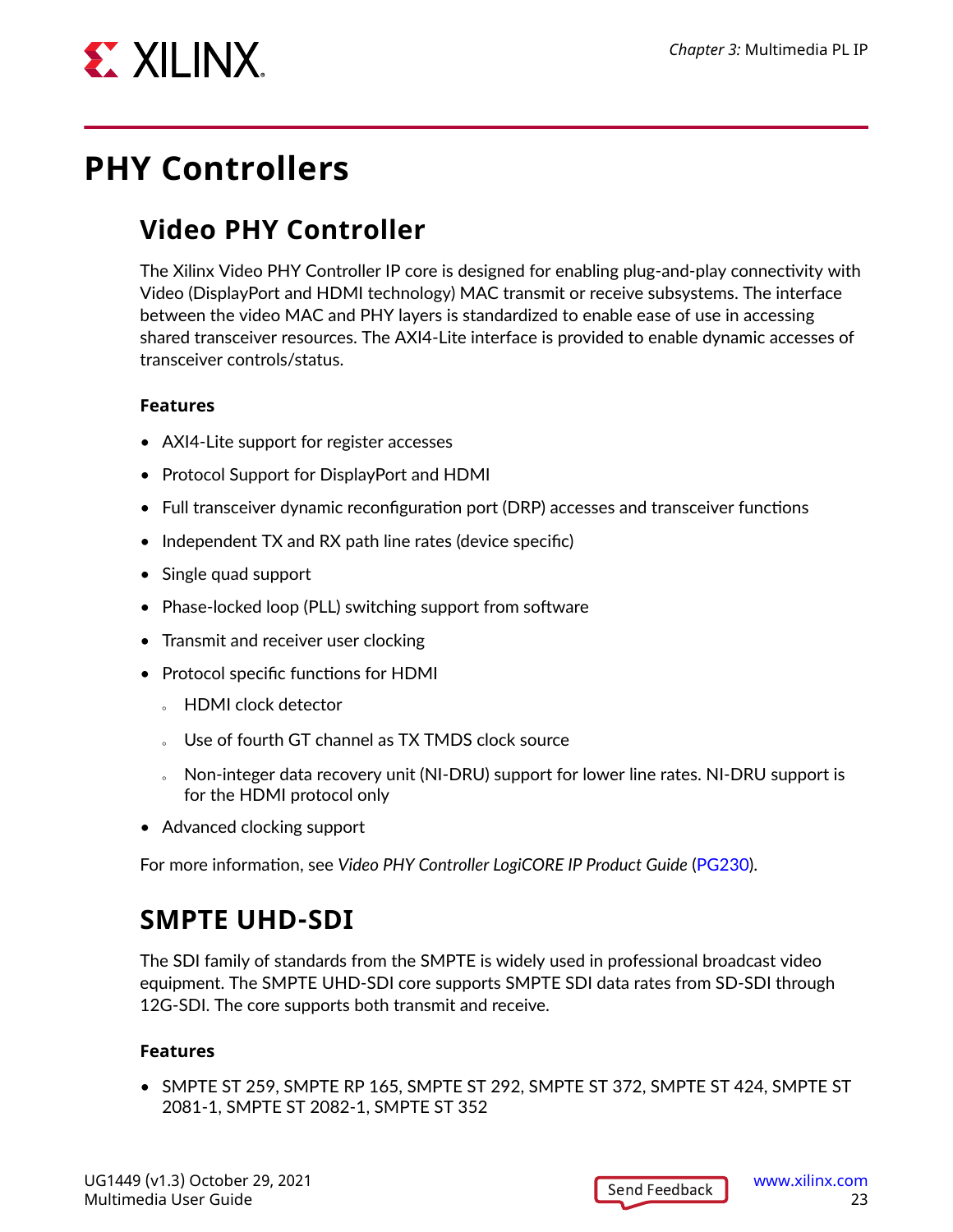# PHY Controllers

## Video PHY Controller

The Xilinx Video PHY Controller IP core is designed for enabling plug-and-play connectivity with Video (DisplayPort and HDMI technology) MAC transmit or receive subsystems. The interface between the video MAC and PHY layers is standardized to enable ease of use in accessing shared transceiver resources. The AXI4-Lite interface is provided to enable dynamic accesses of transceiver controls/status.

### Features

- AXI4-Lite support for register accesses
- Protocol Support for DisplayPort and HDMI
- Full transceiver dynamic reconfiguration port (DRP) accesses and transceiver functions
- Independent TX and RX path line rates (device specific)
- Single quad support
- Phase-locked loop (PLL) switching support from software
- Transmit and receiver user clocking
- Protocol specific functions for HDMI
    - HDMI clock detector
    - Use of fourth GT channel as TX TMDS clock source
    - Non-integer data recovery unit (NI-DRU) support for lower line rates. NI-DRU support is for the HDMI protocol only
- Advanced clocking support

For more information, see *Video PHY Controller LogiCORE IP Product Guide* (PG230).

## SMPTE UHD-SDI

The SDI family of standards from the SMPTE is widely used in professional broadcast video equipment. The SMPTE UHD-SDI core supports SMPTE SDI data rates from SD-SDI through 12G-SDI. The core supports both transmit and receive.

### Features

- SMPTE ST 259, SMPTE RP 165, SMPTE ST 292, SMPTE ST 372, SMPTE ST 424, SMPTE ST 2081-1, SMPTE ST 2082-1, SMPTE ST 352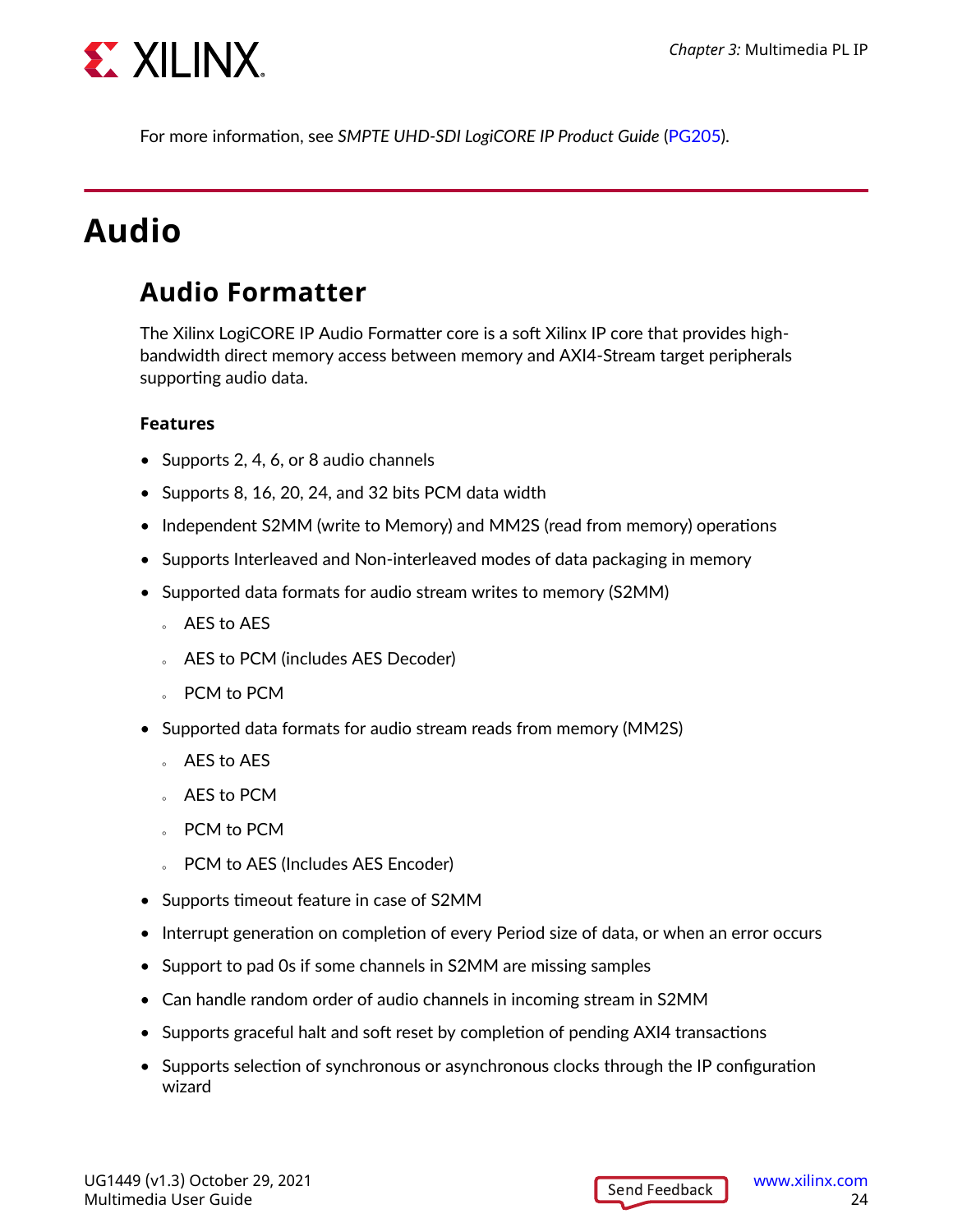For more information, see *SMPTE UHD-SDI LogiCORE IP Product Guide* (PG205).

# Audio

## Audio Formatter

The Xilinx LogiCORE IP Audio Formatter core is a soft Xilinx IP core that provides high-bandwidth direct memory access between memory and AXI4-Stream target peripherals supporting audio data.

**Features**

- Supports 2, 4, 6, or 8 audio channels
- Supports 8, 16, 20, 24, and 32 bits PCM data width
- Independent S2MM (write to Memory) and MM2S (read from memory) operations
- Supports Interleaved and Non-interleaved modes of data packaging in memory
- Supported data formats for audio stream writes to memory (S2MM)
  - AES to AES
  - AES to PCM (includes AES Decoder)
  - PCM to PCM
- Supported data formats for audio stream reads from memory (MM2S)
  - AES to AES
  - AES to PCM
  - PCM to PCM
  - PCM to AES (Includes AES Encoder)
- Supports timeout feature in case of S2MM
- Interrupt generation on completion of every Period size of data, or when an error occurs
- Support to pad 0s if some channels in S2MM are missing samples
- Can handle random order of audio channels in incoming stream in S2MM
- Supports graceful halt and soft reset by completion of pending AXI4 transactions
- Supports selection of synchronous or asynchronous clocks through the IP configuration wizard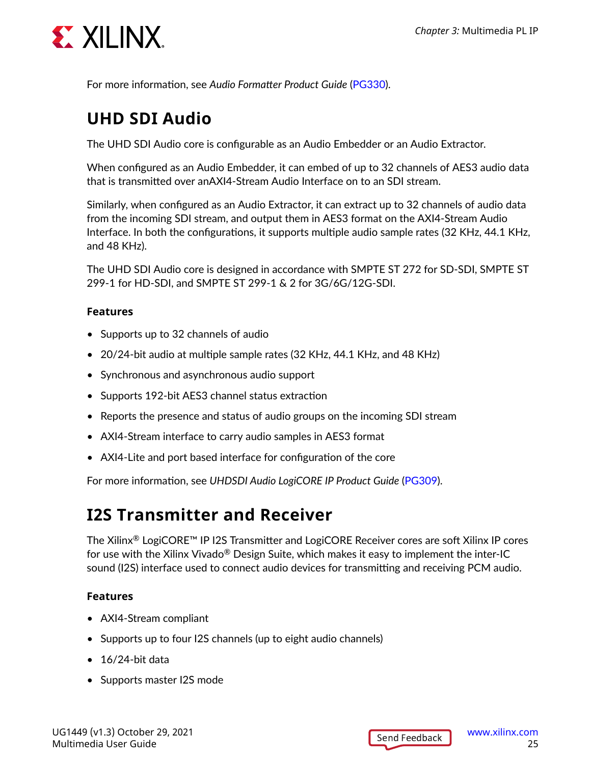For more information, see *Audio Formatter Product Guide* (PG330).

## UHD SDI Audio

The UHD SDI Audio core is configurable as an Audio Embedder or an Audio Extractor.

When configured as an Audio Embedder, it can embed of up to 32 channels of AES3 audio data that is transmitted over anAXI4-Stream Audio Interface on to an SDI stream.

Similarly, when configured as an Audio Extractor, it can extract up to 32 channels of audio data from the incoming SDI stream, and output them in AES3 format on the AXI4-Stream Audio Interface. In both the configurations, it supports multiple audio sample rates (32 KHz, 44.1 KHz, and 48 KHz).

The UHD SDI Audio core is designed in accordance with SMPTE ST 272 for SD-SDI, SMPTE ST 299-1 for HD-SDI, and SMPTE ST 299-1 & 2 for 3G/6G/12G-SDI.

### Features

- Supports up to 32 channels of audio
- 20/24-bit audio at multiple sample rates (32 KHz, 44.1 KHz, and 48 KHz)
- Synchronous and asynchronous audio support
- Supports 192-bit AES3 channel status extraction
- Reports the presence and status of audio groups on the incoming SDI stream
- AXI4-Stream interface to carry audio samples in AES3 format
- AXI4-Lite and port based interface for configuration of the core

For more information, see *UHDSDI Audio LogiCORE IP Product Guide* (PG309).

## I2S Transmitter and Receiver

The Xilinx® LogiCORE™ IP I2S Transmitter and LogiCORE Receiver cores are soft Xilinx IP cores for use with the Xilinx Vivado® Design Suite, which makes it easy to implement the inter-IC sound (I2S) interface used to connect audio devices for transmitting and receiving PCM audio.

### Features

- AXI4-Stream compliant
- Supports up to four I2S channels (up to eight audio channels)
- 16/24-bit data
- Supports master I2S mode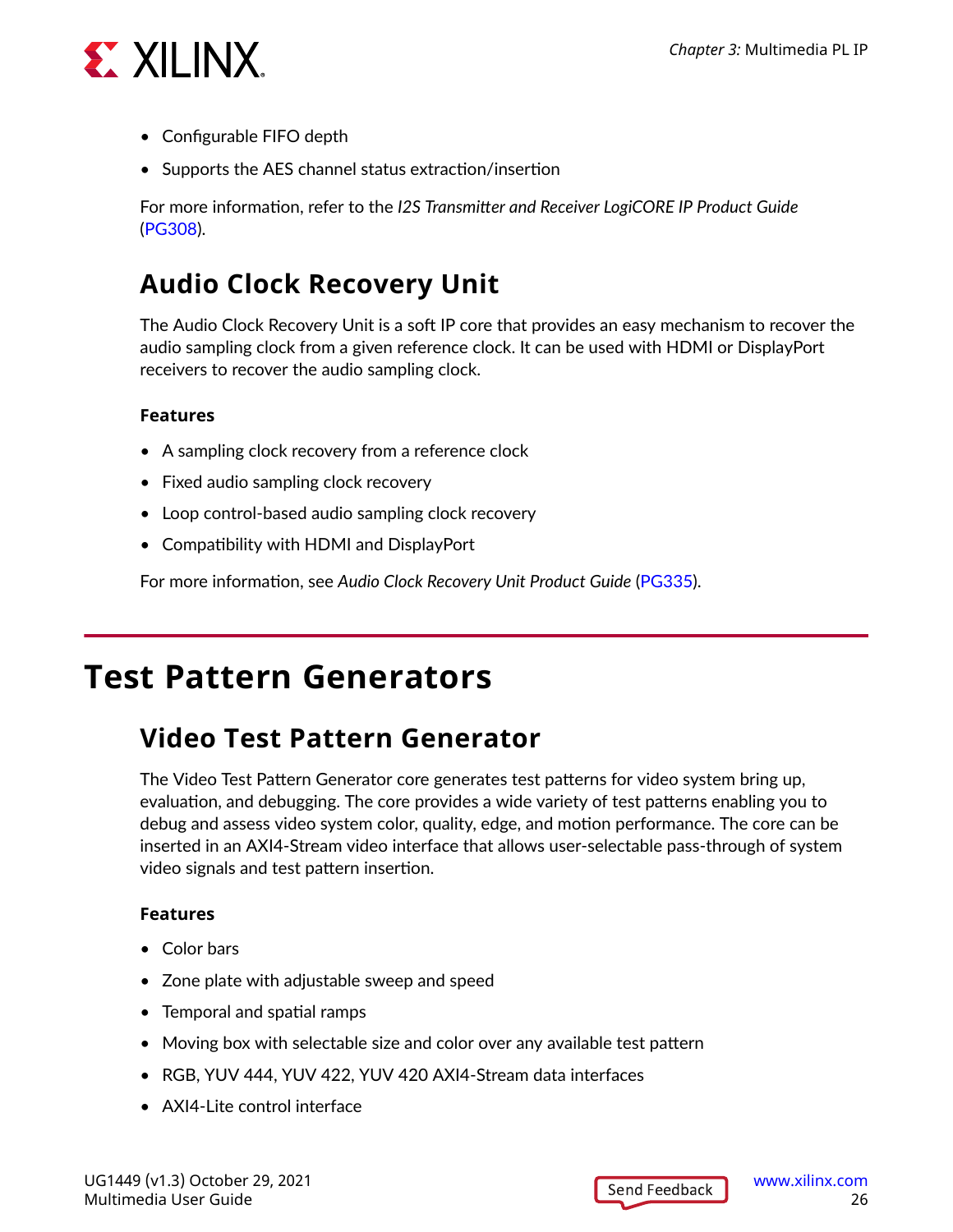- Configurable FIFO depth
- Supports the AES channel status extraction/insertion

For more information, refer to the *I2S Transmitter and Receiver LogiCORE IP Product Guide* (PG308).

## Audio Clock Recovery Unit

The Audio Clock Recovery Unit is a soft IP core that provides an easy mechanism to recover the audio sampling clock from a given reference clock. It can be used with HDMI or DisplayPort receivers to recover the audio sampling clock.

### Features

- A sampling clock recovery from a reference clock
- Fixed audio sampling clock recovery
- Loop control-based audio sampling clock recovery
- Compatibility with HDMI and DisplayPort

For more information, see *Audio Clock Recovery Unit Product Guide* (PG335).

# Test Pattern Generators

## Video Test Pattern Generator

The Video Test Pattern Generator core generates test patterns for video system bring up, evaluation, and debugging. The core provides a wide variety of test patterns enabling you to debug and assess video system color, quality, edge, and motion performance. The core can be inserted in an AXI4-Stream video interface that allows user-selectable pass-through of system video signals and test pattern insertion.

### Features

- Color bars
- Zone plate with adjustable sweep and speed
- Temporal and spatial ramps
- Moving box with selectable size and color over any available test pattern
- RGB, YUV 444, YUV 422, YUV 420 AXI4-Stream data interfaces
- AXI4-Lite control interface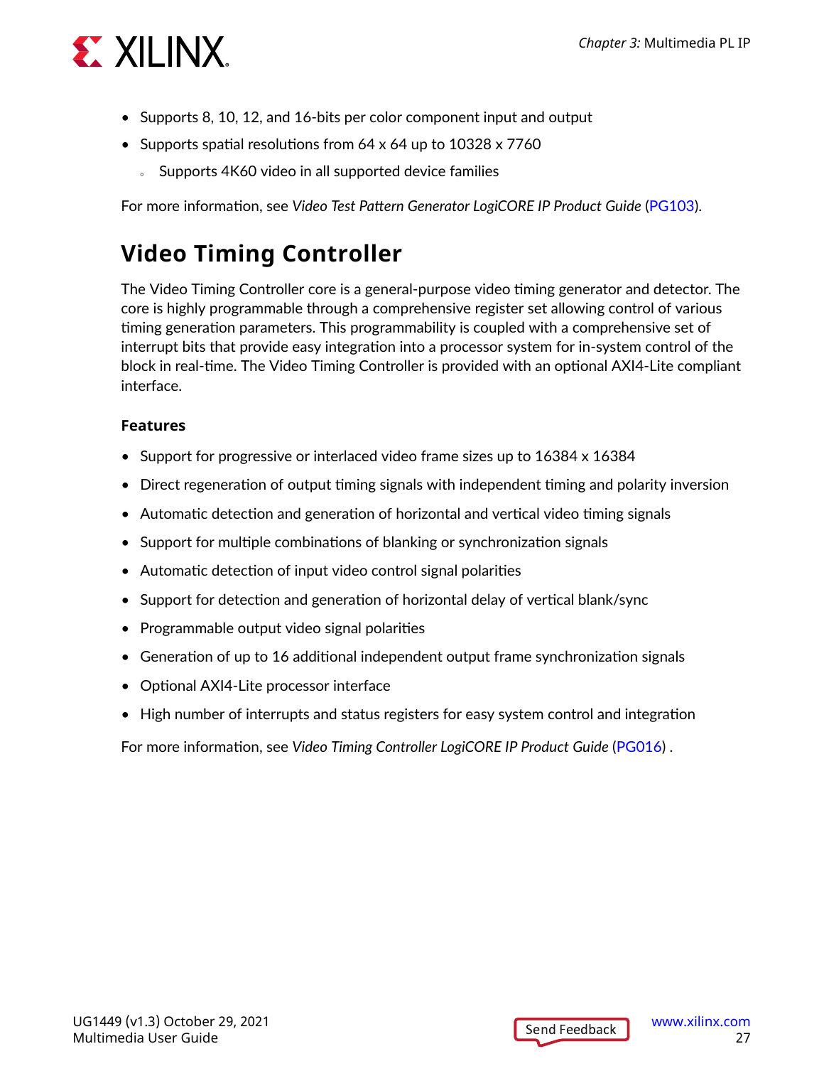- Supports 8, 10, 12, and 16-bits per color component input and output
- Supports spatial resolutions from 64 x 64 up to 10328 x 7760
    - Supports 4K60 video in all supported device families

For more information, see *Video Test Pattern Generator LogiCORE IP Product Guide* (PG103).

## Video Timing Controller

The Video Timing Controller core is a general-purpose video timing generator and detector. The core is highly programmable through a comprehensive register set allowing control of various timing generation parameters. This programmability is coupled with a comprehensive set of interrupt bits that provide easy integration into a processor system for in-system control of the block in real-time. The Video Timing Controller is provided with an optional AXI4-Lite compliant interface.

### Features

- Support for progressive or interlaced video frame sizes up to 16384 x 16384
- Direct regeneration of output timing signals with independent timing and polarity inversion
- Automatic detection and generation of horizontal and vertical video timing signals
- Support for multiple combinations of blanking or synchronization signals
- Automatic detection of input video control signal polarities
- Support for detection and generation of horizontal delay of vertical blank/sync
- Programmable output video signal polarities
- Generation of up to 16 additional independent output frame synchronization signals
- Optional AXI4-Lite processor interface
- High number of interrupts and status registers for easy system control and integration

For more information, see *Video Timing Controller LogiCORE IP Product Guide* (PG016) .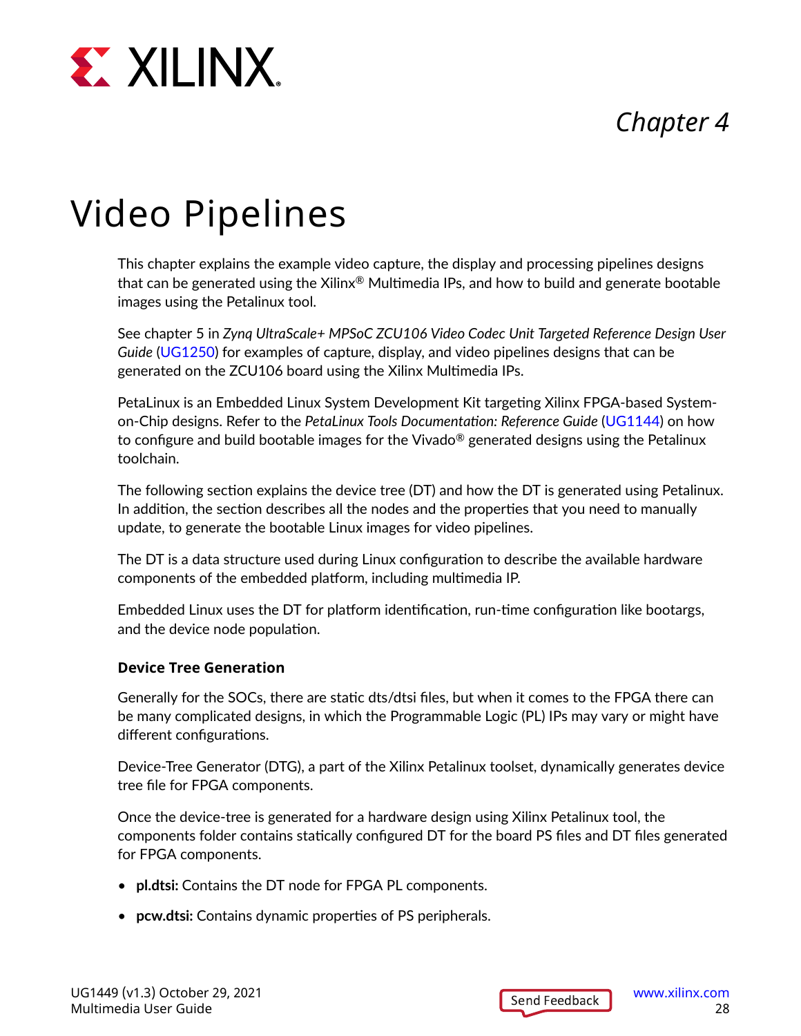Chapter 4

# Video Pipelines

This chapter explains the example video capture, the display and processing pipelines designs that can be generated using the Xilinx® Multimedia IPs, and how to build and generate bootable images using the Petalinux tool.

See chapter 5 in *Zynq UltraScale+ MPSoC ZCU106 Video Codec Unit Targeted Reference Design User Guide* (UG1250) for examples of capture, display, and video pipelines designs that can be generated on the ZCU106 board using the Xilinx Multimedia IPs.

PetaLinux is an Embedded Linux System Development Kit targeting Xilinx FPGA-based System-on-Chip designs. Refer to the *PetaLinux Tools Documentation: Reference Guide* (UG1144) on how to configure and build bootable images for the Vivado® generated designs using the Petalinux toolchain.

The following section explains the device tree (DT) and how the DT is generated using Petalinux. In addition, the section describes all the nodes and the properties that you need to manually update, to generate the bootable Linux images for video pipelines.

The DT is a data structure used during Linux configuration to describe the available hardware components of the embedded platform, including multimedia IP.

Embedded Linux uses the DT for platform identification, run-time configuration like bootargs, and the device node population.

#### Device Tree Generation

Generally for the SOCs, there are static dts/dtsi files, but when it comes to the FPGA there can be many complicated designs, in which the Programmable Logic (PL) IPs may vary or might have different configurations.

Device-Tree Generator (DTG), a part of the Xilinx Petalinux toolset, dynamically generates device tree file for FPGA components.

Once the device-tree is generated for a hardware design using Xilinx Petalinux tool, the components folder contains statically configured DT for the board PS files and DT files generated for FPGA components.

- **pl.dtsi:** Contains the DT node for FPGA PL components.
- **pcw.dtsi:** Contains dynamic properties of PS peripherals.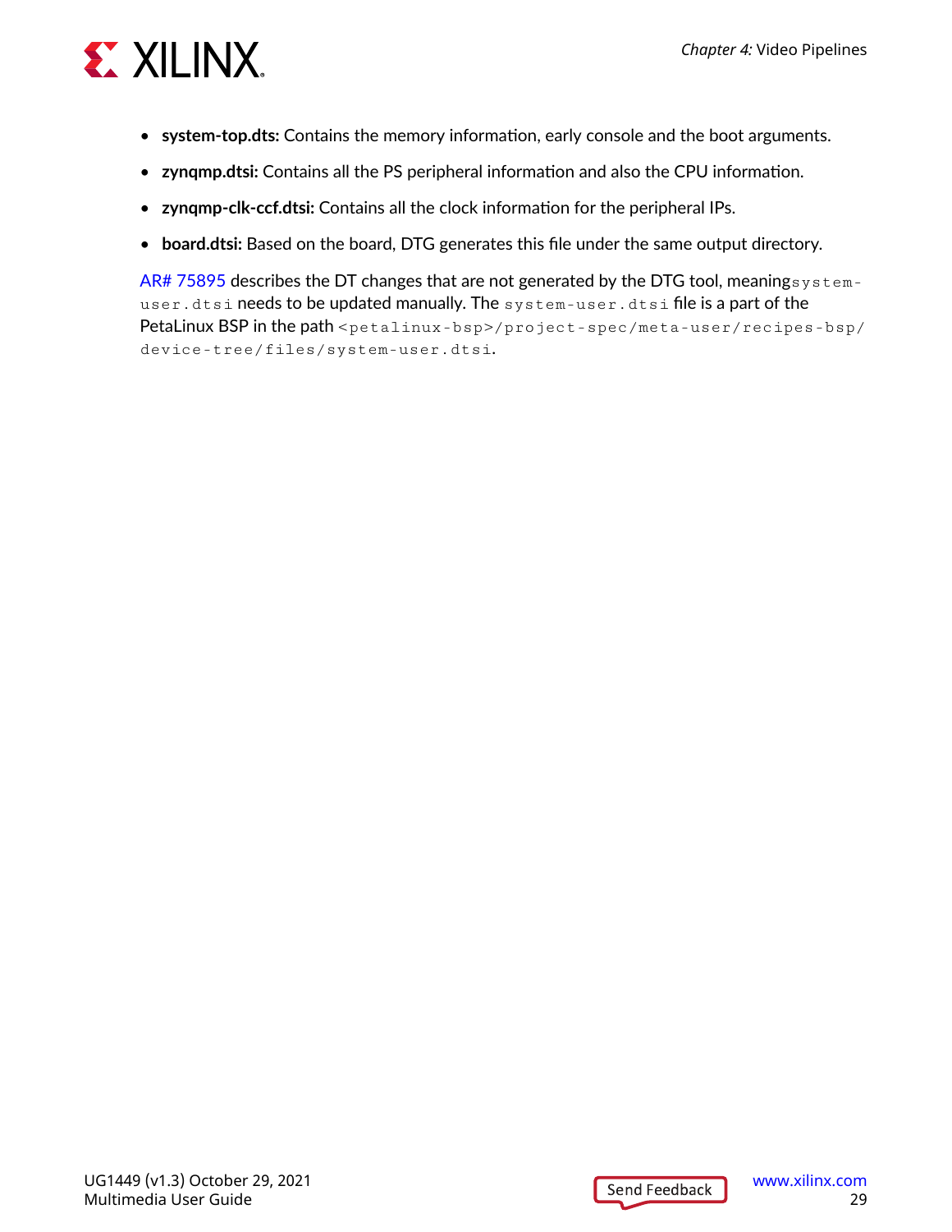- **system-top.dts:** Contains the memory information, early console and the boot arguments.
- **zynqmp.dtsi:** Contains all the PS peripheral information and also the CPU information.
- **zynqmp-clk-ccf.dtsi:** Contains all the clock information for the peripheral IPs.
- **board.dtsi:** Based on the board, DTG generates this file under the same output directory.

AR# 75895 describes the DT changes that are not generated by the DTG tool, meaning `system-user.dtsi` needs to be updated manually. The `system-user.dtsi` file is a part of the PetaLinux BSP in the path `<petalinux-bsp>/project-spec/meta-user/recipes-bsp/device-tree/files/system-user.dtsi`.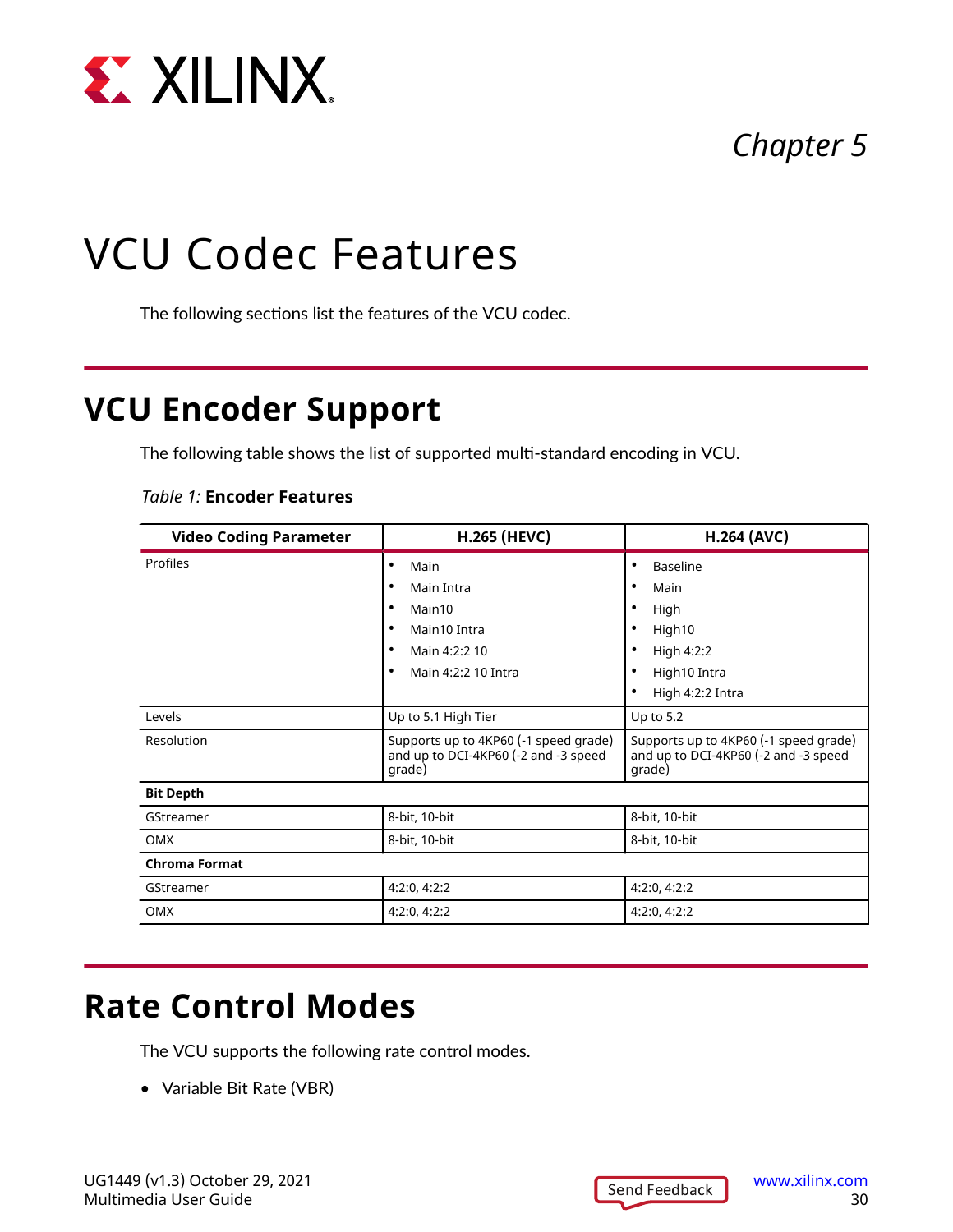*Chapter 5*

# VCU Codec Features

The following sections list the features of the VCU codec.

## VCU Encoder Support

The following table shows the list of supported multi-standard encoding in VCU.

*Table 1:* **Encoder Features**

| Video Coding Parameter | H.265 (HEVC) | H.264 (AVC) |
|---|---|---|
| Profiles | • Main<br>• Main Intra<br>• Main10<br>• Main10 Intra<br>• Main 4:2:2 10<br>• Main 4:2:2 10 Intra | • Baseline<br>• Main<br>• High<br>• High10<br>• High 4:2:2<br>• High10 Intra<br>• High 4:2:2 Intra |
| Levels | Up to 5.1 High Tier | Up to 5.2 |
| Resolution | Supports up to 4KP60 (-1 speed grade) and up to DCI-4KP60 (-2 and -3 speed grade) | Supports up to 4KP60 (-1 speed grade) and up to DCI-4KP60 (-2 and -3 speed grade) |
| **Bit Depth** | | |
| GStreamer | 8-bit, 10-bit | 8-bit, 10-bit |
| OMX | 8-bit, 10-bit | 8-bit, 10-bit |
| **Chroma Format** | | |
| GStreamer | 4:2:0, 4:2:2 | 4:2:0, 4:2:2 |
| OMX | 4:2:0, 4:2:2 | 4:2:0, 4:2:2 |

## Rate Control Modes

The VCU supports the following rate control modes.

- Variable Bit Rate (VBR)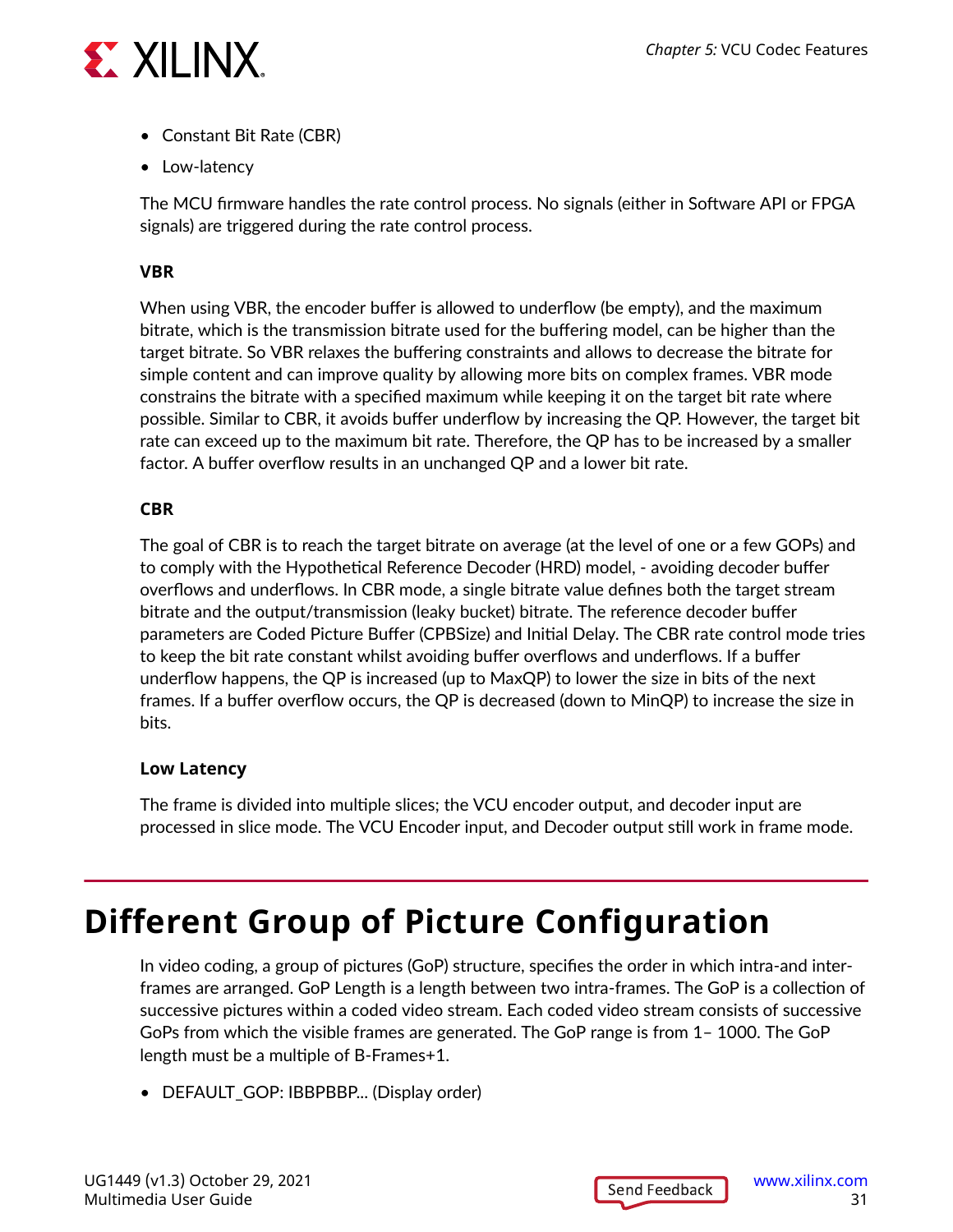- Constant Bit Rate (CBR)
- Low-latency

The MCU firmware handles the rate control process. No signals (either in Software API or FPGA signals) are triggered during the rate control process.

### VBR

When using VBR, the encoder buffer is allowed to underflow (be empty), and the maximum bitrate, which is the transmission bitrate used for the buffering model, can be higher than the target bitrate. So VBR relaxes the buffering constraints and allows to decrease the bitrate for simple content and can improve quality by allowing more bits on complex frames. VBR mode constrains the bitrate with a specified maximum while keeping it on the target bit rate where possible. Similar to CBR, it avoids buffer underflow by increasing the QP. However, the target bit rate can exceed up to the maximum bit rate. Therefore, the QP has to be increased by a smaller factor. A buffer overflow results in an unchanged QP and a lower bit rate.

### CBR

The goal of CBR is to reach the target bitrate on average (at the level of one or a few GOPs) and to comply with the Hypothetical Reference Decoder (HRD) model, - avoiding decoder buffer overflows and underflows. In CBR mode, a single bitrate value defines both the target stream bitrate and the output/transmission (leaky bucket) bitrate. The reference decoder buffer parameters are Coded Picture Buffer (CPBSize) and Initial Delay. The CBR rate control mode tries to keep the bit rate constant whilst avoiding buffer overflows and underflows. If a buffer underflow happens, the QP is increased (up to MaxQP) to lower the size in bits of the next frames. If a buffer overflow occurs, the QP is decreased (down to MinQP) to increase the size in bits.

### Low Latency

The frame is divided into multiple slices; the VCU encoder output, and decoder input are processed in slice mode. The VCU Encoder input, and Decoder output still work in frame mode.

## Different Group of Picture Configuration

In video coding, a group of pictures (GoP) structure, specifies the order in which intra-and inter-frames are arranged. GoP Length is a length between two intra-frames. The GoP is a collection of successive pictures within a coded video stream. Each coded video stream consists of successive GoPs from which the visible frames are generated. The GoP range is from 1– 1000. The GoP length must be a multiple of B-Frames+1.

- DEFAULT_GOP: IBBPBBP... (Display order)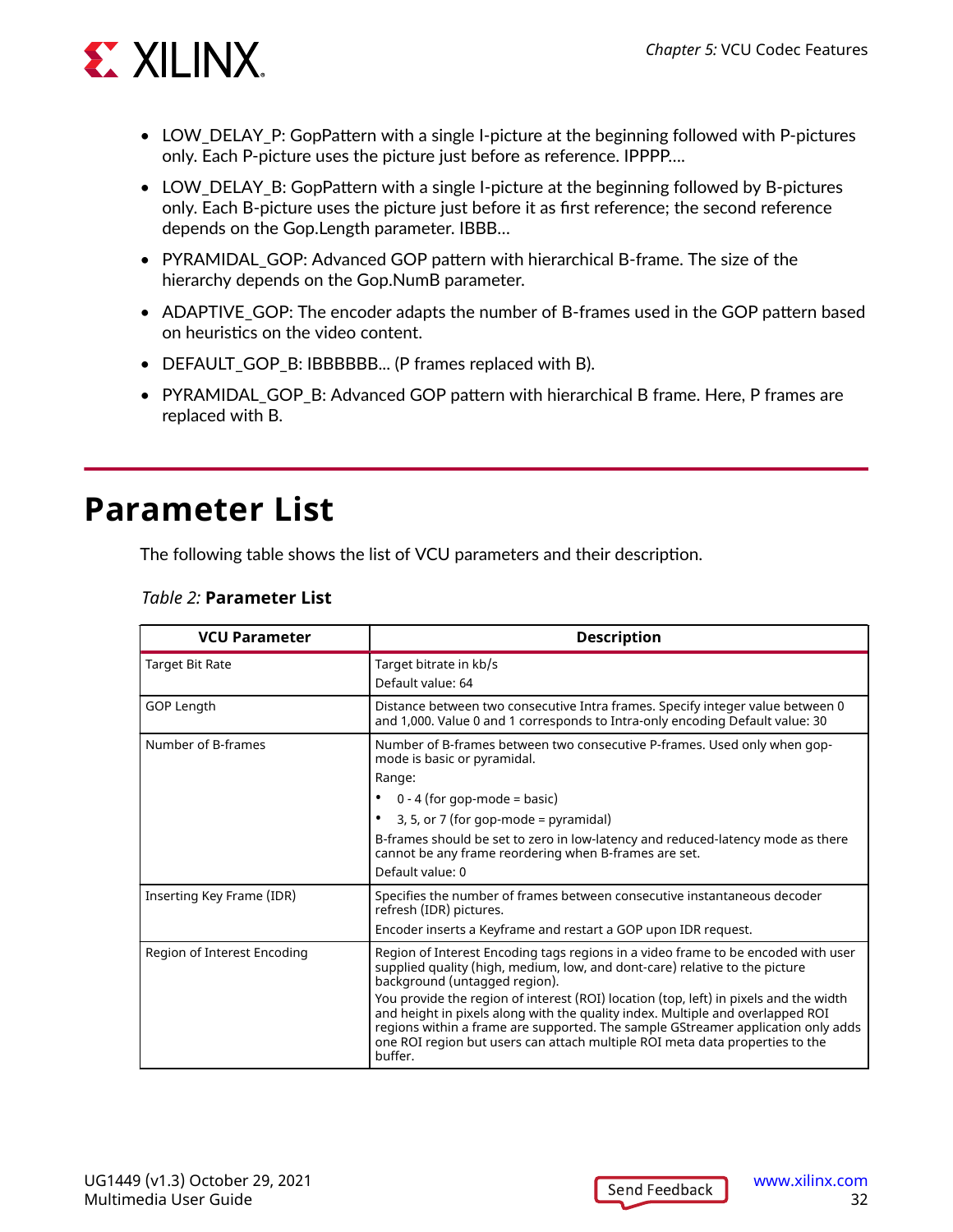- LOW_DELAY_P: GopPattern with a single I-picture at the beginning followed with P-pictures only. Each P-picture uses the picture just before as reference. IPPPP....
- LOW_DELAY_B: GopPattern with a single I-picture at the beginning followed by B-pictures only. Each B-picture uses the picture just before it as first reference; the second reference depends on the Gop.Length parameter. IBBB...
- PYRAMIDAL_GOP: Advanced GOP pattern with hierarchical B-frame. The size of the hierarchy depends on the Gop.NumB parameter.
- ADAPTIVE_GOP: The encoder adapts the number of B-frames used in the GOP pattern based on heuristics on the video content.
- DEFAULT_GOP_B: IBBBBBB... (P frames replaced with B).
- PYRAMIDAL_GOP_B: Advanced GOP pattern with hierarchical B frame. Here, P frames are replaced with B.

# Parameter List

The following table shows the list of VCU parameters and their description.

*Table 2:* **Parameter List**

| VCU Parameter | Description |
|---|---|
| Target Bit Rate | Target bitrate in kb/s<br>Default value: 64 |
| GOP Length | Distance between two consecutive Intra frames. Specify integer value between 0 and 1,000. Value 0 and 1 corresponds to Intra-only encoding Default value: 30 |
| Number of B-frames | Number of B-frames between two consecutive P-frames. Used only when gop-mode is basic or pyramidal.<br>Range:<br>• 0 - 4 (for gop-mode = basic)<br>• 3, 5, or 7 (for gop-mode = pyramidal)<br>B-frames should be set to zero in low-latency and reduced-latency mode as there cannot be any frame reordering when B-frames are set.<br>Default value: 0 |
| Inserting Key Frame (IDR) | Specifies the number of frames between consecutive instantaneous decoder refresh (IDR) pictures.<br>Encoder inserts a Keyframe and restart a GOP upon IDR request. |
| Region of Interest Encoding | Region of Interest Encoding tags regions in a video frame to be encoded with user supplied quality (high, medium, low, and dont-care) relative to the picture background (untagged region).<br>You provide the region of interest (ROI) location (top, left) in pixels and the width and height in pixels along with the quality index. Multiple and overlapped ROI regions within a frame are supported. The sample GStreamer application only adds one ROI region but users can attach multiple ROI meta data properties to the buffer. |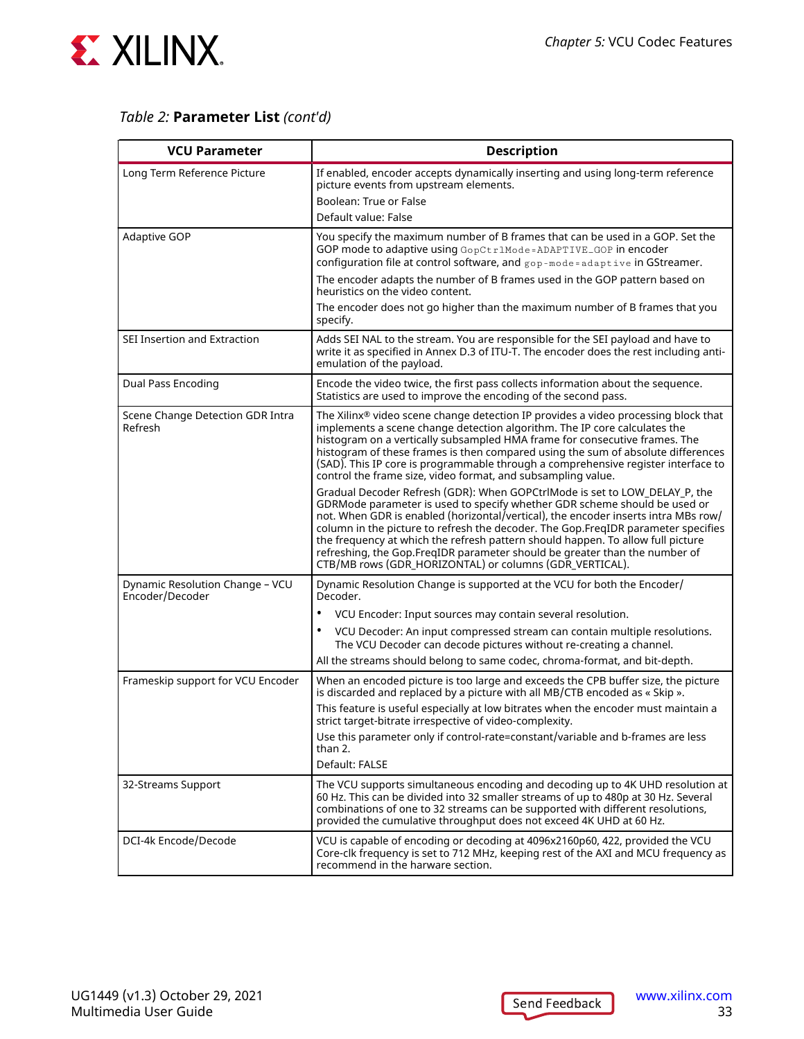*Table 2:* **Parameter List** *(cont'd)*

| VCU Parameter | Description |
|---|---|
| Long Term Reference Picture | If enabled, encoder accepts dynamically inserting and using long-term reference picture events from upstream elements.<br>Boolean: True or False<br>Default value: False |
| Adaptive GOP | You specify the maximum number of B frames that can be used in a GOP. Set the GOP mode to adaptive using `GopCtrlMode=ADAPTIVE_GOP` in encoder configuration file at control software, and `gop-mode=adaptive` in GStreamer.<br>The encoder adapts the number of B frames used in the GOP pattern based on heuristics on the video content.<br>The encoder does not go higher than the maximum number of B frames that you specify. |
| SEI Insertion and Extraction | Adds SEI NAL to the stream. You are responsible for the SEI payload and have to write it as specified in Annex D.3 of ITU-T. The encoder does the rest including anti-emulation of the payload. |
| Dual Pass Encoding | Encode the video twice, the first pass collects information about the sequence. Statistics are used to improve the encoding of the second pass. |
| Scene Change Detection GDR Intra Refresh | The Xilinx® video scene change detection IP provides a video processing block that implements a scene change detection algorithm. The IP core calculates the histogram on a vertically subsampled HMA frame for consecutive frames. The histogram of these frames is then compared using the sum of absolute differences (SAD). This IP core is programmable through a comprehensive register interface to control the frame size, video format, and subsampling value.<br>Gradual Decoder Refresh (GDR): When GOPCtrlMode is set to LOW_DELAY_P, the GDRMode parameter is used to specify whether GDR scheme should be used or not. When GDR is enabled (horizontal/vertical), the encoder inserts intra MBs row/column in the picture to refresh the decoder. The Gop.FreqIDR parameter specifies the frequency at which the refresh pattern should happen. To allow full picture refreshing, the Gop.FreqIDR parameter should be greater than the number of CTB/MB rows (GDR_HORIZONTAL) or columns (GDR_VERTICAL). |
| Dynamic Resolution Change – VCU Encoder/Decoder | Dynamic Resolution Change is supported at the VCU for both the Encoder/Decoder.<br>• VCU Encoder: Input sources may contain several resolution.<br>• VCU Decoder: An input compressed stream can contain multiple resolutions. The VCU Decoder can decode pictures without re-creating a channel.<br>All the streams should belong to same codec, chroma-format, and bit-depth. |
| Frameskip support for VCU Encoder | When an encoded picture is too large and exceeds the CPB buffer size, the picture is discarded and replaced by a picture with all MB/CTB encoded as « Skip ».<br>This feature is useful especially at low bitrates when the encoder must maintain a strict target-bitrate irrespective of video-complexity.<br>Use this parameter only if control-rate=constant/variable and b-frames are less than 2.<br>Default: FALSE |
| 32-Streams Support | The VCU supports simultaneous encoding and decoding up to 4K UHD resolution at 60 Hz. This can be divided into 32 smaller streams of up to 480p at 30 Hz. Several combinations of one to 32 streams can be supported with different resolutions, provided the cumulative throughput does not exceed 4K UHD at 60 Hz. |
| DCI-4k Encode/Decode | VCU is capable of encoding or decoding at 4096x2160p60, 422, provided the VCU Core-clk frequency is set to 712 MHz, keeping rest of the AXI and MCU frequency as recommend in the harware section. |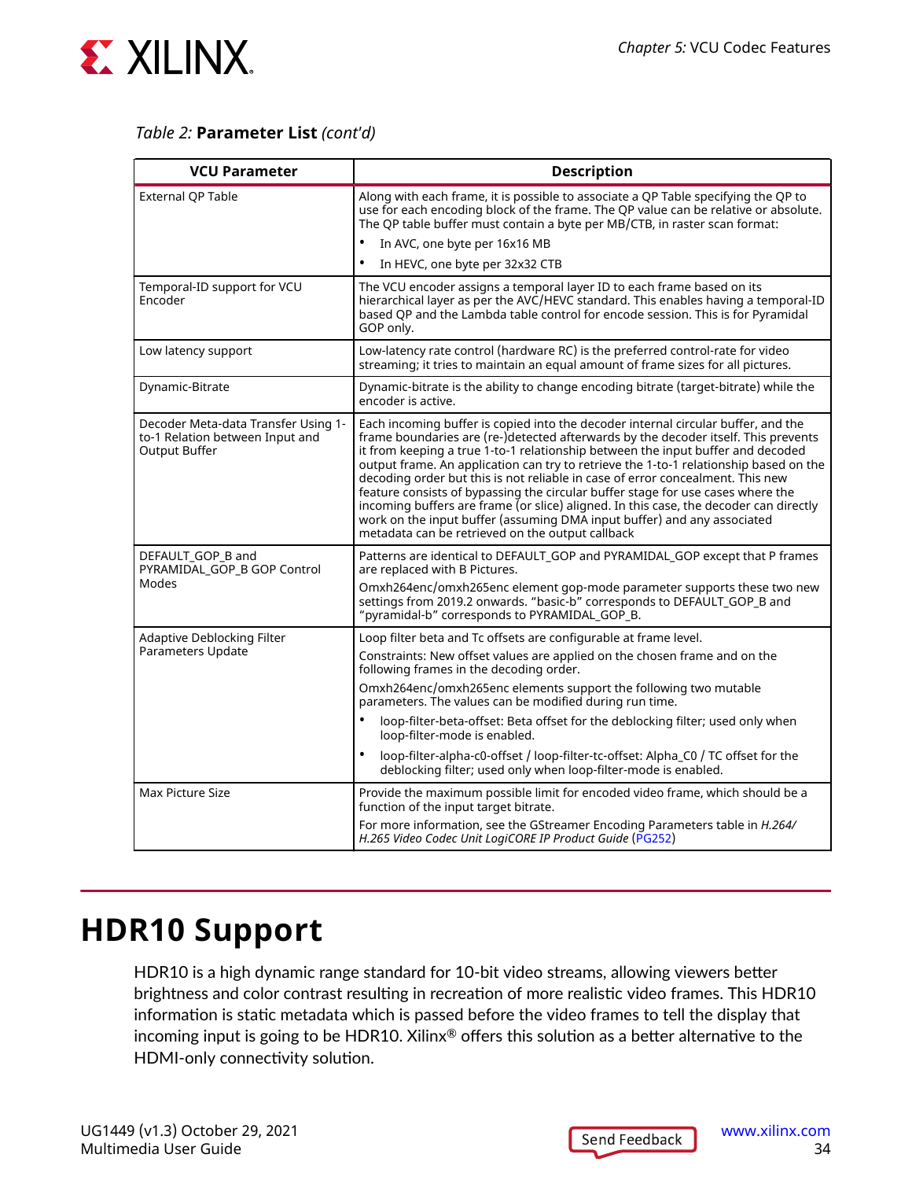*Table 2:* **Parameter List** *(cont'd)*

| VCU Parameter | Description |
|---|---|
| External QP Table | Along with each frame, it is possible to associate a QP Table specifying the QP to use for each encoding block of the frame. The QP value can be relative or absolute. The QP table buffer must contain a byte per MB/CTB, in raster scan format:<br>• In AVC, one byte per 16x16 MB<br>• In HEVC, one byte per 32x32 CTB |
| Temporal-ID support for VCU Encoder | The VCU encoder assigns a temporal layer ID to each frame based on its hierarchical layer as per the AVC/HEVC standard. This enables having a temporal-ID based QP and the Lambda table control for encode session. This is for Pyramidal GOP only. |
| Low latency support | Low-latency rate control (hardware RC) is the preferred control-rate for video streaming; it tries to maintain an equal amount of frame sizes for all pictures. |
| Dynamic-Bitrate | Dynamic-bitrate is the ability to change encoding bitrate (target-bitrate) while the encoder is active. |
| Decoder Meta-data Transfer Using 1-to-1 Relation between Input and Output Buffer | Each incoming buffer is copied into the decoder internal circular buffer, and the frame boundaries are (re-)detected afterwards by the decoder itself. This prevents it from keeping a true 1-to-1 relationship between the input buffer and decoded output frame. An application can try to retrieve the 1-to-1 relationship based on the decoding order but this is not reliable in case of error concealment. This new feature consists of bypassing the circular buffer stage for use cases where the incoming buffers are frame (or slice) aligned. In this case, the decoder can directly work on the input buffer (assuming DMA input buffer) and any associated metadata can be retrieved on the output callback |
| DEFAULT_GOP_B and PYRAMIDAL_GOP_B GOP Control Modes | Patterns are identical to DEFAULT_GOP and PYRAMIDAL_GOP except that P frames are replaced with B Pictures.<br>Omxh264enc/omxh265enc element gop-mode parameter supports these two new settings from 2019.2 onwards. "basic-b" corresponds to DEFAULT_GOP_B and "pyramidal-b" corresponds to PYRAMIDAL_GOP_B. |
| Adaptive Deblocking Filter Parameters Update | Loop filter beta and Tc offsets are configurable at frame level.<br>Constraints: New offset values are applied on the chosen frame and on the following frames in the decoding order.<br>Omxh264enc/omxh265enc elements support the following two mutable parameters. The values can be modified during run time.<br>• loop-filter-beta-offset: Beta offset for the deblocking filter; used only when loop-filter-mode is enabled.<br>• loop-filter-alpha-c0-offset / loop-filter-tc-offset: Alpha_C0 / TC offset for the deblocking filter; used only when loop-filter-mode is enabled. |
| Max Picture Size | Provide the maximum possible limit for encoded video frame, which should be a function of the input target bitrate.<br>For more information, see the GStreamer Encoding Parameters table in *H.264/H.265 Video Codec Unit LogiCORE IP Product Guide* (PG252) |

# HDR10 Support

HDR10 is a high dynamic range standard for 10-bit video streams, allowing viewers better brightness and color contrast resulting in recreation of more realistic video frames. This HDR10 information is static metadata which is passed before the video frames to tell the display that incoming input is going to be HDR10. Xilinx® offers this solution as a better alternative to the HDMI-only connectivity solution.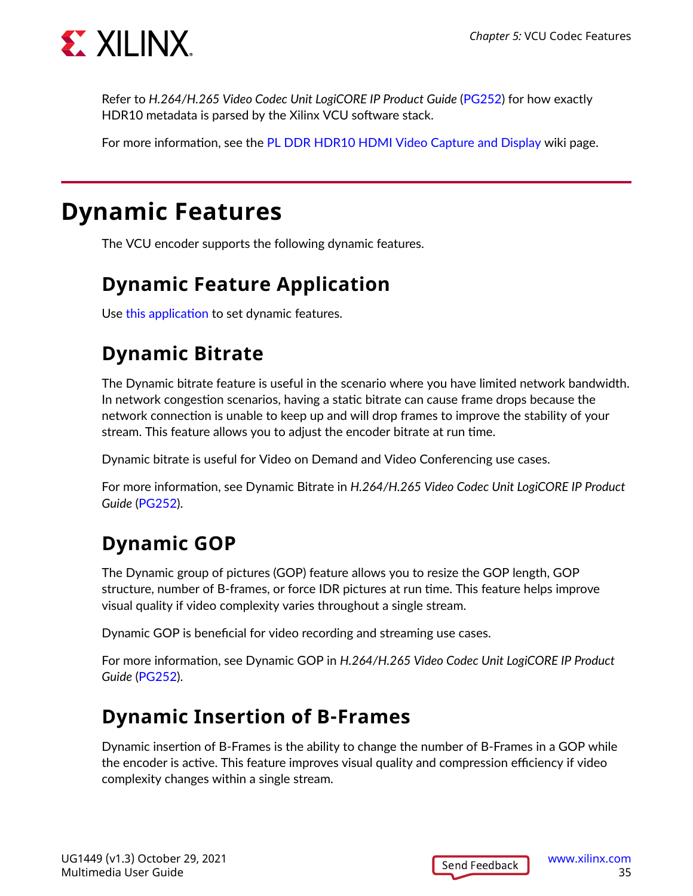Refer to *H.264/H.265 Video Codec Unit LogiCORE IP Product Guide* (PG252) for how exactly HDR10 metadata is parsed by the Xilinx VCU software stack.

For more information, see the PL DDR HDR10 HDMI Video Capture and Display wiki page.

# Dynamic Features

The VCU encoder supports the following dynamic features.

## Dynamic Feature Application

Use this application to set dynamic features.

## Dynamic Bitrate

The Dynamic bitrate feature is useful in the scenario where you have limited network bandwidth. In network congestion scenarios, having a static bitrate can cause frame drops because the network connection is unable to keep up and will drop frames to improve the stability of your stream. This feature allows you to adjust the encoder bitrate at run time.

Dynamic bitrate is useful for Video on Demand and Video Conferencing use cases.

For more information, see Dynamic Bitrate in *H.264/H.265 Video Codec Unit LogiCORE IP Product Guide* (PG252).

## Dynamic GOP

The Dynamic group of pictures (GOP) feature allows you to resize the GOP length, GOP structure, number of B-frames, or force IDR pictures at run time. This feature helps improve visual quality if video complexity varies throughout a single stream.

Dynamic GOP is beneficial for video recording and streaming use cases.

For more information, see Dynamic GOP in *H.264/H.265 Video Codec Unit LogiCORE IP Product Guide* (PG252).

## Dynamic Insertion of B-Frames

Dynamic insertion of B-Frames is the ability to change the number of B-Frames in a GOP while the encoder is active. This feature improves visual quality and compression efficiency if video complexity changes within a single stream.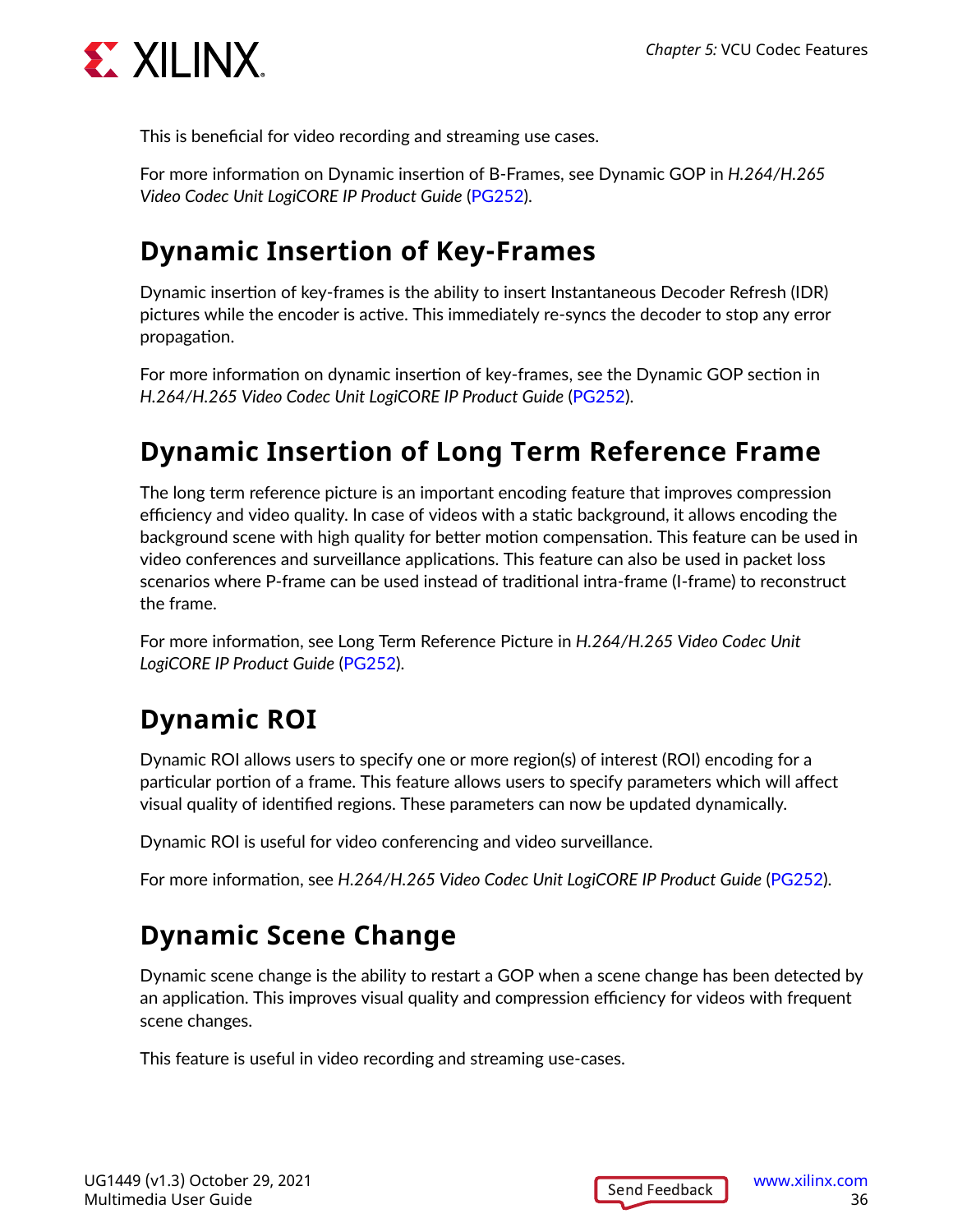This is beneficial for video recording and streaming use cases.

For more information on Dynamic insertion of B-Frames, see Dynamic GOP in *H.264/H.265 Video Codec Unit LogiCORE IP Product Guide* (PG252).

## Dynamic Insertion of Key-Frames

Dynamic insertion of key-frames is the ability to insert Instantaneous Decoder Refresh (IDR) pictures while the encoder is active. This immediately re-syncs the decoder to stop any error propagation.

For more information on dynamic insertion of key-frames, see the Dynamic GOP section in *H.264/H.265 Video Codec Unit LogiCORE IP Product Guide* (PG252).

## Dynamic Insertion of Long Term Reference Frame

The long term reference picture is an important encoding feature that improves compression efficiency and video quality. In case of videos with a static background, it allows encoding the background scene with high quality for better motion compensation. This feature can be used in video conferences and surveillance applications. This feature can also be used in packet loss scenarios where P-frame can be used instead of traditional intra-frame (I-frame) to reconstruct the frame.

For more information, see Long Term Reference Picture in *H.264/H.265 Video Codec Unit LogiCORE IP Product Guide* (PG252).

## Dynamic ROI

Dynamic ROI allows users to specify one or more region(s) of interest (ROI) encoding for a particular portion of a frame. This feature allows users to specify parameters which will affect visual quality of identified regions. These parameters can now be updated dynamically.

Dynamic ROI is useful for video conferencing and video surveillance.

For more information, see *H.264/H.265 Video Codec Unit LogiCORE IP Product Guide* (PG252).

## Dynamic Scene Change

Dynamic scene change is the ability to restart a GOP when a scene change has been detected by an application. This improves visual quality and compression efficiency for videos with frequent scene changes.

This feature is useful in video recording and streaming use-cases.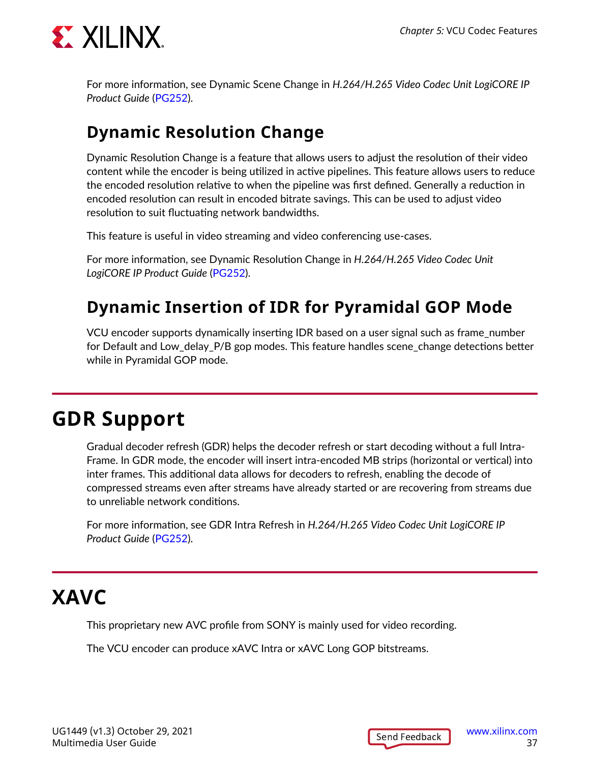For more information, see Dynamic Scene Change in *H.264/H.265 Video Codec Unit LogiCORE IP Product Guide* (PG252).

### Dynamic Resolution Change

Dynamic Resolution Change is a feature that allows users to adjust the resolution of their video content while the encoder is being utilized in active pipelines. This feature allows users to reduce the encoded resolution relative to when the pipeline was first defined. Generally a reduction in encoded resolution can result in encoded bitrate savings. This can be used to adjust video resolution to suit fluctuating network bandwidths.

This feature is useful in video streaming and video conferencing use-cases.

For more information, see Dynamic Resolution Change in *H.264/H.265 Video Codec Unit LogiCORE IP Product Guide* (PG252).

### Dynamic Insertion of IDR for Pyramidal GOP Mode

VCU encoder supports dynamically inserting IDR based on a user signal such as frame_number for Default and Low_delay_P/B gop modes. This feature handles scene_change detections better while in Pyramidal GOP mode.

## GDR Support

Gradual decoder refresh (GDR) helps the decoder refresh or start decoding without a full Intra-Frame. In GDR mode, the encoder will insert intra-encoded MB strips (horizontal or vertical) into inter frames. This additional data allows for decoders to refresh, enabling the decode of compressed streams even after streams have already started or are recovering from streams due to unreliable network conditions.

For more information, see GDR Intra Refresh in *H.264/H.265 Video Codec Unit LogiCORE IP Product Guide* (PG252).

## XAVC

This proprietary new AVC profile from SONY is mainly used for video recording.

The VCU encoder can produce xAVC Intra or xAVC Long GOP bitstreams.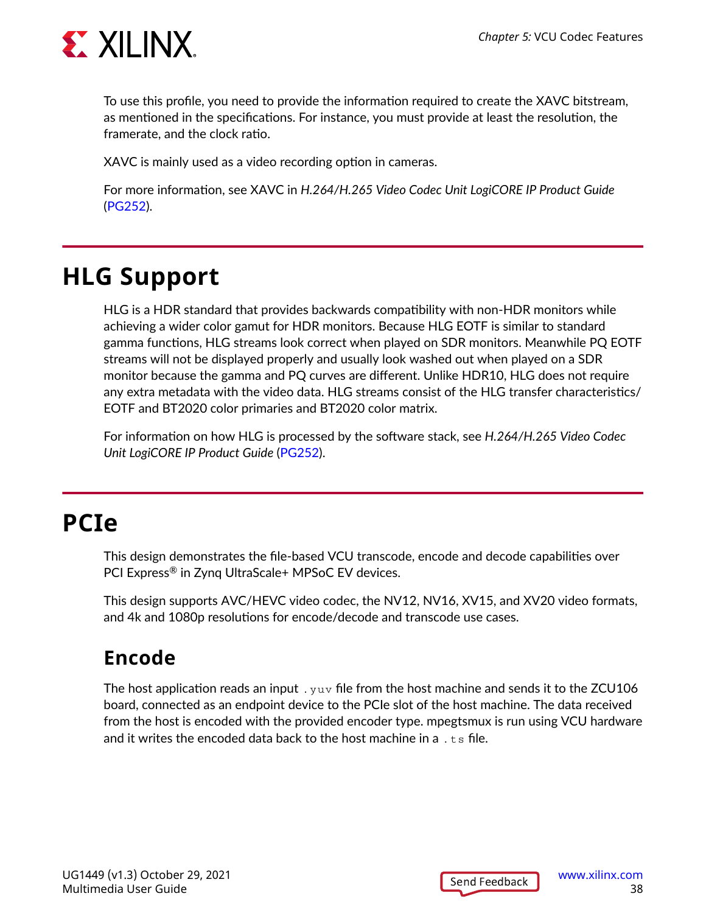To use this profile, you need to provide the information required to create the XAVC bitstream, as mentioned in the specifications. For instance, you must provide at least the resolution, the framerate, and the clock ratio.

XAVC is mainly used as a video recording option in cameras.

For more information, see XAVC in *H.264/H.265 Video Codec Unit LogiCORE IP Product Guide* (PG252).

# HLG Support

HLG is a HDR standard that provides backwards compatibility with non-HDR monitors while achieving a wider color gamut for HDR monitors. Because HLG EOTF is similar to standard gamma functions, HLG streams look correct when played on SDR monitors. Meanwhile PQ EOTF streams will not be displayed properly and usually look washed out when played on a SDR monitor because the gamma and PQ curves are different. Unlike HDR10, HLG does not require any extra metadata with the video data. HLG streams consist of the HLG transfer characteristics/EOTF and BT2020 color primaries and BT2020 color matrix.

For information on how HLG is processed by the software stack, see *H.264/H.265 Video Codec Unit LogiCORE IP Product Guide* (PG252).

# PCIe

This design demonstrates the file-based VCU transcode, encode and decode capabilities over PCI Express® in Zynq UltraScale+ MPSoC EV devices.

This design supports AVC/HEVC video codec, the NV12, NV16, XV15, and XV20 video formats, and 4k and 1080p resolutions for encode/decode and transcode use cases.

## Encode

The host application reads an input `.yuv` file from the host machine and sends it to the ZCU106 board, connected as an endpoint device to the PCIe slot of the host machine. The data received from the host is encoded with the provided encoder type. mpegtsmux is run using VCU hardware and it writes the encoded data back to the host machine in a `.ts` file.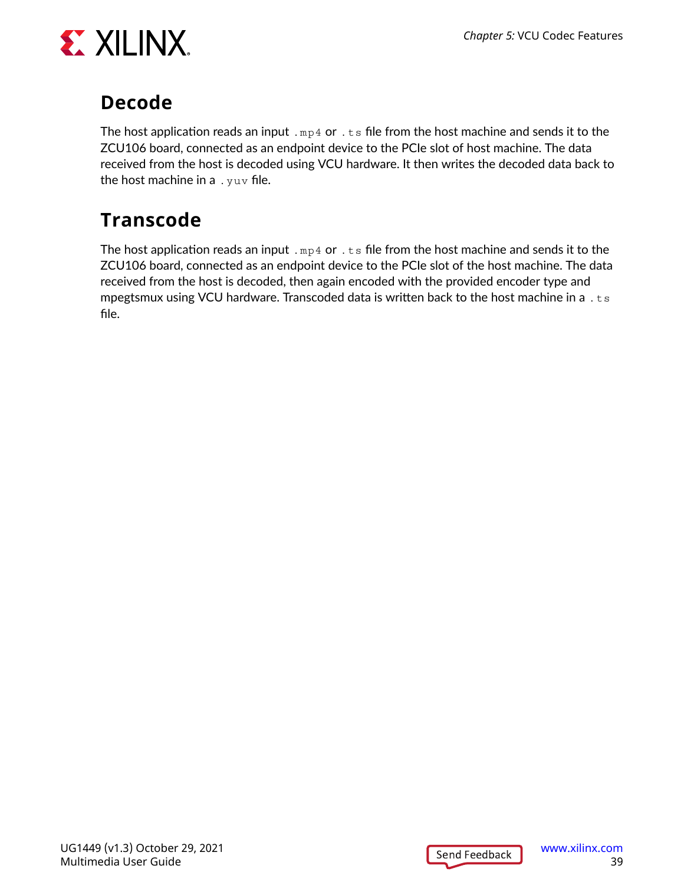## Decode

The host application reads an input `.mp4` or `.ts` file from the host machine and sends it to the ZCU106 board, connected as an endpoint device to the PCIe slot of host machine. The data received from the host is decoded using VCU hardware. It then writes the decoded data back to the host machine in a `.yuv` file.

## Transcode

The host application reads an input `.mp4` or `.ts` file from the host machine and sends it to the ZCU106 board, connected as an endpoint device to the PCIe slot of the host machine. The data received from the host is decoded, then again encoded with the provided encoder type and mpegtsmux using VCU hardware. Transcoded data is written back to the host machine in a `.ts` file.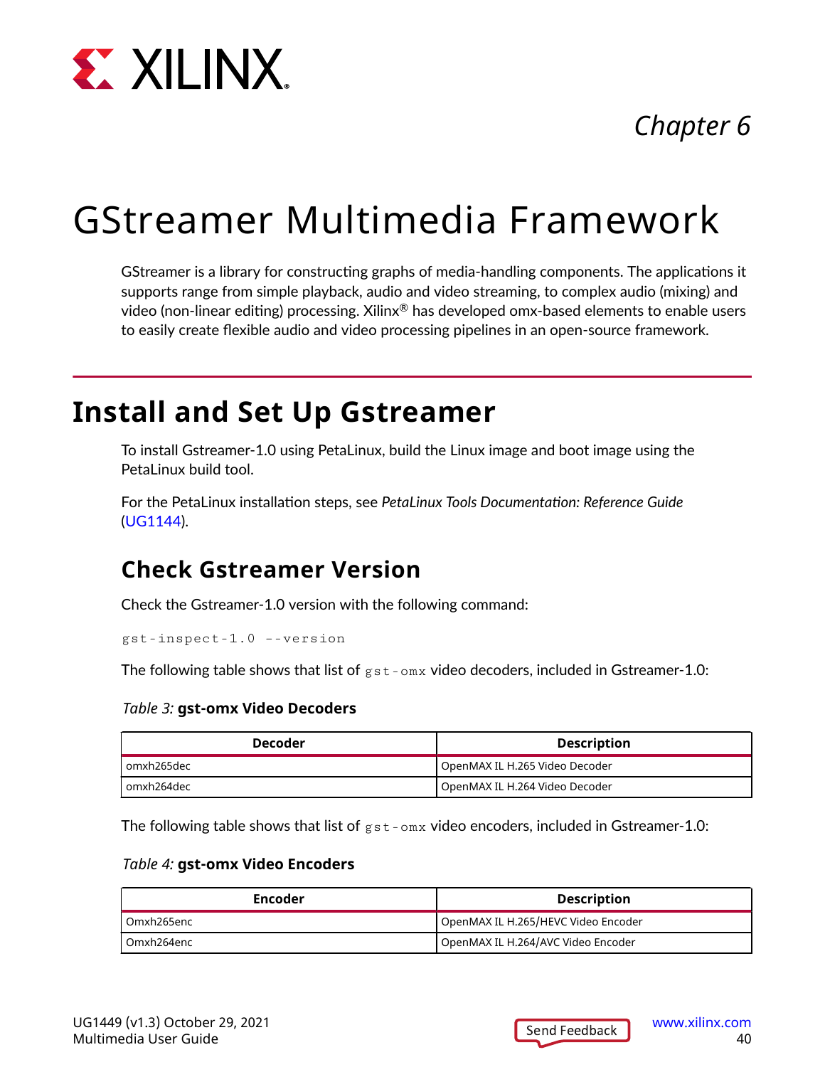*Chapter 6*

# GStreamer Multimedia Framework

GStreamer is a library for constructing graphs of media-handling components. The applications it supports range from simple playback, audio and video streaming, to complex audio (mixing) and video (non-linear editing) processing. Xilinx® has developed omx-based elements to enable users to easily create flexible audio and video processing pipelines in an open-source framework.

## Install and Set Up Gstreamer

To install Gstreamer-1.0 using PetaLinux, build the Linux image and boot image using the PetaLinux build tool.

For the PetaLinux installation steps, see *PetaLinux Tools Documentation: Reference Guide* (UG1144).

### Check Gstreamer Version

Check the Gstreamer-1.0 version with the following command:

```
gst-inspect-1.0 --version
```

The following table shows that list of `gst-omx` video decoders, included in Gstreamer-1.0:

*Table 3:* **gst-omx Video Decoders**

| Decoder | Description |
|---|---|
| omxh265dec | OpenMAX IL H.265 Video Decoder |
| omxh264dec | OpenMAX IL H.264 Video Decoder |

The following table shows that list of `gst-omx` video encoders, included in Gstreamer-1.0:

*Table 4:* **gst-omx Video Encoders**

| Encoder | Description |
|---|---|
| Omxh265enc | OpenMAX IL H.265/HEVC Video Encoder |
| Omxh264enc | OpenMAX IL H.264/AVC Video Encoder |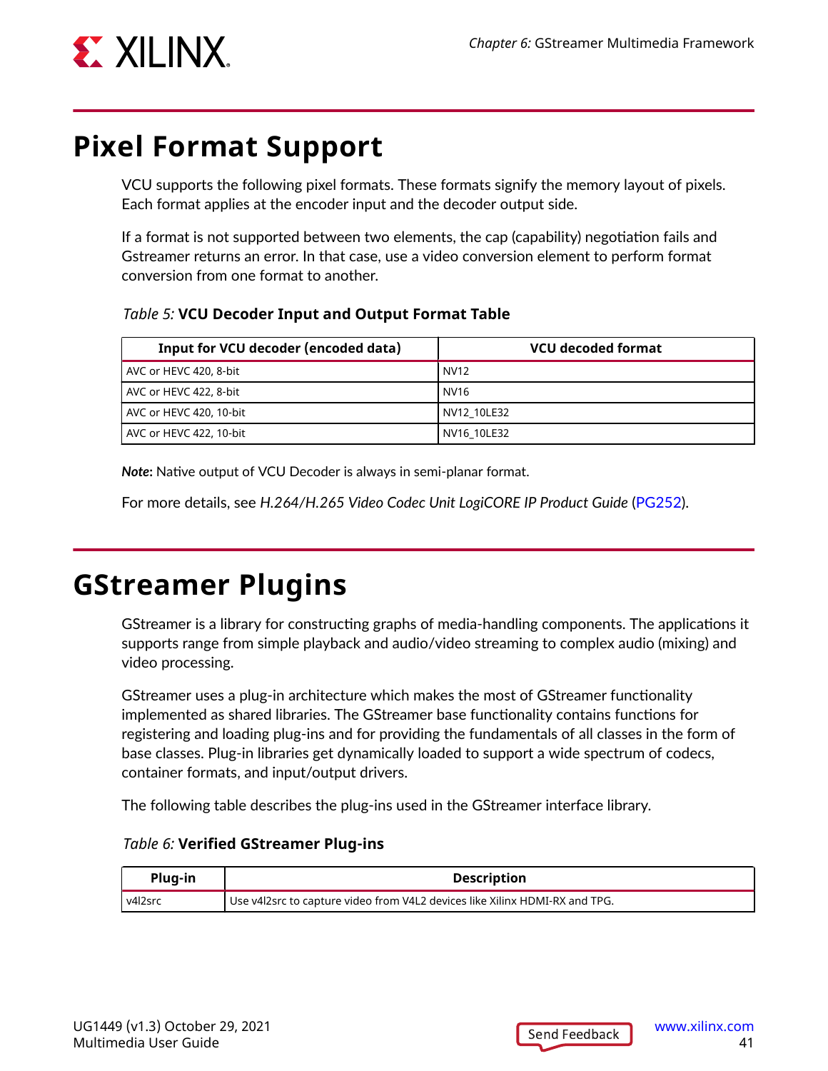# Pixel Format Support

VCU supports the following pixel formats. These formats signify the memory layout of pixels. Each format applies at the encoder input and the decoder output side.

If a format is not supported between two elements, the cap (capability) negotiation fails and Gstreamer returns an error. In that case, use a video conversion element to perform format conversion from one format to another.

*Table 5:* **VCU Decoder Input and Output Format Table**

| Input for VCU decoder (encoded data) | VCU decoded format |
|---|---|
| AVC or HEVC 420, 8-bit | NV12 |
| AVC or HEVC 422, 8-bit | NV16 |
| AVC or HEVC 420, 10-bit | NV12_10LE32 |
| AVC or HEVC 422, 10-bit | NV16_10LE32 |

***Note*:** Native output of VCU Decoder is always in semi-planar format.

For more details, see *H.264/H.265 Video Codec Unit LogiCORE IP Product Guide* (PG252).

# GStreamer Plugins

GStreamer is a library for constructing graphs of media-handling components. The applications it supports range from simple playback and audio/video streaming to complex audio (mixing) and video processing.

GStreamer uses a plug-in architecture which makes the most of GStreamer functionality implemented as shared libraries. The GStreamer base functionality contains functions for registering and loading plug-ins and for providing the fundamentals of all classes in the form of base classes. Plug-in libraries get dynamically loaded to support a wide spectrum of codecs, container formats, and input/output drivers.

The following table describes the plug-ins used in the GStreamer interface library.

*Table 6:* **Verified GStreamer Plug-ins**

| Plug-in | Description |
|---|---|
| v4l2src | Use v4l2src to capture video from V4L2 devices like Xilinx HDMI-RX and TPG. |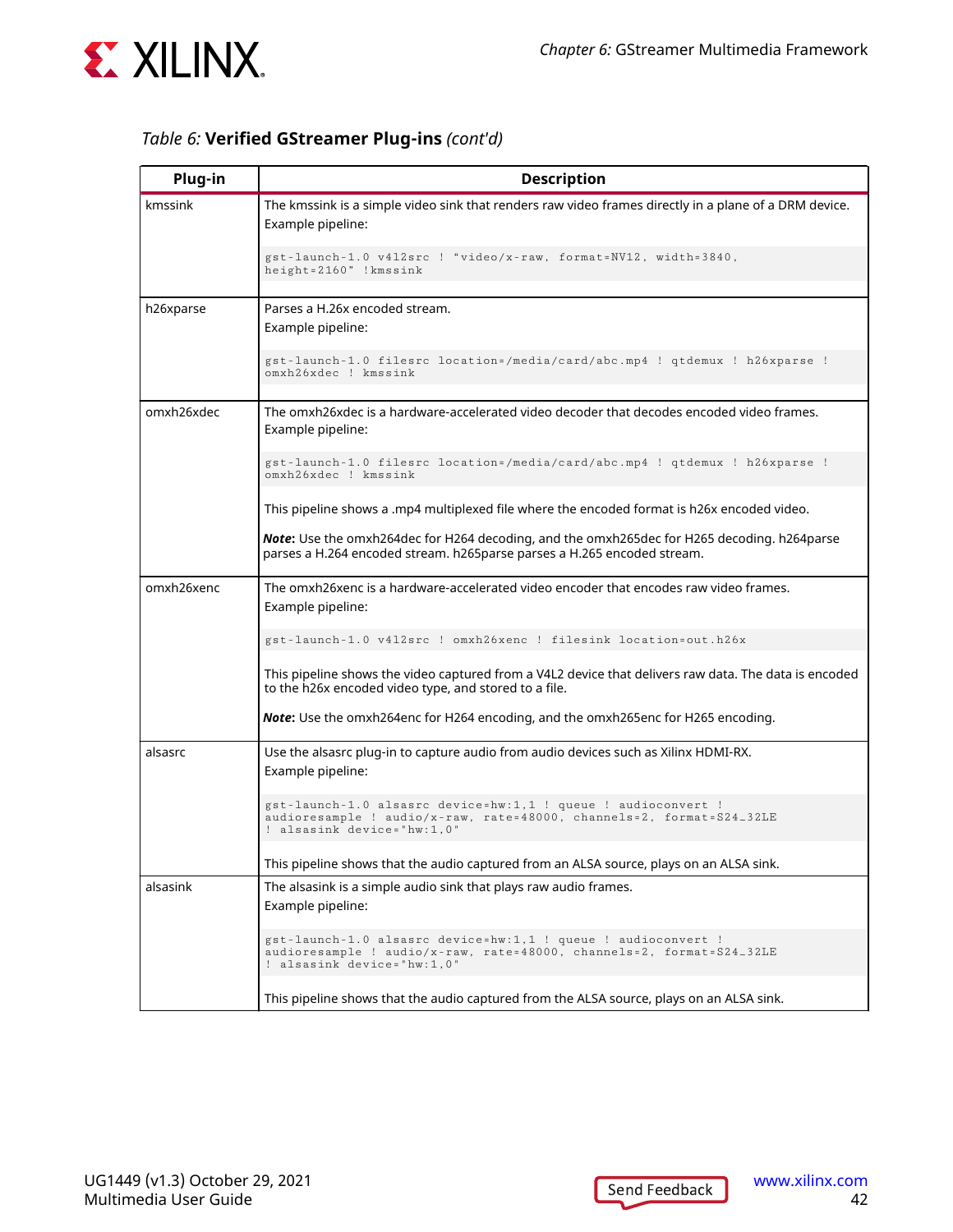*Table 6:* **Verified GStreamer Plug-ins** *(cont'd)*

| Plug-in | Description |
|---|---|
| kmssink | The kmssink is a simple video sink that renders raw video frames directly in a plane of a DRM device.<br>Example pipeline:<br>`gst-launch-1.0 v4l2src ! “video/x-raw, format=NV12, width=3840, height=2160” !kmssink` |
| h26xparse | Parses a H.26x encoded stream.<br>Example pipeline:<br>`gst-launch-1.0 filesrc location=/media/card/abc.mp4 ! qtdemux ! h26xparse ! omxh26xdec ! kmssink` |
| omxh26xdec | The omxh26xdec is a hardware-accelerated video decoder that decodes encoded video frames.<br>Example pipeline:<br>`gst-launch-1.0 filesrc location=/media/card/abc.mp4 ! qtdemux ! h26xparse ! omxh26xdec ! kmssink`<br>This pipeline shows a .mp4 multiplexed file where the encoded format is h26x encoded video.<br>***Note*:** Use the omxh264dec for H264 decoding, and the omxh265dec for H265 decoding. h264parse parses a H.264 encoded stream. h265parse parses a H.265 encoded stream. |
| omxh26xenc | The omxh26xenc is a hardware-accelerated video encoder that encodes raw video frames.<br>Example pipeline:<br>`gst-launch-1.0 v4l2src ! omxh26xenc ! filesink location=out.h26x`<br>This pipeline shows the video captured from a V4L2 device that delivers raw data. The data is encoded to the h26x encoded video type, and stored to a file.<br>***Note*:** Use the omxh264enc for H264 encoding, and the omxh265enc for H265 encoding. |
| alsasrc | Use the alsasrc plug-in to capture audio from audio devices such as Xilinx HDMI-RX.<br>Example pipeline:<br>`gst-launch-1.0 alsasrc device=hw:1,1 ! queue ! audioconvert ! audioresample ! audio/x-raw, rate=48000, channels=2, format=S24_32LE ! alsasink device="hw:1,0"`<br>This pipeline shows that the audio captured from an ALSA source, plays on an ALSA sink. |
| alsasink | The alsasink is a simple audio sink that plays raw audio frames.<br>Example pipeline:<br>`gst-launch-1.0 alsasrc device=hw:1,1 ! queue ! audioconvert ! audioresample ! audio/x-raw, rate=48000, channels=2, format=S24_32LE ! alsasink device="hw:1,0"`<br>This pipeline shows that the audio captured from the ALSA source, plays on an ALSA sink. |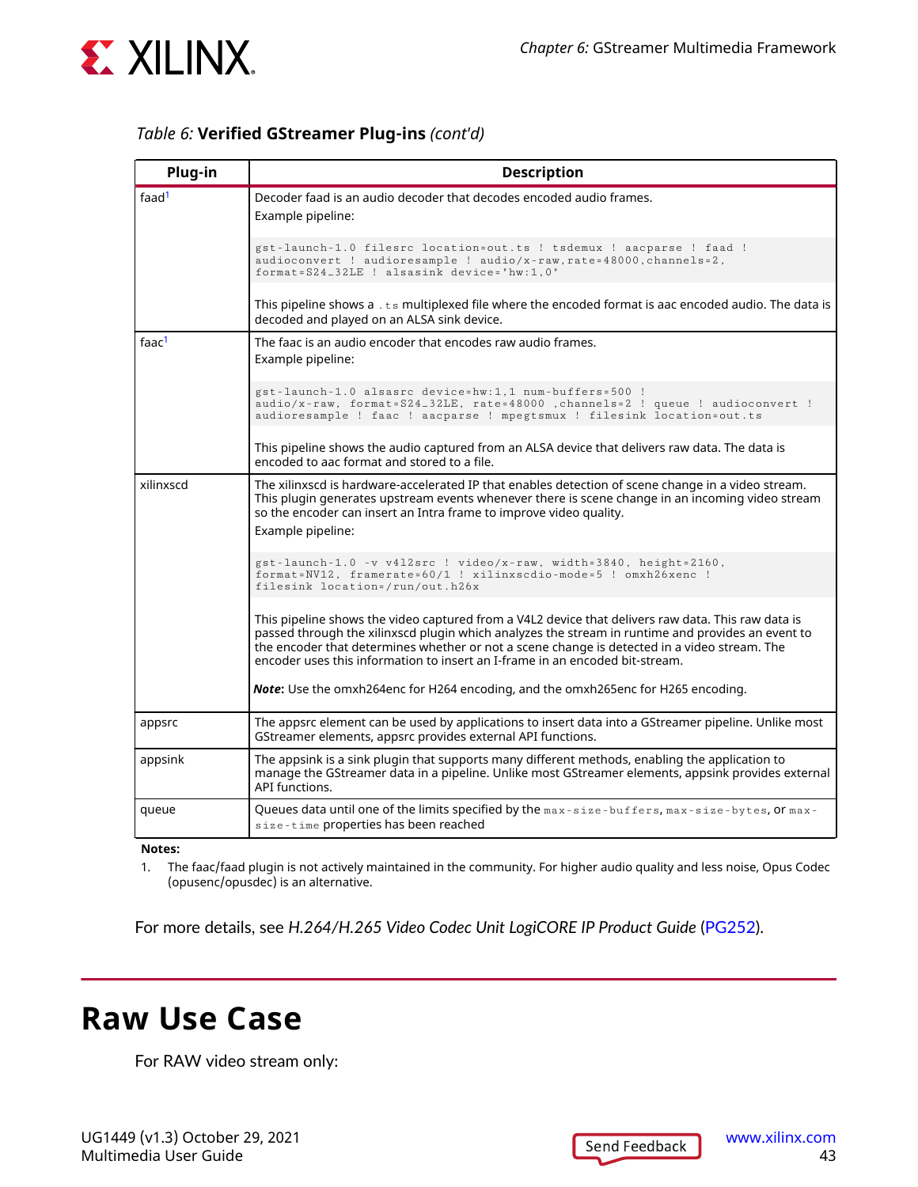*Table 6:* **Verified GStreamer Plug-ins** *(cont'd)*

| Plug-in | Description |
|---|---|
| faad[1] | Decoder faad is an audio decoder that decodes encoded audio frames.<br>Example pipeline:<br>`gst-launch-1.0 filesrc location=out.ts ! tsdemux ! aacparse ! faad ! audioconvert ! audioresample ! audio/x-raw,rate=48000,channels=2, format=S24_32LE ! alsasink device="hw:1,0"`<br>This pipeline shows a `.ts` multiplexed file where the encoded format is aac encoded audio. The data is decoded and played on an ALSA sink device. |
| faac[1] | The faac is an audio encoder that encodes raw audio frames.<br>Example pipeline:<br>`gst-launch-1.0 alsasrc device=hw:1,1 num-buffers=500 ! audio/x-raw, format=S24_32LE, rate=48000 ,channels=2 ! queue ! audioconvert ! audioresample ! faac ! aacparse ! mpegtsmux ! filesink location=out.ts`<br>This pipeline shows the audio captured from an ALSA device that delivers raw data. The data is encoded to aac format and stored to a file. |
| xilinxscd | The xilinxscd is hardware-accelerated IP that enables detection of scene change in a video stream. This plugin generates upstream events whenever there is scene change in an incoming video stream so the encoder can insert an Intra frame to improve video quality.<br>Example pipeline:<br>`gst-launch-1.0 -v v4l2src ! video/x-raw, width=3840, height=2160, format=NV12, framerate=60/1 ! xilinxscdio-mode=5 ! omxh26xenc ! filesink location=/run/out.h26x`<br>This pipeline shows the video captured from a V4L2 device that delivers raw data. This raw data is passed through the xilinxscd plugin which analyzes the stream in runtime and provides an event to the encoder that determines whether or not a scene change is detected in a video stream. The encoder uses this information to insert an I-frame in an encoded bit-stream.<br>***Note***: Use the omxh264enc for H264 encoding, and the omxh265enc for H265 encoding. |
| appsrc | The appsrc element can be used by applications to insert data into a GStreamer pipeline. Unlike most GStreamer elements, appsrc provides external API functions. |
| appsink | The appsink is a sink plugin that supports many different methods, enabling the application to manage the GStreamer data in a pipeline. Unlike most GStreamer elements, appsink provides external API functions. |
| queue | Queues data until one of the limits specified by the `max-size-buffers`, `max-size-bytes`, or `max-size-time` properties has been reached |

**Notes:**

1. The faac/faad plugin is not actively maintained in the community. For higher audio quality and less noise, Opus Codec (opusenc/opusdec) is an alternative.

For more details, see *H.264/H.265 Video Codec Unit LogiCORE IP Product Guide* (PG252).

# Raw Use Case

For RAW video stream only: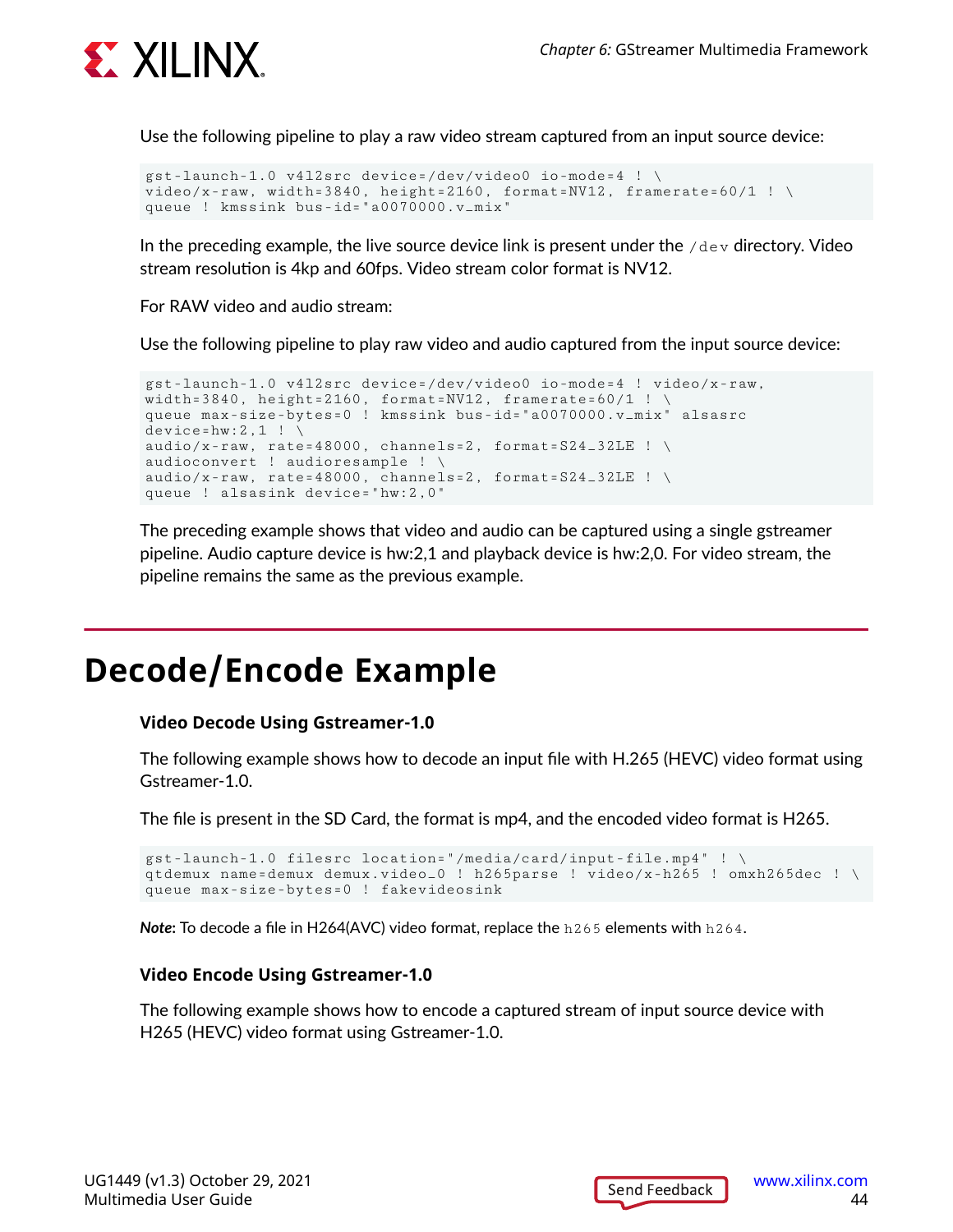Use the following pipeline to play a raw video stream captured from an input source device:

```
gst-launch-1.0 v4l2src device=/dev/video0 io-mode=4 ! \
video/x-raw, width=3840, height=2160, format=NV12, framerate=60/1 ! \
queue ! kmssink bus-id="a0070000.v_mix"
```

In the preceding example, the live source device link is present under the `/dev` directory. Video stream resolution is 4kp and 60fps. Video stream color format is NV12.

For RAW video and audio stream:

Use the following pipeline to play raw video and audio captured from the input source device:

```
gst-launch-1.0 v4l2src device=/dev/video0 io-mode=4 ! video/x-raw,
width=3840, height=2160, framerate=60/1 ! \
queue max-size-bytes=0 ! kmssink bus-id="a0070000.v_mix" alsasrc
device=hw:2,1 ! \
audio/x-raw, rate=48000, channels=2, format=S24_32LE ! \
audioconvert ! audioresample ! \
audio/x-raw, rate=48000, channels=2, format=S24_32LE ! \
queue ! alsasink device="hw:2,0"
```

The preceding example shows that video and audio can be captured using a single gstreamer pipeline. Audio capture device is hw:2,1 and playback device is hw:2,0. For video stream, the pipeline remains the same as the previous example.

# Decode/Encode Example

### Video Decode Using Gstreamer-1.0

The following example shows how to decode an input file with H.265 (HEVC) video format using Gstreamer-1.0.

The file is present in the SD Card, the format is mp4, and the encoded video format is H265.

```
gst-launch-1.0 filesrc location="/media/card/input-file.mp4" ! \
qtdemux name=demux demux.video_0 ! h265parse ! video/x-h265 ! omxh265dec ! \
queue max-size-bytes=0 ! fakevideosink
```

***Note:*** To decode a file in H264(AVC) video format, replace the `h265` elements with `h264`.

### Video Encode Using Gstreamer-1.0

The following example shows how to encode a captured stream of input source device with H265 (HEVC) video format using Gstreamer-1.0.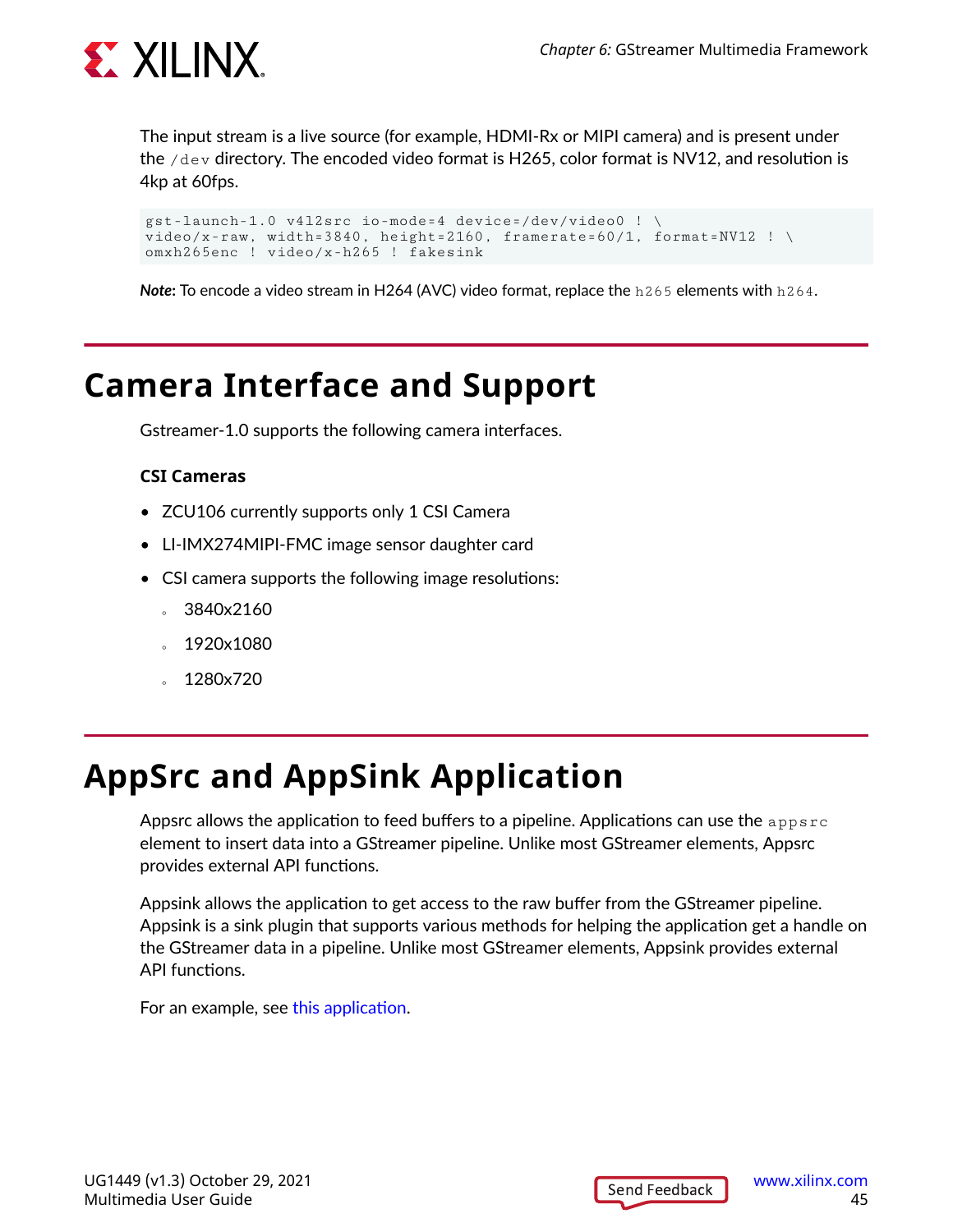The input stream is a live source (for example, HDMI-Rx or MIPI camera) and is present under the `/dev` directory. The encoded video format is H265, color format is NV12, and resolution is 4kp at 60fps.

```
gst-launch-1.0 v4l2src io-mode=4 device=/dev/video0 ! \
video/x-raw, width=3840, height=2160, framerate=60/1, format=NV12 ! \
omxh265enc ! video/x-h265 ! fakesink
```

***Note***: To encode a video stream in H264 (AVC) video format, replace the `h265` elements with `h264`.

# Camera Interface and Support

Gstreamer-1.0 supports the following camera interfaces.

### CSI Cameras

- ZCU106 currently supports only 1 CSI Camera
- LI-IMX274MIPI-FMC image sensor daughter card
- CSI camera supports the following image resolutions:
  - 3840x2160
  - 1920x1080
  - 1280x720

# AppSrc and AppSink Application

Appsrc allows the application to feed buffers to a pipeline. Applications can use the `appsrc` element to insert data into a GStreamer pipeline. Unlike most GStreamer elements, Appsrc provides external API functions.

Appsink allows the application to get access to the raw buffer from the GStreamer pipeline. Appsink is a sink plugin that supports various methods for helping the application get a handle on the GStreamer data in a pipeline. Unlike most GStreamer elements, Appsink provides external API functions.

For an example, see this application.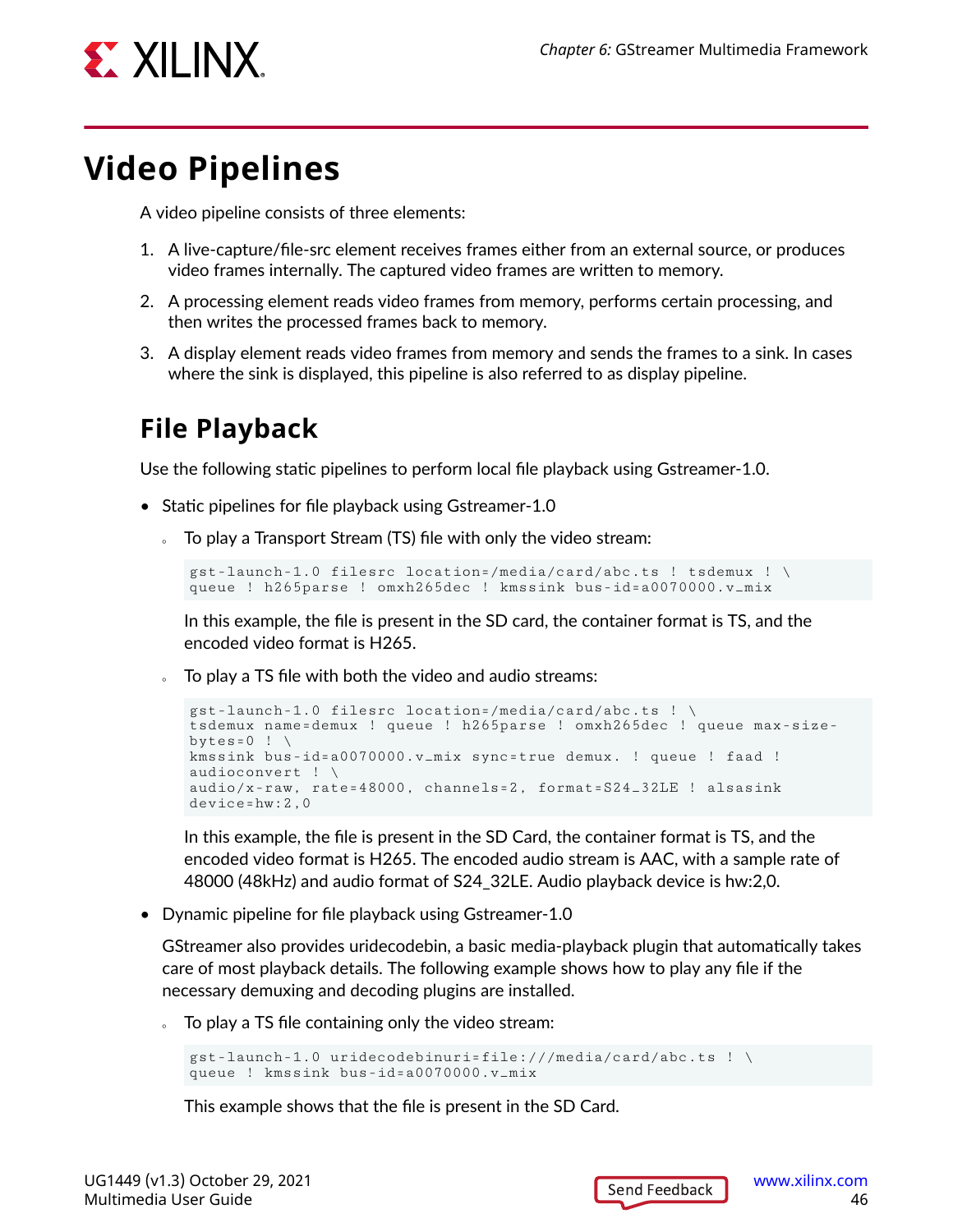# Video Pipelines

A video pipeline consists of three elements:

1. A live-capture/file-src element receives frames either from an external source, or produces video frames internally. The captured video frames are written to memory.
2. A processing element reads video frames from memory, performs certain processing, and then writes the processed frames back to memory.
3. A display element reads video frames from memory and sends the frames to a sink. In cases where the sink is displayed, this pipeline is also referred to as display pipeline.

## File Playback

Use the following static pipelines to perform local file playback using Gstreamer-1.0.

- Static pipelines for file playback using Gstreamer-1.0
    - To play a Transport Stream (TS) file with only the video stream:

      ```
      gst-launch-1.0 filesrc location=/media/card/abc.ts ! tsdemux ! \
      queue ! h265parse ! omxh265dec ! kmssink bus-id=a0070000.v_mix
      ```

      In this example, the file is present in the SD card, the container format is TS, and the encoded video format is H265.

    - To play a TS file with both the video and audio streams:

      ```
      gst-launch-1.0 filesrc location=/media/card/abc.ts ! \
      tsdemux name=demux ! queue ! h265parse ! omxh265dec ! queue max-size-
      bytes=0 ! \
      kmssink bus-id=a0070000.v_mix sync=true demux. ! queue ! faad !
      audioconvert ! \
      audio/x-raw, rate=48000, channels=2, format=S24_32LE ! alsasink
      device=hw:2,0
      ```

      In this example, the file is present in the SD Card, the container format is TS, and the encoded video format is H265. The encoded audio stream is AAC, with a sample rate of 48000 (48kHz) and audio format of S24_32LE. Audio playback device is hw:2,0.

- Dynamic pipeline for file playback using Gstreamer-1.0

  GStreamer also provides uridecodebin, a basic media-playback plugin that automatically takes care of most playback details. The following example shows how to play any file if the necessary demuxing and decoding plugins are installed.

    - To play a TS file containing only the video stream:

      ```
      gst-launch-1.0 uridecodebinuri=file:///media/card/abc.ts ! \
      queue ! kmssink bus-id=a0070000.v_mix
      ```

      This example shows that the file is present in the SD Card.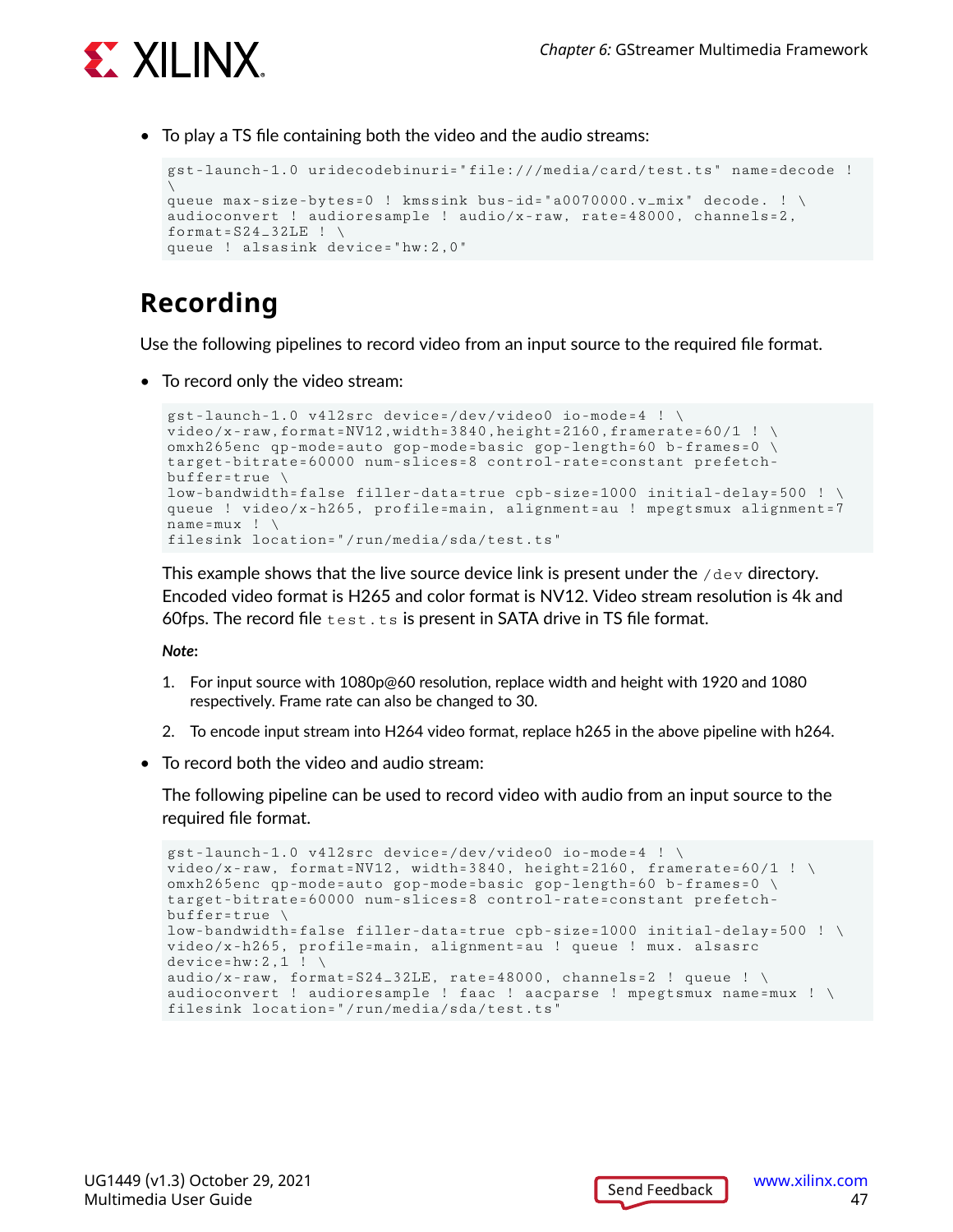- To play a TS file containing both the video and the audio streams:

```
gst-launch-1.0 uridecodebinuri="file:///media/card/test.ts" name=decode !
\
queue max-size-bytes=0 ! kmssink bus-id="a0070000.v_mix" decode. ! \
audioconvert ! audioresample ! audio/x-raw, rate=48000, channels=2,
format=S24_32LE ! \
queue ! alsasink device="hw:2,0"
```

## Recording

Use the following pipelines to record video from an input source to the required file format.

- To record only the video stream:

  ```
  gst-launch-1.0 v4l2src device=/dev/video0 io-mode=4 ! \
  video/x-raw,format=NV12,width=3840,height=2160,framerate=60/1 ! \
  omxh265enc qp-mode=auto gop-mode=basic gop-length=60 b-frames=0 \
  target-bitrate=60000 num-slices=8 control-rate=constant prefetch-
  buffer=true \
  low-bandwidth=false filler-data=true cpb-size=1000 initial-delay=500 ! \
  queue ! video/x-h265, profile=main, alignment=au ! mpegtsmux alignment=7
  name=mux ! \
  filesink location="/run/media/sda/test.ts"
  ```

  This example shows that the live source device link is present under the `/dev` directory. Encoded video format is H265 and color format is NV12. Video stream resolution is 4k and 60fps. The record file `test.ts` is present in SATA drive in TS file format.

  ***Note***:

  1. For input source with 1080p@60 resolution, replace width and height with 1920 and 1080 respectively. Frame rate can also be changed to 30.
  2. To encode input stream into H264 video format, replace h265 in the above pipeline with h264.

- To record both the video and audio stream:

  The following pipeline can be used to record video with audio from an input source to the required file format.

  ```
  gst-launch-1.0 v4l2src device=/dev/video0 io-mode=4 ! \
  video/x-raw, format=NV12, width=3840, height=2160, framerate=60/1 ! \
  omxh265enc qp-mode=auto gop-mode=basic gop-length=60 b-frames=0 \
  target-bitrate=60000 num-slices=8 control-rate=constant prefetch-
  buffer=true \
  low-bandwidth=false filler-data=true cpb-size=1000 initial-delay=500 ! \
  video/x-h265, profile=main, alignment=au ! queue ! mux. alsasrc
  device=hw:2,1 ! \
  audio/x-raw, format=S24_32LE, rate=48000, channels=2 ! queue ! \
  audioconvert ! audioresample ! faac ! aacparse ! mpegtsmux name=mux ! \
  filesink location="/run/media/sda/test.ts"
  ```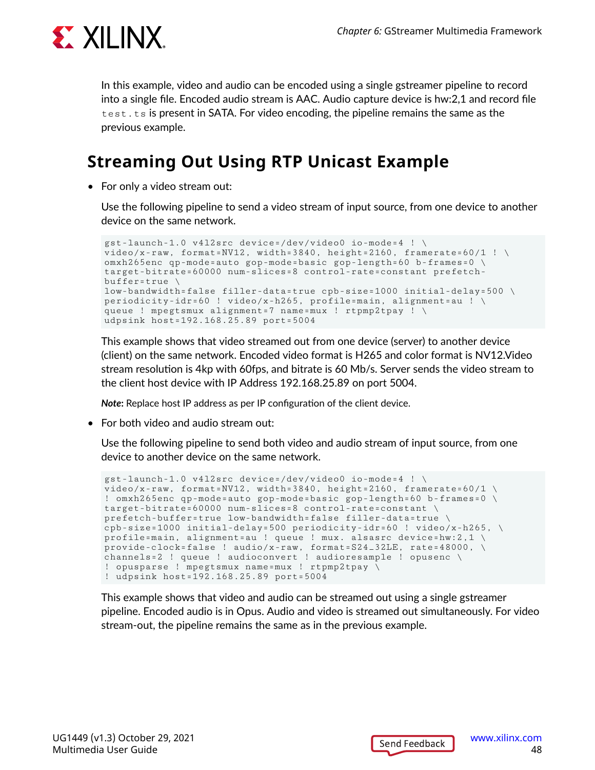In this example, video and audio can be encoded using a single gstreamer pipeline to record into a single file. Encoded audio stream is AAC. Audio capture device is hw:2,1 and record file `test.ts` is present in SATA. For video encoding, the pipeline remains the same as the previous example.

## Streaming Out Using RTP Unicast Example

- For only a video stream out:

  Use the following pipeline to send a video stream of input source, from one device to another device on the same network.

```
gst-launch-1.0 v4l2src device=/dev/video0 io-mode=4 ! \
video/x-raw, format=NV12, width=3840, height=2160, framerate=60/1 ! \
omxh265enc qp-mode=auto gop-mode=basic gop-length=60 b-frames=0 \
target-bitrate=60000 num-slices=8 control-rate=constant prefetch-
buffer=true \
low-bandwidth=false filler-data=true cpb-size=1000 initial-delay=500 \
periodicity-idr=60 ! video/x-h265, profile=main, alignment=au ! \
queue ! mpegtsmux alignment=7 name=mux ! rtpmp2tpay ! \
udpsink host=192.168.25.89 port=5004
```

  This example shows that video streamed out from one device (server) to another device (client) on the same network. Encoded video format is H265 and color format is NV12.Video stream resolution is 4kp with 60fps, and bitrate is 60 Mb/s. Server sends the video stream to the client host device with IP Address 192.168.25.89 on port 5004.

  ***Note*:** Replace host IP address as per IP configuration of the client device.

- For both video and audio stream out:

  Use the following pipeline to send both video and audio stream of input source, from one device to another device on the same network.

```
gst-launch-1.0 v4l2src device=/dev/video0 io-mode=4 ! \
video/x-raw, format=NV12, width=3840, height=2160, framerate=60/1 \
! omxh265enc qp-mode=auto gop-mode=basic gop-length=60 b-frames=0 \
target-bitrate=60000 num-slices=8 control-rate=constant \
prefetch-buffer=true low-bandwidth=false filler-data=true \
cpb-size=1000 initial-delay=500 periodicity-idr=60 ! video/x-h265, \
profile=main, alignment=au ! queue ! mux. alsasrc device=hw:2,1 \
provide-clock=false ! audio/x-raw, format=S24_32LE, rate=48000, \
channels=2 ! queue ! audioconvert ! audioresample ! opusenc \
! opusparse ! mpegtsmux name=mux ! rtpmp2tpay \
! udpsink host=192.168.25.89 port=5004
```

  This example shows that video and audio can be streamed out using a single gstreamer pipeline. Encoded audio is in Opus. Audio and video is streamed out simultaneously. For video stream-out, the pipeline remains the same as in the previous example.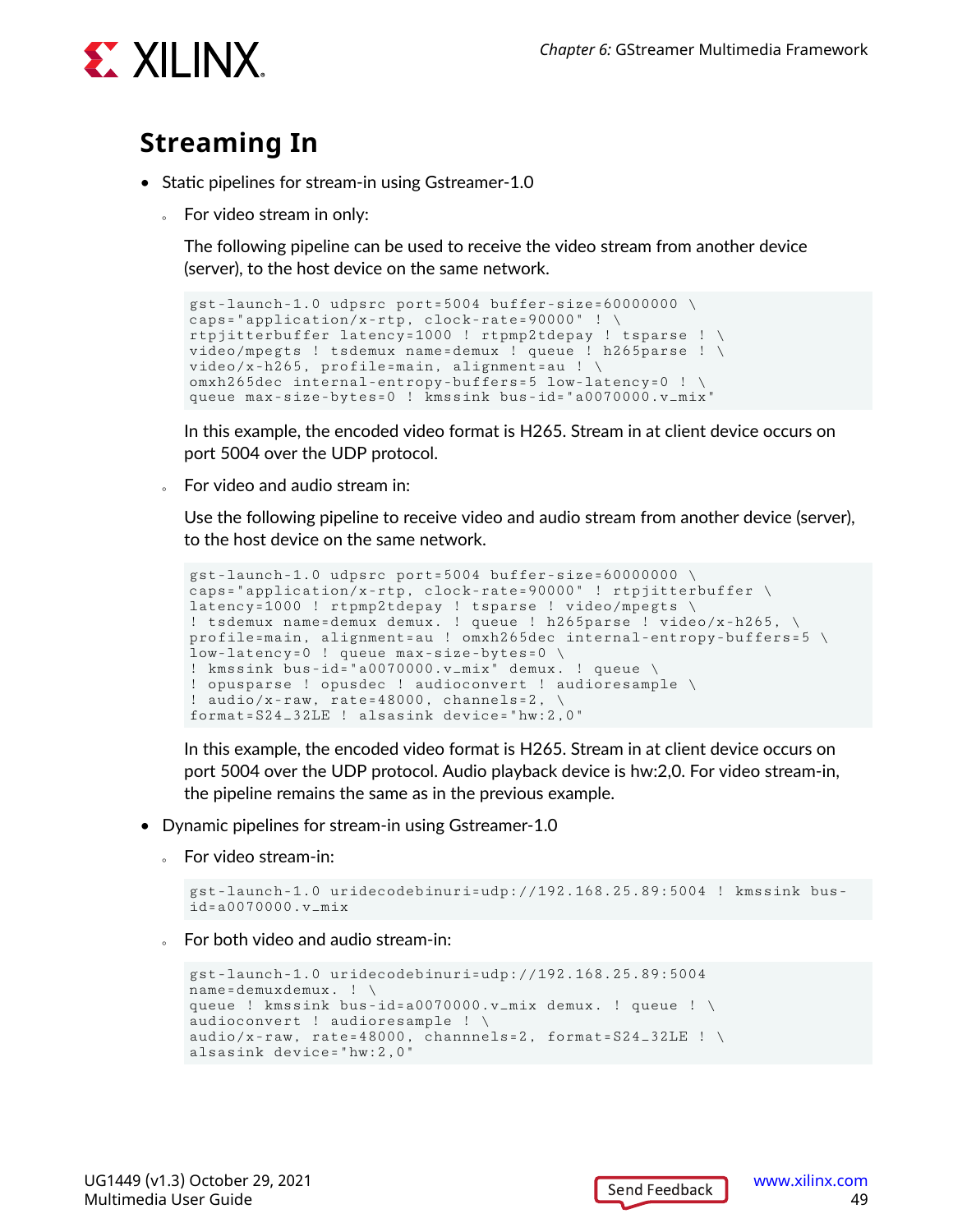## Streaming In

- Static pipelines for stream-in using Gstreamer-1.0
  - For video stream in only:

    The following pipeline can be used to receive the video stream from another device (server), to the host device on the same network.

    ```
    gst-launch-1.0 udpsrc port=5004 buffer-size=60000000 \
    caps="application/x-rtp, clock-rate=90000" ! \
    rtpjitterbuffer latency=1000 ! rtpmp2tdepay ! tsparse ! \
    video/mpegts ! tsdemux name=demux ! queue ! h265parse ! \
    video/x-h265, profile=main, alignment=au ! \
    omxh265dec internal-entropy-buffers=5 low-latency=0 ! \
    queue max-size-bytes=0 ! kmssink bus-id="a0070000.v_mix"
    ```

    In this example, the encoded video format is H265. Stream in at client device occurs on port 5004 over the UDP protocol.

  - For video and audio stream in:

    Use the following pipeline to receive video and audio stream from another device (server), to the host device on the same network.

    ```
    gst-launch-1.0 udpsrc port=5004 buffer-size=60000000 \
    caps="application/x-rtp, clock-rate=90000" ! rtpjitterbuffer \
    latency=1000 ! rtpmp2tdepay ! tsparse ! video/mpegts \
    ! tsdemux name=demux demux. ! queue ! h265parse ! video/x-h265, \
    profile=main, alignment=au ! omxh265dec internal-entropy-buffers=5 \
    low-latency=0 ! queue max-size-bytes=0 \
    ! kmssink bus-id="a0070000.v_mix" demux. ! queue \
    ! opusparse ! opusdec ! audioconvert ! audioresample \
    ! audio/x-raw, rate=48000, channels=2, \
    format=S24_32LE ! alsasink device="hw:2,0"
    ```

    In this example, the encoded video format is H265. Stream in at client device occurs on port 5004 over the UDP protocol. Audio playback device is hw:2,0. For video stream-in, the pipeline remains the same as in the previous example.

- Dynamic pipelines for stream-in using Gstreamer-1.0
  - For video stream-in:

    ```
    gst-launch-1.0 uridecodebinuri=udp://192.168.25.89:5004 ! kmssink bus-
    id=a0070000.v_mix
    ```

  - For both video and audio stream-in:

    ```
    gst-launch-1.0 uridecodebinuri=udp://192.168.25.89:5004
    name=demuxdemux. ! \
    queue ! kmssink bus-id=a0070000.v_mix demux. ! queue ! \
    audioconvert ! audioresample ! \
    audio/x-raw, rate=48000, channnels=2, format=S24_32LE ! \
    alsasink device="hw:2,0"
    ```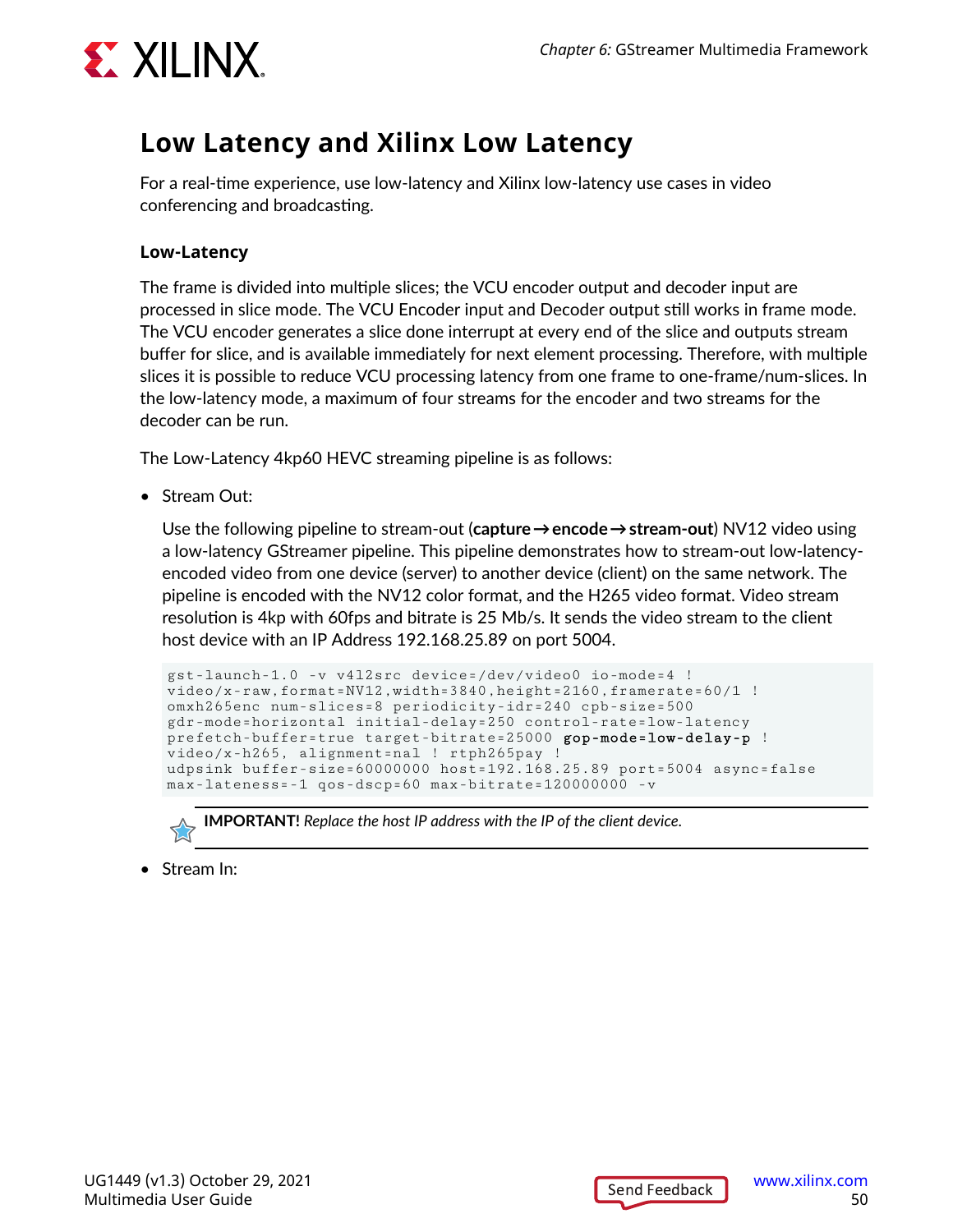## Low Latency and Xilinx Low Latency

For a real-time experience, use low-latency and Xilinx low-latency use cases in video conferencing and broadcasting.

### Low-Latency

The frame is divided into multiple slices; the VCU encoder output and decoder input are processed in slice mode. The VCU Encoder input and Decoder output still works in frame mode. The VCU encoder generates a slice done interrupt at every end of the slice and outputs stream buffer for slice, and is available immediately for next element processing. Therefore, with multiple slices it is possible to reduce VCU processing latency from one frame to one-frame/num-slices. In the low-latency mode, a maximum of four streams for the encoder and two streams for the decoder can be run.

The Low-Latency 4kp60 HEVC streaming pipeline is as follows:

- Stream Out:

  Use the following pipeline to stream-out (**capture → encode → stream-out**) NV12 video using a low-latency GStreamer pipeline. This pipeline demonstrates how to stream-out low-latency-encoded video from one device (server) to another device (client) on the same network. The pipeline is encoded with the NV12 color format, and the H265 video format. Video stream resolution is 4kp with 60fps and bitrate is 25 Mb/s. It sends the video stream to the client host device with an IP Address 192.168.25.89 on port 5004.

  ```
  gst-launch-1.0 -v v4l2src device=/dev/video0 io-mode=4 !
  video/x-raw,format=NV12,width=3840,height=2160,framerate=60/1 !
  omxh265enc num-slices=8 periodicity-idr=240 cpb-size=500
  gdr-mode=horizontal initial-delay=250 control-rate=low-latency
  prefetch-buffer=true target-bitrate=25000 gop-mode=low-delay-p !
  video/x-h265, alignment=nal ! rtph265pay !
  udpsink buffer-size=60000000 host=192.168.25.89 port=5004 async=false
  max-lateness=-1 qos-dscp=60 max-bitrate=120000000 -v
  ```

  > **IMPORTANT!** *Replace the host IP address with the IP of the client device.*

- Stream In: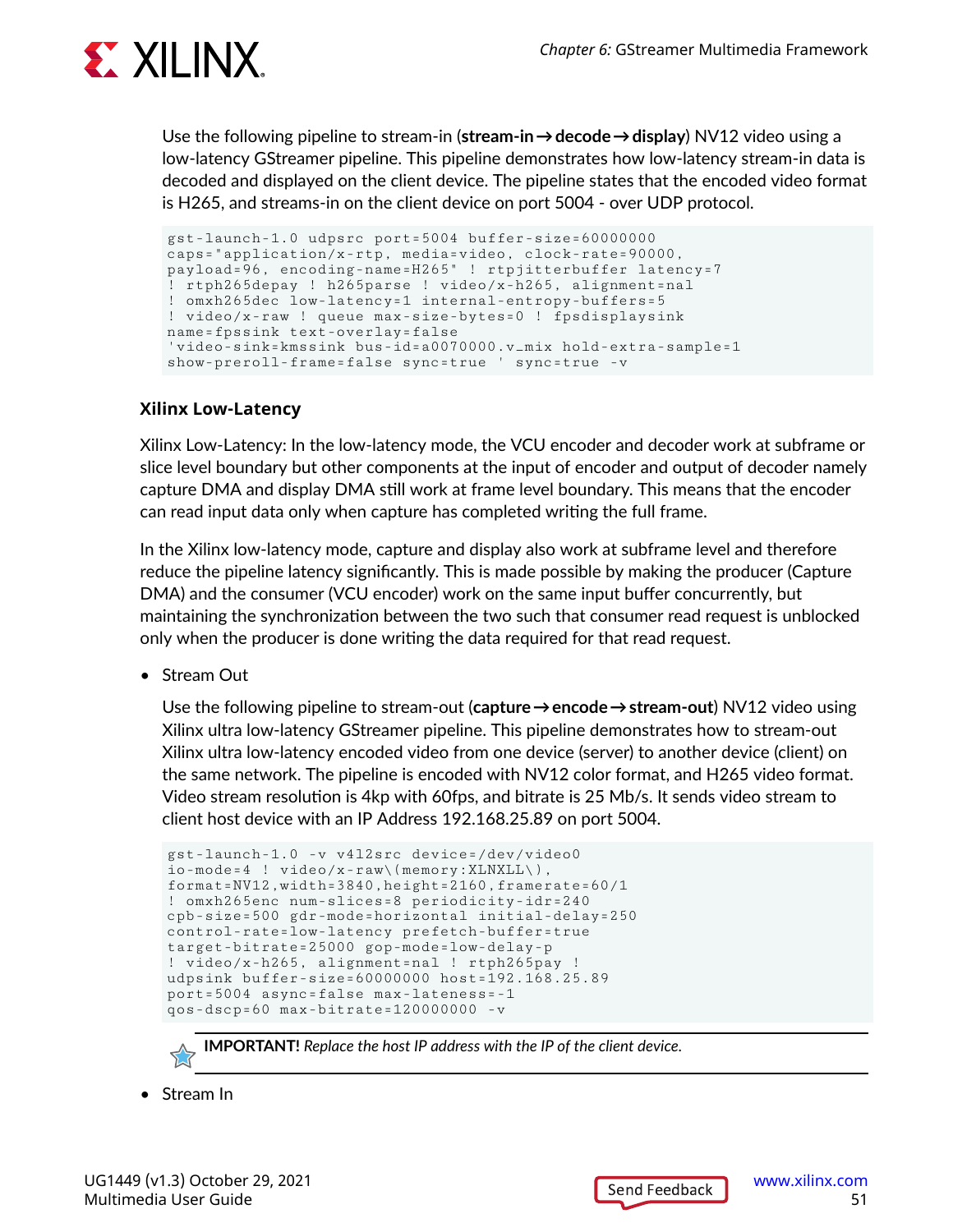Use the following pipeline to stream-in (**stream-in→decode→display**) NV12 video using a low-latency GStreamer pipeline. This pipeline demonstrates how low-latency stream-in data is decoded and displayed on the client device. The pipeline states that the encoded video format is H265, and streams-in on the client device on port 5004 - over UDP protocol.

```
gst-launch-1.0 udpsrc port=5004 buffer-size=60000000
caps="application/x-rtp, media=video, clock-rate=90000,
payload=96, encoding-name=H265" ! rtpjitterbuffer latency=7
! rtph265depay ! h265parse ! video/x-h265, alignment=nal
! omxh265dec low-latency=1 internal-entropy-buffers=5
! video/x-raw ! queue max-size-bytes=0 ! fpsdisplaysink
name=fpssink text-overlay=false
'video-sink=kmssink bus-id=a0070000.v_mix hold-extra-sample=1
show-preroll-frame=false sync=true ' sync=true -v
```

### Xilinx Low-Latency

Xilinx Low-Latency: In the low-latency mode, the VCU encoder and decoder work at subframe or slice level boundary but other components at the input of encoder and output of decoder namely capture DMA and display DMA still work at frame level boundary. This means that the encoder can read input data only when capture has completed writing the full frame.

In the Xilinx low-latency mode, capture and display also work at subframe level and therefore reduce the pipeline latency significantly. This is made possible by making the producer (Capture DMA) and the consumer (VCU encoder) work on the same input buffer concurrently, but maintaining the synchronization between the two such that consumer read request is unblocked only when the producer is done writing the data required for that read request.

- Stream Out

  Use the following pipeline to stream-out (**capture→encode→stream-out**) NV12 video using Xilinx ultra low-latency GStreamer pipeline. This pipeline demonstrates how to stream-out Xilinx ultra low-latency encoded video from one device (server) to another device (client) on the same network. The pipeline is encoded with NV12 color format, and H265 video format. Video stream resolution is 4kp with 60fps, and bitrate is 25 Mb/s. It sends video stream to client host device with an IP Address 192.168.25.89 on port 5004.

```
gst-launch-1.0 -v v4l2src device=/dev/video0
io-mode=4 ! video/x-raw\(memory:XLNXLL\),
format=NV12,width=3840,height=2160,framerate=60/1
! omxh265enc num-slices=8 periodicity-idr=240
cpb-size=500 gdr-mode=horizontal initial-delay=250
control-rate=low-latency prefetch-buffer=true
target-bitrate=25000 gop-mode=low-delay-p
! video/x-h265, alignment=nal ! rtph265pay !
udpsink buffer-size=60000000 host=192.168.25.89
port=5004 async=false max-lateness=-1
qos-dscp=60 max-bitrate=120000000 -v
```

> **IMPORTANT!** *Replace the host IP address with the IP of the client device.*

- Stream In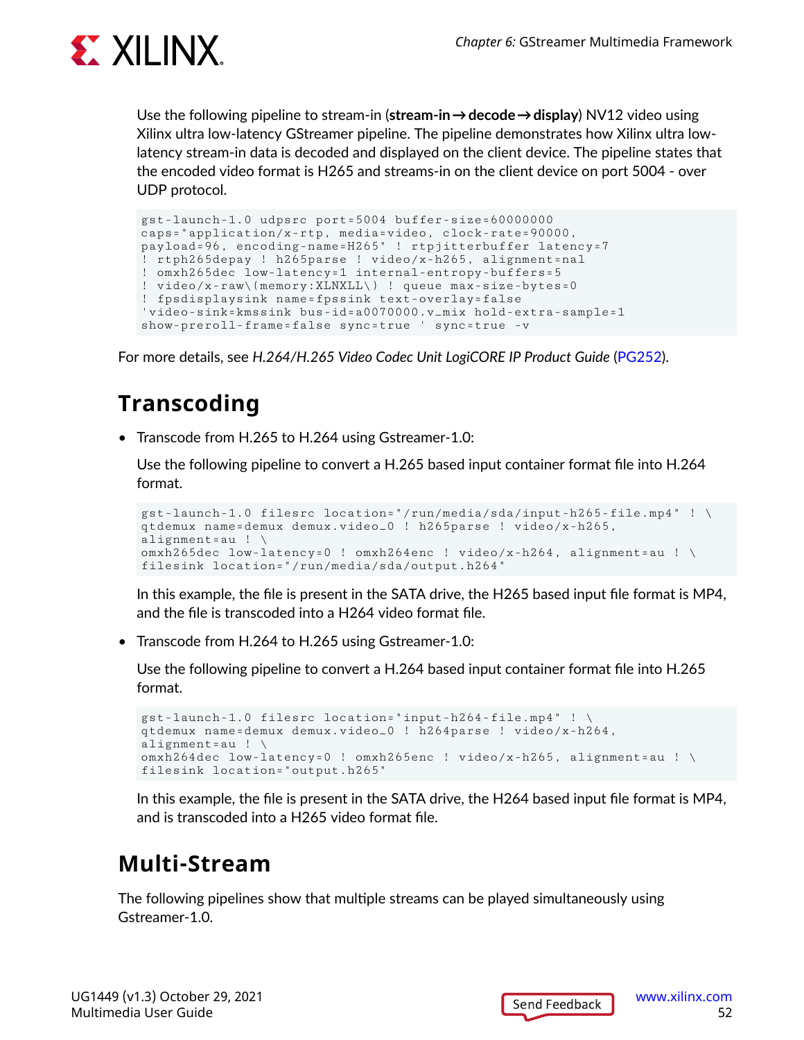Use the following pipeline to stream-in (**stream-in→decode→display**) NV12 video using Xilinx ultra low-latency GStreamer pipeline. The pipeline demonstrates how Xilinx ultra low-latency stream-in data is decoded and displayed on the client device. The pipeline states that the encoded video format is H265 and streams-in on the client device on port 5004 - over UDP protocol.

```
gst-launch-1.0 udpsrc port=5004 buffer-size=60000000
caps="application/x-rtp, media=video, clock-rate=90000,
payload=96, encoding-name=H265" ! rtpjitterbuffer latency=7
! rtph265depay ! h265parse ! video/x-h265, alignment=nal
! omxh265dec low-latency=1 internal-entropy-buffers=5
! video/x-raw\(memory:XLNXLL\) ! queue max-size-bytes=0
! fpsdisplaysink name=fpssink text-overlay=false
'video-sink=kmssink bus-id=a0070000.v_mix hold-extra-sample=1
show-preroll-frame=false sync=true ' sync=true -v
```

For more details, see *H.264/H.265 Video Codec Unit LogiCORE IP Product Guide* (PG252).

## Transcoding

- Transcode from H.265 to H.264 using Gstreamer-1.0:

  Use the following pipeline to convert a H.265 based input container format file into H.264 format.

  ```
  gst-launch-1.0 filesrc location="/run/media/sda/input-h265-file.mp4" ! \
  qtdemux name=demux demux.video_0 ! h265parse ! video/x-h265,
  alignment=au ! \
  omxh265dec low-latency=0 ! omxh264enc ! video/x-h264, alignment=au ! \
  filesink location="/run/media/sda/output.h264"
  ```

  In this example, the file is present in the SATA drive, the H265 based input file format is MP4, and the file is transcoded into a H264 video format file.

- Transcode from H.264 to H.265 using Gstreamer-1.0:

  Use the following pipeline to convert a H.264 based input container format file into H.265 format.

  ```
  gst-launch-1.0 filesrc location="input-h264-file.mp4" ! \
  qtdemux name=demux demux.video_0 ! h264parse ! video/x-h264,
  alignment=au ! \
  omxh264dec low-latency=0 ! omxh265enc ! video/x-h265, alignment=au ! \
  filesink location="output.h265"
  ```

  In this example, the file is present in the SATA drive, the H264 based input file format is MP4, and is transcoded into a H265 video format file.

## Multi-Stream

The following pipelines show that multiple streams can be played simultaneously using Gstreamer-1.0.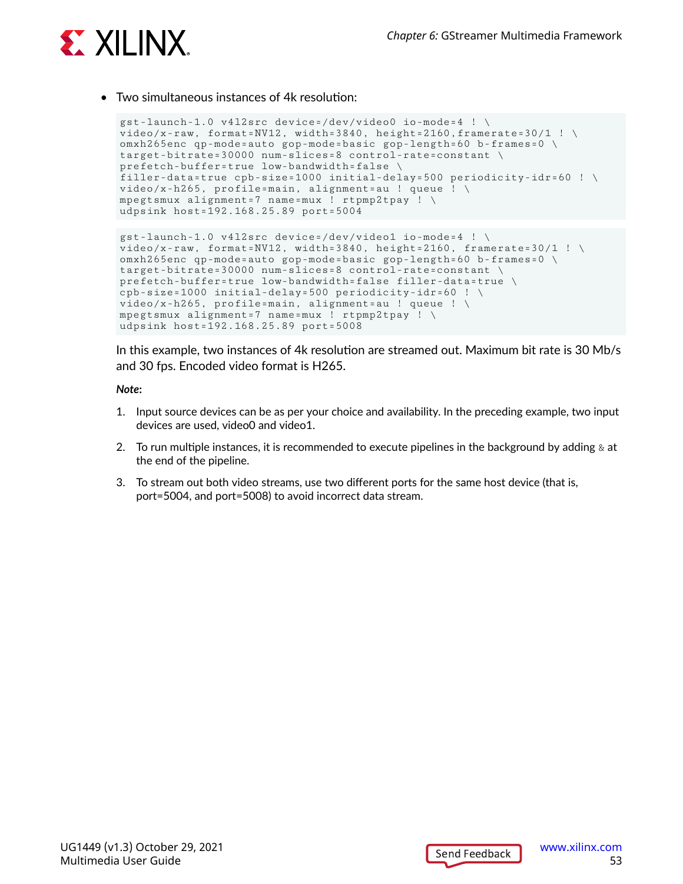- Two simultaneous instances of 4k resolution:

```
gst-launch-1.0 v4l2src device=/dev/video0 io-mode=4 ! \
video/x-raw, format=NV12, width=3840, height=2160,framerate=30/1 ! \
omxh265enc qp-mode=auto gop-mode=basic gop-length=60 b-frames=0 \
target-bitrate=30000 num-slices=8 control-rate=constant \
prefetch-buffer=true low-bandwidth=false \
filler-data=true cpb-size=1000 initial-delay=500 periodicity-idr=60 ! \
video/x-h265, profile=main, alignment=au ! queue ! \
mpegtsmux alignment=7 name=mux ! rtpmp2tpay ! \
udpsink host=192.168.25.89 port=5004
```

```
gst-launch-1.0 v4l2src device=/dev/video1 io-mode=4 ! \
video/x-raw, format=NV12, width=3840, height=2160, framerate=30/1 ! \
omxh265enc qp-mode=auto gop-mode=basic gop-length=60 b-frames=0 \
target-bitrate=30000 num-slices=8 control-rate=constant \
prefetch-buffer=true low-bandwidth=false filler-data=true \
cpb-size=1000 initial-delay=500 periodicity-idr=60 ! \
video/x-h265, profile=main, alignment=au ! queue ! \
mpegtsmux alignment=7 name=mux ! rtpmp2tpay ! \
udpsink host=192.168.25.89 port=5008
```

In this example, two instances of 4k resolution are streamed out. Maximum bit rate is 30 Mb/s and 30 fps. Encoded video format is H265.

***Note*:**

1. Input source devices can be as per your choice and availability. In the preceding example, two input devices are used, video0 and video1.
2. To run multiple instances, it is recommended to execute pipelines in the background by adding `&` at the end of the pipeline.
3. To stream out both video streams, use two different ports for the same host device (that is, port=5004, and port=5008) to avoid incorrect data stream.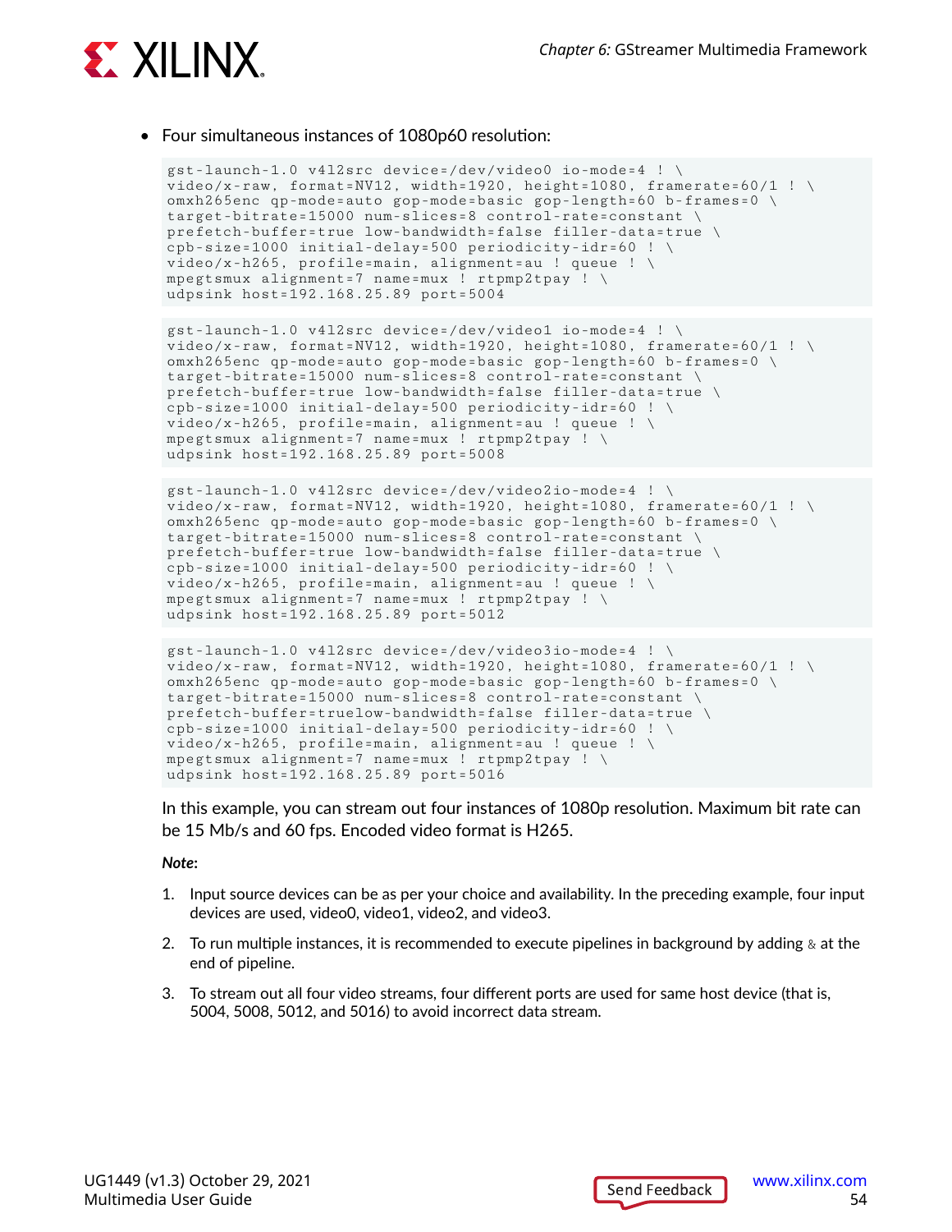- Four simultaneous instances of 1080p60 resolution:

```
gst-launch-1.0 v4l2src device=/dev/video0 io-mode=4 ! \
video/x-raw, format=NV12, width=1920, height=1080, framerate=60/1 ! \
omxh265enc qp-mode=auto gop-mode=basic gop-length=60 b-frames=0 \
target-bitrate=15000 num-slices=8 control-rate=constant \
prefetch-buffer=true low-bandwidth=false filler-data=true \
cpb-size=1000 initial-delay=500 periodicity-idr=60 ! \
video/x-h265, profile=main, alignment=au ! queue ! \
mpegtsmux alignment=7 name=mux ! rtpmp2tpay ! \
udpsink host=192.168.25.89 port=5004
```

```
gst-launch-1.0 v4l2src device=/dev/video1 io-mode=4 ! \
video/x-raw, format=NV12, width=1920, height=1080, framerate=60/1 ! \
omxh265enc qp-mode=auto gop-mode=basic gop-length=60 b-frames=0 \
target-bitrate=15000 num-slices=8 control-rate=constant \
prefetch-buffer=true low-bandwidth=false filler-data=true \
cpb-size=1000 initial-delay=500 periodicity-idr=60 ! \
video/x-h265, profile=main, alignment=au ! queue ! \
mpegtsmux alignment=7 name=mux ! rtpmp2tpay ! \
udpsink host=192.168.25.89 port=5008
```

```
gst-launch-1.0 v4l2src device=/dev/video2io-mode=4 ! \
video/x-raw, format=NV12, width=1920, height=1080, framerate=60/1 ! \
omxh265enc qp-mode=auto gop-mode=basic gop-length=60 b-frames=0 \
target-bitrate=15000 num-slices=8 control-rate=constant \
prefetch-buffer=true low-bandwidth=false filler-data=true \
cpb-size=1000 initial-delay=500 periodicity-idr=60 ! \
video/x-h265, profile=main, alignment=au ! queue ! \
mpegtsmux alignment=7 name=mux ! rtpmp2tpay ! \
udpsink host=192.168.25.89 port=5012
```

```
gst-launch-1.0 v4l2src device=/dev/video3io-mode=4 ! \
video/x-raw, format=NV12, width=1920, height=1080, framerate=60/1 ! \
omxh265enc qp-mode=auto gop-mode=basic gop-length=60 b-frames=0 \
target-bitrate=15000 num-slices=8 control-rate=constant \
prefetch-buffer=truelow-bandwidth=false filler-data=true \
cpb-size=1000 initial-delay=500 periodicity-idr=60 ! \
video/x-h265, profile=main, alignment=au ! queue ! \
mpegtsmux alignment=7 name=mux ! rtpmp2tpay ! \
udpsink host=192.168.25.89 port=5016
```

In this example, you can stream out four instances of 1080p resolution. Maximum bit rate can be 15 Mb/s and 60 fps. Encoded video format is H265.

***Note:***

1. Input source devices can be as per your choice and availability. In the preceding example, four input devices are used, video0, video1, video2, and video3.
2. To run multiple instances, it is recommended to execute pipelines in background by adding `&` at the end of pipeline.
3. To stream out all four video streams, four different ports are used for same host device (that is, 5004, 5008, 5012, and 5016) to avoid incorrect data stream.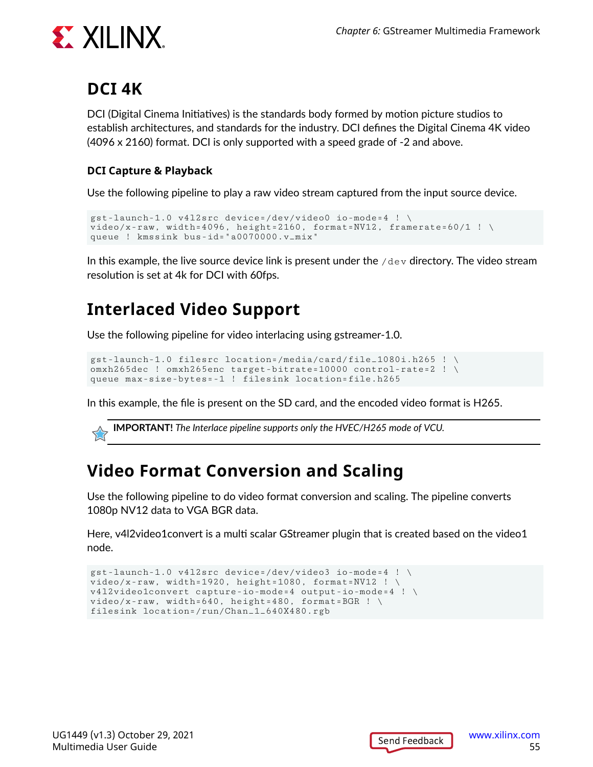## DCI 4K

DCI (Digital Cinema Initiatives) is the standards body formed by motion picture studios to establish architectures, and standards for the industry. DCI defines the Digital Cinema 4K video (4096 x 2160) format. DCI is only supported with a speed grade of -2 and above.

### DCI Capture & Playback

Use the following pipeline to play a raw video stream captured from the input source device.

```
gst-launch-1.0 v4l2src device=/dev/video0 io-mode=4 ! \
video/x-raw, width=4096, height=2160, format=NV12, framerate=60/1 ! \
queue ! kmssink bus-id="a0070000.v_mix"
```

In this example, the live source device link is present under the `/dev` directory. The video stream resolution is set at 4k for DCI with 60fps.

## Interlaced Video Support

Use the following pipeline for video interlacing using gstreamer-1.0.

```
gst-launch-1.0 filesrc location=/media/card/file_1080i.h265 ! \
omxh265dec ! omxh265enc target-bitrate=10000 control-rate=2 ! \
queue max-size-bytes=-1 ! filesink location=file.h265
```

In this example, the file is present on the SD card, and the encoded video format is H265.

> **IMPORTANT!** *The Interlace pipeline supports only the HVEC/H265 mode of VCU.*

## Video Format Conversion and Scaling

Use the following pipeline to do video format conversion and scaling. The pipeline converts 1080p NV12 data to VGA BGR data.

Here, v4l2video1convert is a multi scalar GStreamer plugin that is created based on the video1 node.

```
gst-launch-1.0 v4l2src device=/dev/video3 io-mode=4 ! \
video/x-raw, width=1920, height=1080, format=NV12 ! \
v4l2video1convert capture-io-mode=4 output-io-mode=4 ! \
video/x-raw, width=640, height=480, format=BGR ! \
filesink location=/run/Chan_1_640X480.rgb
```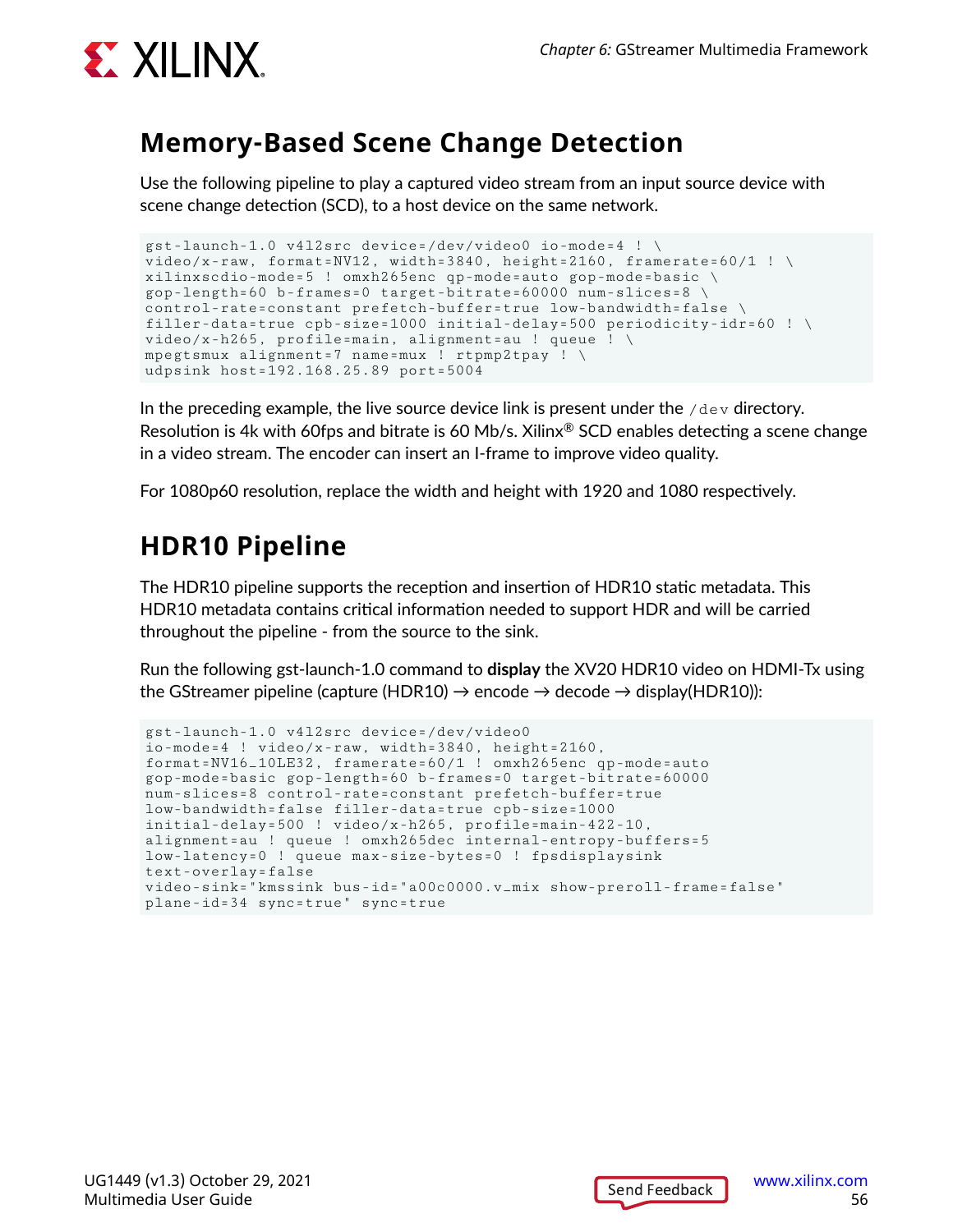## Memory-Based Scene Change Detection

Use the following pipeline to play a captured video stream from an input source device with scene change detection (SCD), to a host device on the same network.

```
gst-launch-1.0 v4l2src device=/dev/video0 io-mode=4 ! \
video/x-raw, format=NV12, width=3840, height=2160, framerate=60/1 ! \
xilinxscdio-mode=5 ! omxh265enc qp-mode=auto gop-mode=basic \
gop-length=60 b-frames=0 target-bitrate=60000 num-slices=8 \
control-rate=constant prefetch-buffer=true low-bandwidth=false \
filler-data=true cpb-size=1000 initial-delay=500 periodicity-idr=60 ! \
video/x-h265, profile=main, alignment=au ! queue ! \
mpegtsmux alignment=7 name=mux ! rtpmp2tpay ! \
udpsink host=192.168.25.89 port=5004
```

In the preceding example, the live source device link is present under the `/dev` directory. Resolution is 4k with 60fps and bitrate is 60 Mb/s. Xilinx® SCD enables detecting a scene change in a video stream. The encoder can insert an I-frame to improve video quality.

For 1080p60 resolution, replace the width and height with 1920 and 1080 respectively.

## HDR10 Pipeline

The HDR10 pipeline supports the reception and insertion of HDR10 static metadata. This HDR10 metadata contains critical information needed to support HDR and will be carried throughout the pipeline - from the source to the sink.

Run the following gst-launch-1.0 command to **display** the XV20 HDR10 video on HDMI-Tx using the GStreamer pipeline (capture (HDR10) → encode → decode → display(HDR10)):

```
gst-launch-1.0 v4l2src device=/dev/video0
io-mode=4 ! video/x-raw, width=3840, height=2160,
format=NV16_10LE32, framerate=60/1 ! omxh265enc qp-mode=auto
gop-mode=basic gop-length=60 b-frames=0 target-bitrate=60000
num-slices=8 control-rate=constant prefetch-buffer=true
low-bandwidth=false filler-data=true cpb-size=1000
initial-delay=500 ! video/x-h265, profile=main-422-10,
alignment=au ! queue ! omxh265dec internal-entropy-buffers=5
low-latency=0 ! queue max-size-bytes=0 ! fpsdisplaysink
text-overlay=false
video-sink="kmssink bus-id="a00c0000.v_mix show-preroll-frame=false"
plane-id=34 sync=true" sync=true
```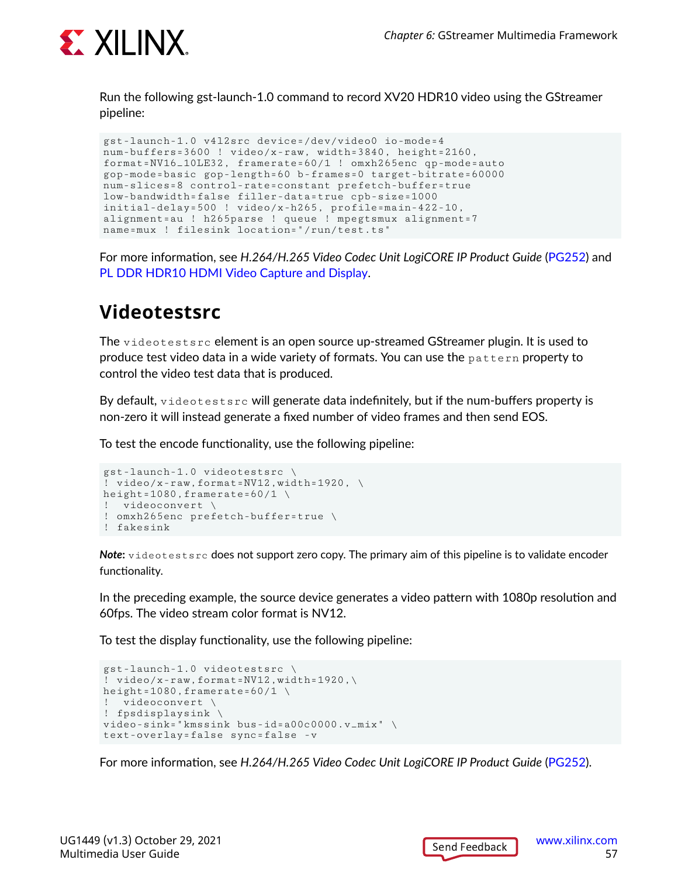Run the following gst-launch-1.0 command to record XV20 HDR10 video using the GStreamer pipeline:

```
gst-launch-1.0 v4l2src device=/dev/video0 io-mode=4
num-buffers=3600 ! video/x-raw, width=3840, height=2160,
format=NV16_10LE32, framerate=60/1 ! omxh265enc qp-mode=auto
gop-mode=basic gop-length=60 b-frames=0 target-bitrate=60000
num-slices=8 control-rate=constant prefetch-buffer=true
low-bandwidth=false filler-data=true cpb-size=1000
initial-delay=500 ! video/x-h265, profile=main-422-10,
alignment=au ! h265parse ! queue ! mpegtsmux alignment=7
name=mux ! filesink location="/run/test.ts"
```

For more information, see *H.264/H.265 Video Codec Unit LogiCORE IP Product Guide* (PG252) and PL DDR HDR10 HDMI Video Capture and Display.

## Videotestsrc

The `videotestsrc` element is an open source up-streamed GStreamer plugin. It is used to produce test video data in a wide variety of formats. You can use the `pattern` property to control the video test data that is produced.

By default, `videotestsrc` will generate data indefinitely, but if the num-buffers property is non-zero it will instead generate a fixed number of video frames and then send EOS.

To test the encode functionality, use the following pipeline:

```
gst-launch-1.0 videotestsrc \
! video/x-raw,format=NV12,width=1920, \
height=1080,framerate=60/1 \
!  videoconvert \
! omxh265enc prefetch-buffer=true \
! fakesink
```

***Note*:** `videotestsrc` does not support zero copy. The primary aim of this pipeline is to validate encoder functionality.

In the preceding example, the source device generates a video pattern with 1080p resolution and 60fps. The video stream color format is NV12.

To test the display functionality, use the following pipeline:

```
gst-launch-1.0 videotestsrc \
! video/x-raw,format=NV12,width=1920,\
height=1080,framerate=60/1 \
!  videoconvert \
! fpsdisplaysink \
video-sink="kmssink bus-id=a00c0000.v_mix" \
text-overlay=false sync=false -v
```

For more information, see *H.264/H.265 Video Codec Unit LogiCORE IP Product Guide* (PG252).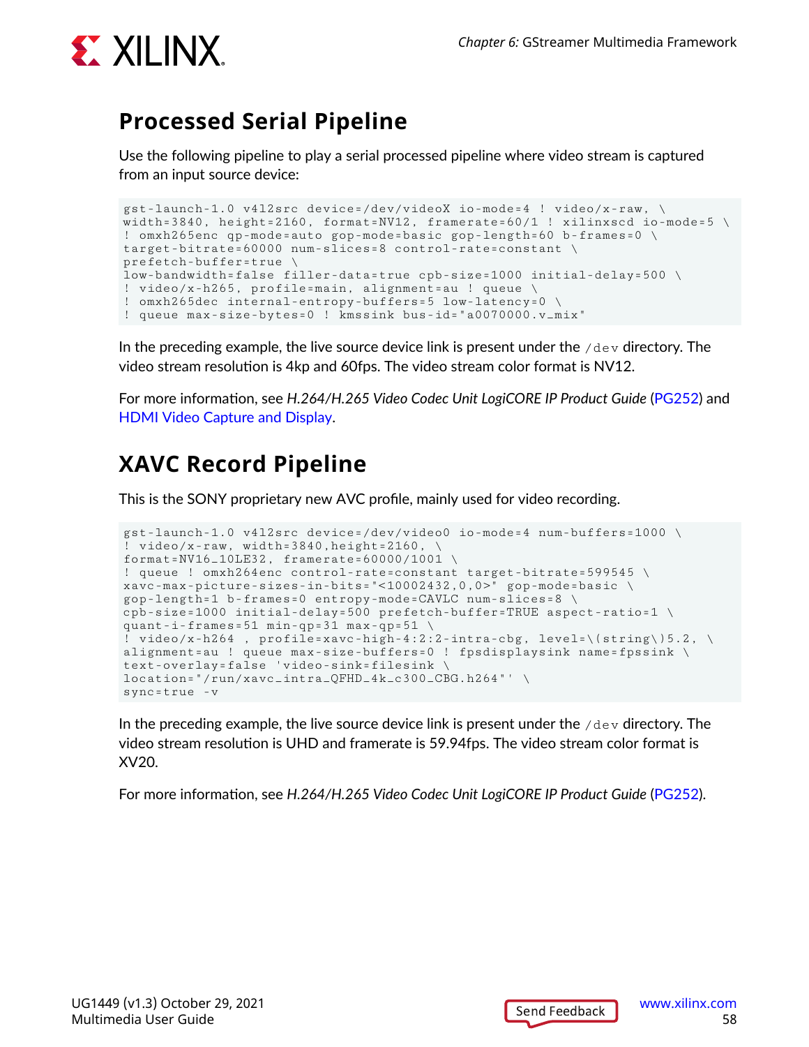## Processed Serial Pipeline

Use the following pipeline to play a serial processed pipeline where video stream is captured from an input source device:

```
gst-launch-1.0 v4l2src device=/dev/videoX io-mode=4 ! video/x-raw, \
width=3840, height=2160, format=NV12, framerate=60/1 ! xilinxscd io-mode=5 \
! omxh265enc qp-mode=auto gop-mode=basic gop-length=60 b-frames=0 \
target-bitrate=60000 num-slices=8 control-rate=constant \
prefetch-buffer=true \
low-bandwidth=false filler-data=true cpb-size=1000 initial-delay=500 \
! video/x-h265, profile=main, alignment=au ! queue \
! omxh265dec internal-entropy-buffers=5 low-latency=0 \
! queue max-size-bytes=0 ! kmssink bus-id="a0070000.v_mix"
```

In the preceding example, the live source device link is present under the `/dev` directory. The video stream resolution is 4kp and 60fps. The video stream color format is NV12.

For more information, see *H.264/H.265 Video Codec Unit LogiCORE IP Product Guide* (PG252) and HDMI Video Capture and Display.

## XAVC Record Pipeline

This is the SONY proprietary new AVC profile, mainly used for video recording.

```
gst-launch-1.0 v4l2src device=/dev/video0 io-mode=4 num-buffers=1000 \
! video/x-raw, width=3840,height=2160, \
format=NV16_10LE32, framerate=60000/1001 \
! queue ! omxh264enc control-rate=constant target-bitrate=599545 \
xavc-max-picture-sizes-in-bits="<10002432,0,0>" gop-mode=basic \
gop-length=1 b-frames=0 entropy-mode=CAVLC num-slices=8 \
cpb-size=1000 initial-delay=500 prefetch-buffer=TRUE aspect-ratio=1 \
quant-i-frames=51 min-qp=31 max-qp=51 \
! video/x-h264 , profile=xavc-high-4:2:2-intra-cbg, level=\(string\)5.2, \
alignment=au ! queue max-size-buffers=0 ! fpsdisplaysink name=fpssink \
text-overlay=false 'video-sink=filesink \
location="/run/xavc_intra_QFHD_4k_c300_CBG.h264"' \
sync=true -v
```

In the preceding example, the live source device link is present under the `/dev` directory. The video stream resolution is UHD and framerate is 59.94fps. The video stream color format is XV20.

For more information, see *H.264/H.265 Video Codec Unit LogiCORE IP Product Guide* (PG252).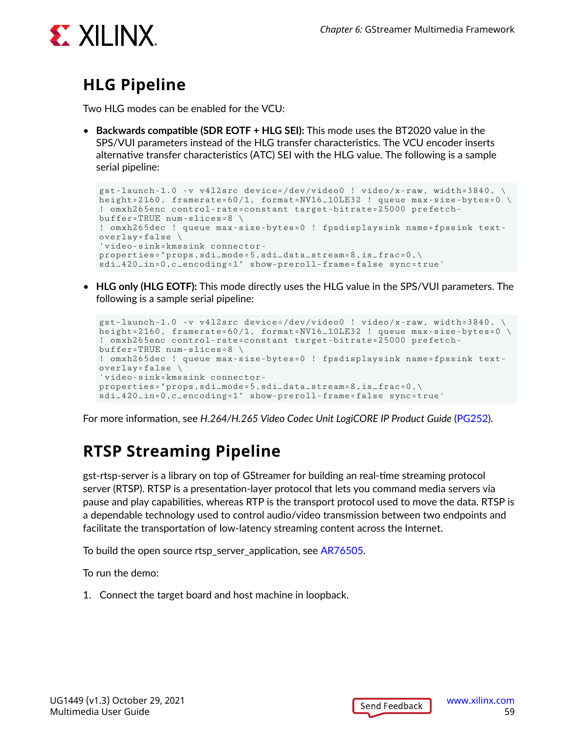## HLG Pipeline

Two HLG modes can be enabled for the VCU:

- **Backwards compatible (SDR EOTF + HLG SEI):** This mode uses the BT2020 value in the SPS/VUI parameters instead of the HLG transfer characteristics. The VCU encoder inserts alternative transfer characteristics (ATC) SEI with the HLG value. The following is a sample serial pipeline:

```
gst-launch-1.0 -v v4l2src device=/dev/video0 ! video/x-raw, width=3840, \
height=2160, framerate=60/1, format=NV16_10LE32 ! queue max-size-bytes=0 \
! omxh265enc control-rate=constant target-bitrate=25000 prefetch-
buffer=TRUE num-slices=8 \
! omxh265dec ! queue max-size-bytes=0 ! fpsdisplaysink name=fpssink text-
overlay=false \
'video-sink=kmssink connector-
properties="props,sdi_mode=5,sdi_data_stream=8,is_frac=0,\
sdi_420_in=0,c_encoding=1" show-preroll-frame=false sync=true'
```

- **HLG only (HLG EOTF):** This mode directly uses the HLG value in the SPS/VUI parameters. The following is a sample serial pipeline:

```
gst-launch-1.0 -v v4l2src device=/dev/video0 ! video/x-raw, width=3840, \
height=2160, framerate=60/1, format=NV16_10LE32 ! queue max-size-bytes=0 \
! omxh265enc control-rate=constant target-bitrate=25000 prefetch-
buffer=TRUE num-slices=8 \
! omxh265dec ! queue max-size-bytes=0 ! fpsdisplaysink name=fpssink text-
overlay=false \
'video-sink=kmssink connector-
properties="props,sdi_mode=5,sdi_data_stream=8,is_frac=0,\
sdi_420_in=0,c_encoding=1" show-preroll-frame=false sync=true'
```

For more information, see *H.264/H.265 Video Codec Unit LogiCORE IP Product Guide* (PG252).

## RTSP Streaming Pipeline

gst-rtsp-server is a library on top of GStreamer for building an real-time streaming protocol server (RTSP). RTSP is a presentation-layer protocol that lets you command media servers via pause and play capabilities, whereas RTP is the transport protocol used to move the data. RTSP is a dependable technology used to control audio/video transmission between two endpoints and facilitate the transportation of low-latency streaming content across the Internet.

To build the open source rtsp_server_application, see AR76505.

To run the demo:

1. Connect the target board and host machine in loopback.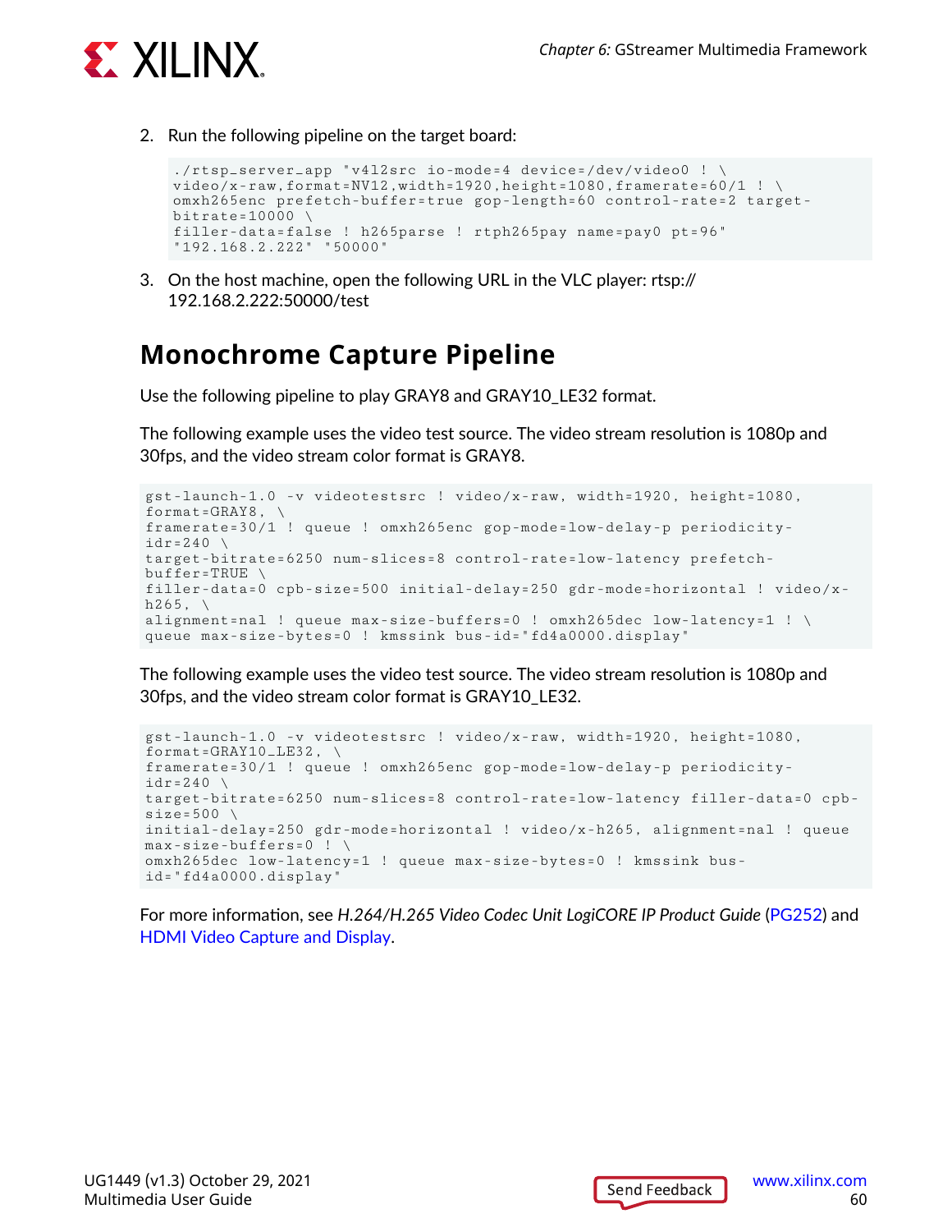2. Run the following pipeline on the target board:

```
./rtsp_server_app "v4l2src io-mode=4 device=/dev/video0 ! \
video/x-raw,format=NV12,width=1920,height=1080,framerate=60/1 ! \
omxh265enc prefetch-buffer=true gop-length=60 control-rate=2 target-
bitrate=10000 \
filler-data=false ! h265parse ! rtph265pay name=pay0 pt=96"
"192.168.2.222" "50000"
```

3. On the host machine, open the following URL in the VLC player: rtsp://192.168.2.222:50000/test

## Monochrome Capture Pipeline

Use the following pipeline to play GRAY8 and GRAY10_LE32 format.

The following example uses the video test source. The video stream resolution is 1080p and 30fps, and the video stream color format is GRAY8.

```
gst-launch-1.0 -v videotestsrc ! video/x-raw, width=1920, height=1080,
format=GRAY8, \
framerate=30/1 ! queue ! omxh265enc gop-mode=low-delay-p periodicity-
idr=240 \
target-bitrate=6250 num-slices=8 control-rate=low-latency prefetch-
buffer=TRUE \
filler-data=0 cpb-size=500 initial-delay=250 gdr-mode=horizontal ! video/x-
h265, \
alignment=nal ! queue max-size-buffers=0 ! omxh265dec low-latency=1 ! \
queue max-size-bytes=0 ! kmssink bus-id="fd4a0000.display"
```

The following example uses the video test source. The video stream resolution is 1080p and 30fps, and the video stream color format is GRAY10_LE32.

```
gst-launch-1.0 -v videotestsrc ! video/x-raw, width=1920, height=1080,
format=GRAY10_LE32, \
framerate=30/1 ! queue ! omxh265enc gop-mode=low-delay-p periodicity-
idr=240 \
target-bitrate=6250 num-slices=8 control-rate=low-latency filler-data=0 cpb-
size=500 \
initial-delay=250 gdr-mode=horizontal ! video/x-h265, alignment=nal ! queue
max-size-buffers=0 ! \
omxh265dec low-latency=1 ! queue max-size-bytes=0 ! kmssink bus-
id="fd4a0000.display"
```

For more information, see *H.264/H.265 Video Codec Unit LogiCORE IP Product Guide* (PG252) and HDMI Video Capture and Display.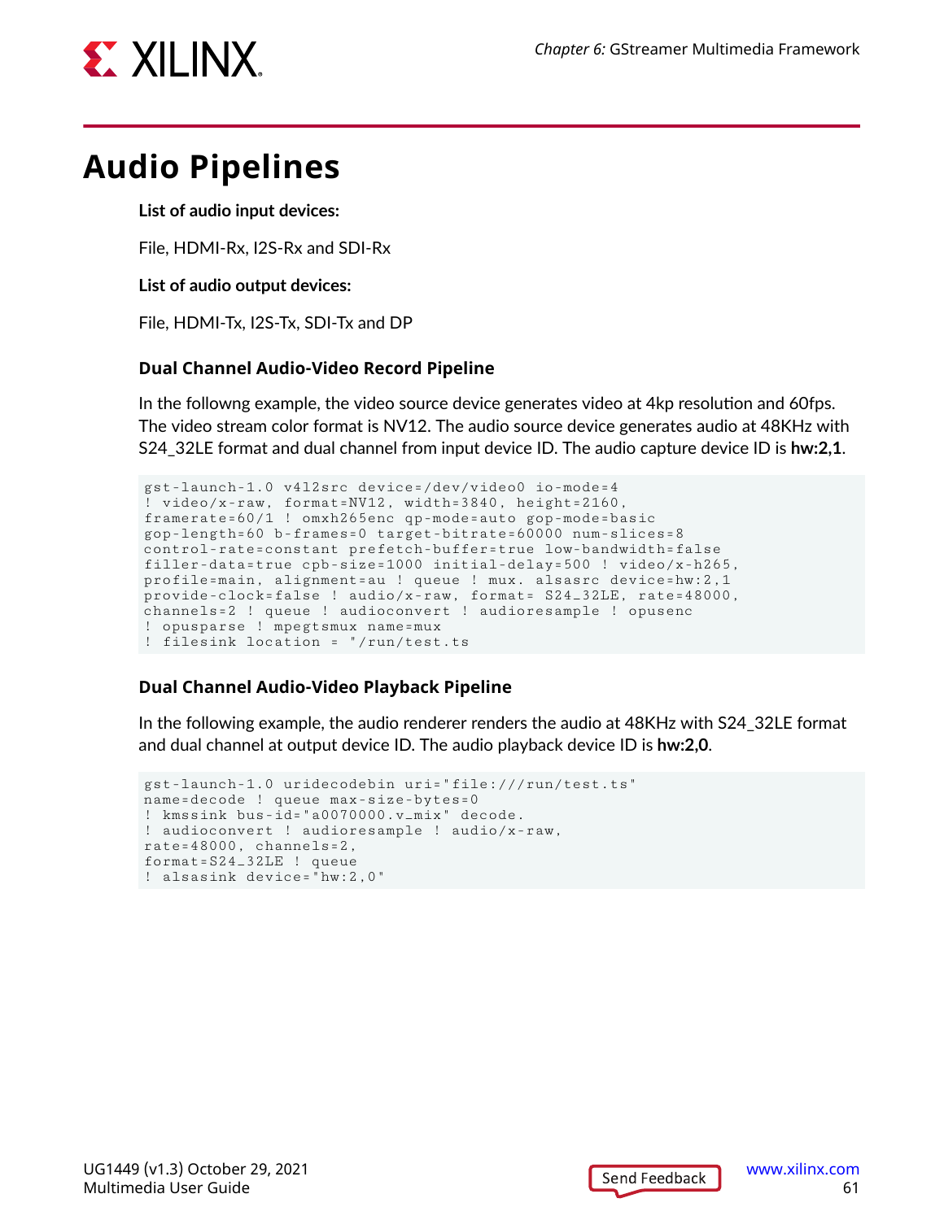# Audio Pipelines

**List of audio input devices:**

File, HDMI-Rx, I2S-Rx and SDI-Rx

**List of audio output devices:**

File, HDMI-Tx, I2S-Tx, SDI-Tx and DP

### Dual Channel Audio-Video Record Pipeline

In the followng example, the video source device generates video at 4kp resolution and 60fps. The video stream color format is NV12. The audio source device generates audio at 48KHz with S24_32LE format and dual channel from input device ID. The audio capture device ID is **hw:2,1**.

```
gst-launch-1.0 v4l2src device=/dev/video0 io-mode=4
! video/x-raw, format=NV12, width=3840, height=2160,
framerate=60/1 ! omxh265enc qp-mode=auto gop-mode=basic
gop-length=60 b-frames=0 target-bitrate=60000 num-slices=8
control-rate=constant prefetch-buffer=true low-bandwidth=false
filler-data=true cpb-size=1000 initial-delay=500 ! video/x-h265,
profile=main, alignment=au ! queue ! mux. alsasrc device=hw:2,1
provide-clock=false ! audio/x-raw, format= S24_32LE, rate=48000,
channels=2 ! queue ! audioconvert ! audioresample ! opusenc
! opusparse ! mpegtsmux name=mux
! filesink location = "/run/test.ts
```

### Dual Channel Audio-Video Playback Pipeline

In the following example, the audio renderer renders the audio at 48KHz with S24_32LE format and dual channel at output device ID. The audio playback device ID is **hw:2,0**.

```
gst-launch-1.0 uridecodebin uri="file:///run/test.ts"
name=decode ! queue max-size-bytes=0
! kmssink bus-id="a0070000.v_mix" decode.
! audioconvert ! audioresample ! audio/x-raw,
rate=48000, channels=2,
format=S24_32LE ! queue
! alsasink device="hw:2,0"
```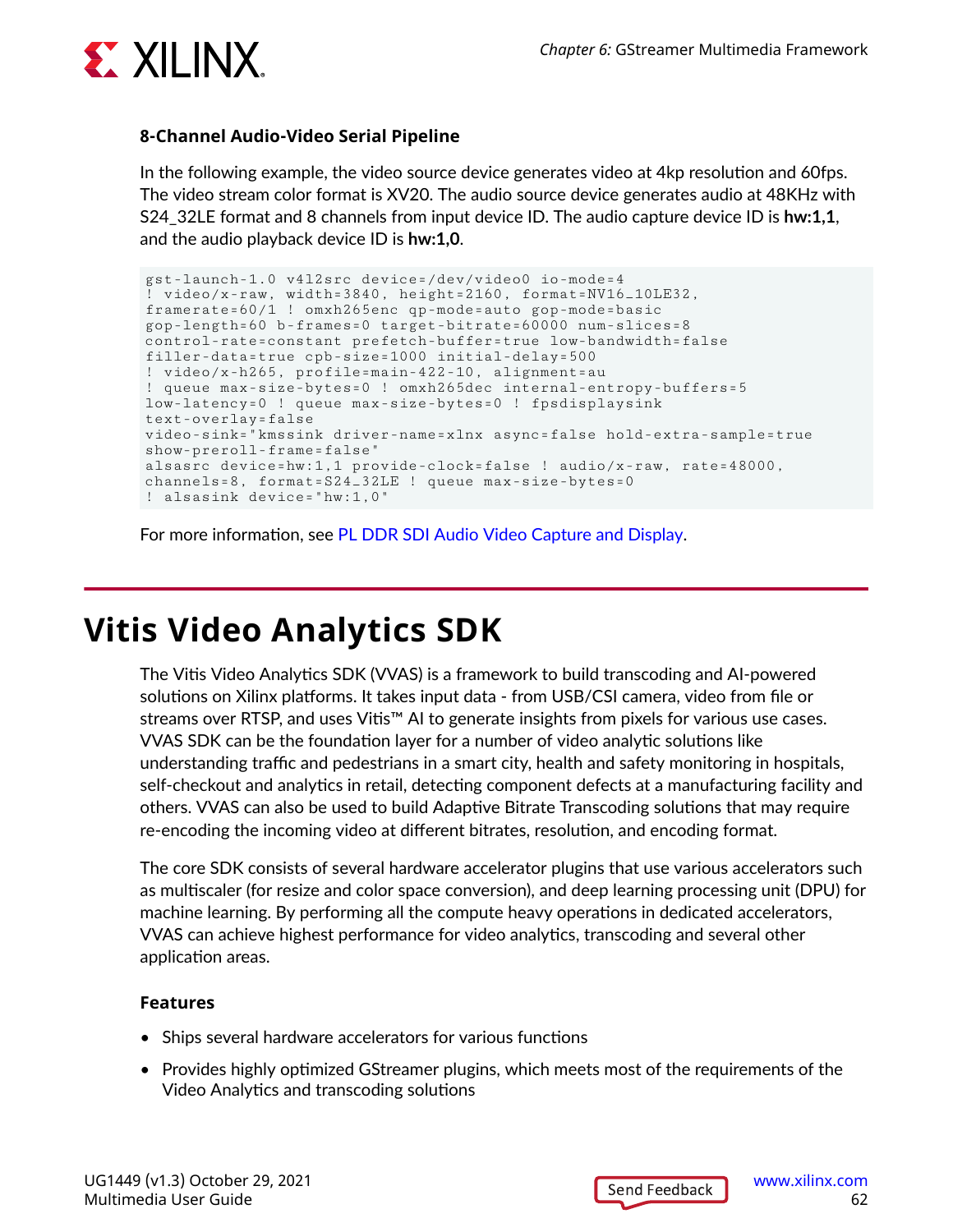### 8-Channel Audio-Video Serial Pipeline

In the following example, the video source device generates video at 4kp resolution and 60fps. The video stream color format is XV20. The audio source device generates audio at 48KHz with S24_32LE format and 8 channels from input device ID. The audio capture device ID is **hw:1,1**, and the audio playback device ID is **hw:1,0**.

```
gst-launch-1.0 v4l2src device=/dev/video0 io-mode=4
! video/x-raw, width=3840, height=2160, format=NV16_10LE32,
framerate=60/1 ! omxh265enc qp-mode=auto gop-mode=basic
gop-length=60 b-frames=0 target-bitrate=60000 num-slices=8
control-rate=constant prefetch-buffer=true low-bandwidth=false
filler-data=true cpb-size=1000 initial-delay=500
! video/x-h265, profile=main-422-10, alignment=au
! queue max-size-bytes=0 ! omxh265dec internal-entropy-buffers=5
low-latency=0 ! queue max-size-bytes=0 ! fpsdisplaysink
text-overlay=false
video-sink="kmssink driver-name=xlnx async=false hold-extra-sample=true
show-preroll-frame=false"
alsasrc device=hw:1,1 provide-clock=false ! audio/x-raw, rate=48000,
channels=8, format=S24_32LE ! queue max-size-bytes=0
! alsasink device="hw:1,0"
```

For more information, see PL DDR SDI Audio Video Capture and Display.

# Vitis Video Analytics SDK

The Vitis Video Analytics SDK (VVAS) is a framework to build transcoding and AI-powered solutions on Xilinx platforms. It takes input data - from USB/CSI camera, video from file or streams over RTSP, and uses Vitis™ AI to generate insights from pixels for various use cases. VVAS SDK can be the foundation layer for a number of video analytic solutions like understanding traffic and pedestrians in a smart city, health and safety monitoring in hospitals, self-checkout and analytics in retail, detecting component defects at a manufacturing facility and others. VVAS can also be used to build Adaptive Bitrate Transcoding solutions that may require re-encoding the incoming video at different bitrates, resolution, and encoding format.

The core SDK consists of several hardware accelerator plugins that use various accelerators such as multiscaler (for resize and color space conversion), and deep learning processing unit (DPU) for machine learning. By performing all the compute heavy operations in dedicated accelerators, VVAS can achieve highest performance for video analytics, transcoding and several other application areas.

### Features

- Ships several hardware accelerators for various functions
- Provides highly optimized GStreamer plugins, which meets most of the requirements of the Video Analytics and transcoding solutions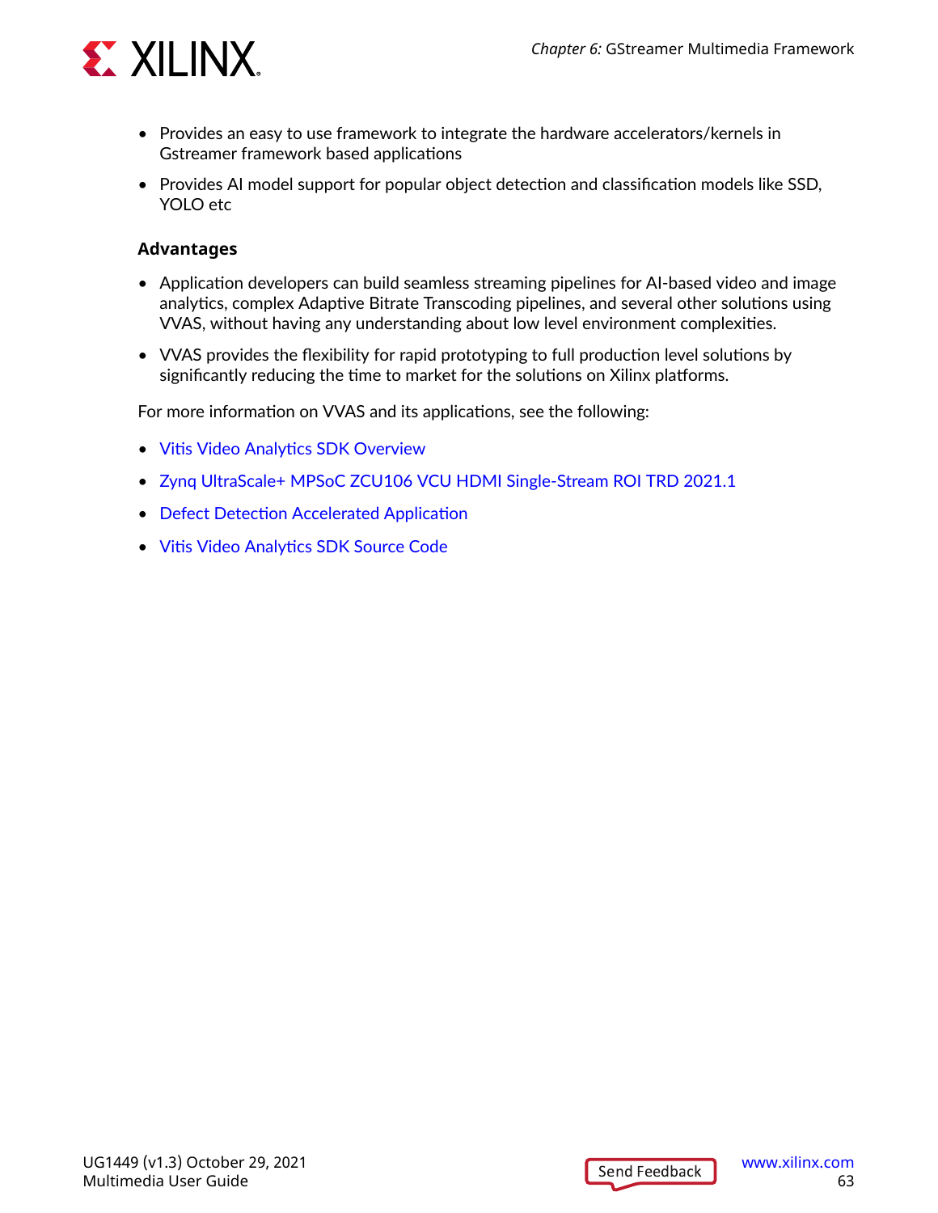- Provides an easy to use framework to integrate the hardware accelerators/kernels in Gstreamer framework based applications
- Provides AI model support for popular object detection and classification models like SSD, YOLO etc

#### Advantages

- Application developers can build seamless streaming pipelines for AI-based video and image analytics, complex Adaptive Bitrate Transcoding pipelines, and several other solutions using VVAS, without having any understanding about low level environment complexities.
- VVAS provides the flexibility for rapid prototyping to full production level solutions by significantly reducing the time to market for the solutions on Xilinx platforms.

For more information on VVAS and its applications, see the following:

- Vitis Video Analytics SDK Overview
- Zynq UltraScale+ MPSoC ZCU106 VCU HDMI Single-Stream ROI TRD 2021.1
- Defect Detection Accelerated Application
- Vitis Video Analytics SDK Source Code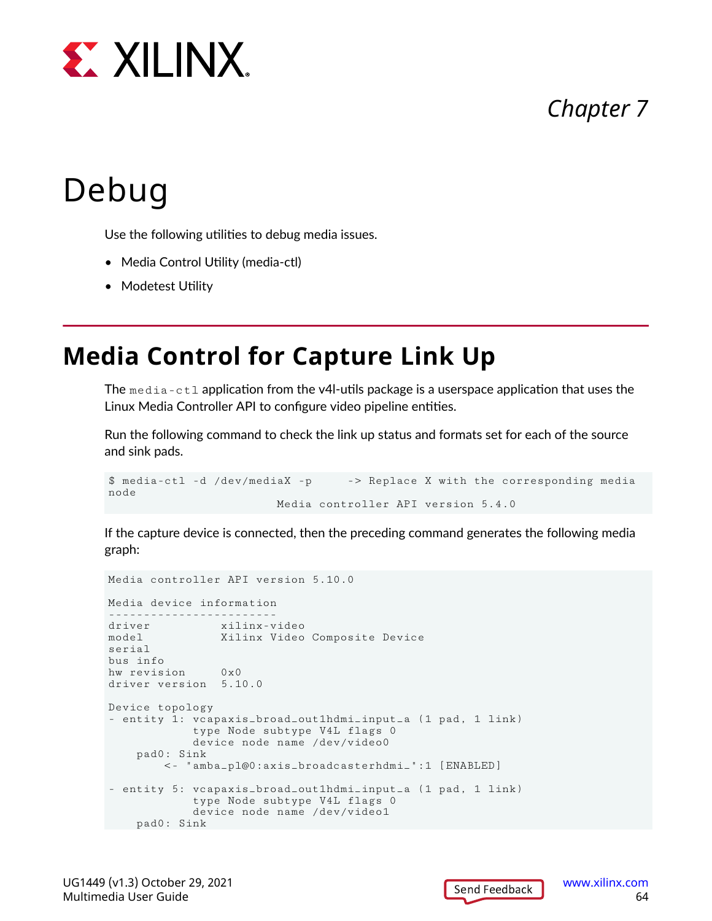# Chapter 7

# Debug

Use the following utilities to debug media issues.

- Media Control Utility (media-ctl)
- Modetest Utility

## Media Control for Capture Link Up

The `media-ctl` application from the v4l-utils package is a userspace application that uses the Linux Media Controller API to configure video pipeline entities.

Run the following command to check the link up status and formats set for each of the source and sink pads.

```
$ media-ctl -d /dev/mediaX -p      -> Replace X with the corresponding media node
                        Media controller API version 5.4.0
```

If the capture device is connected, then the preceding command generates the following media graph:

```
Media controller API version 5.10.0

Media device information
------------------------
driver          xilinx-video
model           Xilinx Video Composite Device
serial
bus info
hw revision     0x0
driver version  5.10.0

Device topology
- entity 1: vcapaxis_broad_out1hdmi_input_a (1 pad, 1 link)
            type Node subtype V4L flags 0
            device node name /dev/video0
    pad0: Sink
        <- "amba_pl@0:axis_broadcasterhdmi_":1 [ENABLED]

- entity 5: vcapaxis_broad_out1hdmi_input_a (1 pad, 1 link)
            type Node subtype V4L flags 0
            device node name /dev/video1
    pad0: Sink
```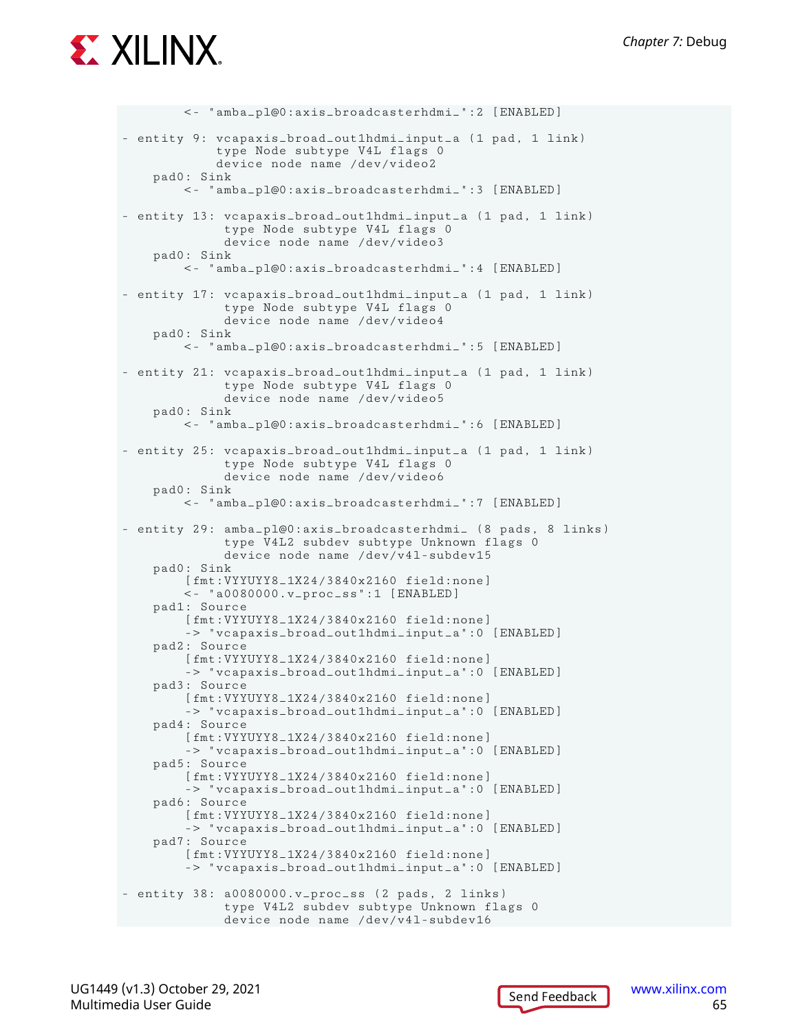```
        <- "amba_pl@0:axis_broadcasterhdmi_":2 [ENABLED]

- entity 9: vcapaxis_broad_out1hdmi_input_a (1 pad, 1 link)
            type Node subtype V4L flags 0
            device node name /dev/video2
    pad0: Sink
        <- "amba_pl@0:axis_broadcasterhdmi_":3 [ENABLED]

- entity 13: vcapaxis_broad_out1hdmi_input_a (1 pad, 1 link)
             type Node subtype V4L flags 0
             device node name /dev/video3
    pad0: Sink
        <- "amba_pl@0:axis_broadcasterhdmi_":4 [ENABLED]

- entity 17: vcapaxis_broad_out1hdmi_input_a (1 pad, 1 link)
             type Node subtype V4L flags 0
             device node name /dev/video4
    pad0: Sink
        <- "amba_pl@0:axis_broadcasterhdmi_":5 [ENABLED]

- entity 21: vcapaxis_broad_out1hdmi_input_a (1 pad, 1 link)
             type Node subtype V4L flags 0
             device node name /dev/video5
    pad0: Sink
        <- "amba_pl@0:axis_broadcasterhdmi_":6 [ENABLED]

- entity 25: vcapaxis_broad_out1hdmi_input_a (1 pad, 1 link)
             type Node subtype V4L flags 0
             device node name /dev/video6
    pad0: Sink
        <- "amba_pl@0:axis_broadcasterhdmi_":7 [ENABLED]

- entity 29: amba_pl@0:axis_broadcasterhdmi_ (8 pads, 8 links)
             type V4L2 subdev subtype Unknown flags 0
             device node name /dev/v4l-subdev15
    pad0: Sink
        [fmt:VYYUYY8_1X24/3840x2160 field:none]
        <- "a0080000.v_proc_ss":1 [ENABLED]
    pad1: Source
        [fmt:VYYUYY8_1X24/3840x2160 field:none]
        -> "vcapaxis_broad_out1hdmi_input_a":0 [ENABLED]
    pad2: Source
        [fmt:VYYUYY8_1X24/3840x2160 field:none]
        -> "vcapaxis_broad_out1hdmi_input_a":0 [ENABLED]
    pad3: Source
        [fmt:VYYUYY8_1X24/3840x2160 field:none]
        -> "vcapaxis_broad_out1hdmi_input_a":0 [ENABLED]
    pad4: Source
        [fmt:VYYUYY8_1X24/3840x2160 field:none]
        -> "vcapaxis_broad_out1hdmi_input_a":0 [ENABLED]
    pad5: Source
        [fmt:VYYUYY8_1X24/3840x2160 field:none]
        -> "vcapaxis_broad_out1hdmi_input_a":0 [ENABLED]
    pad6: Source
        [fmt:VYYUYY8_1X24/3840x2160 field:none]
        -> "vcapaxis_broad_out1hdmi_input_a":0 [ENABLED]
    pad7: Source
        [fmt:VYYUYY8_1X24/3840x2160 field:none]
        -> "vcapaxis_broad_out1hdmi_input_a":0 [ENABLED]

- entity 38: a0080000.v_proc_ss (2 pads, 2 links)
             type V4L2 subdev subtype Unknown flags 0
             device node name /dev/v4l-subdev16
```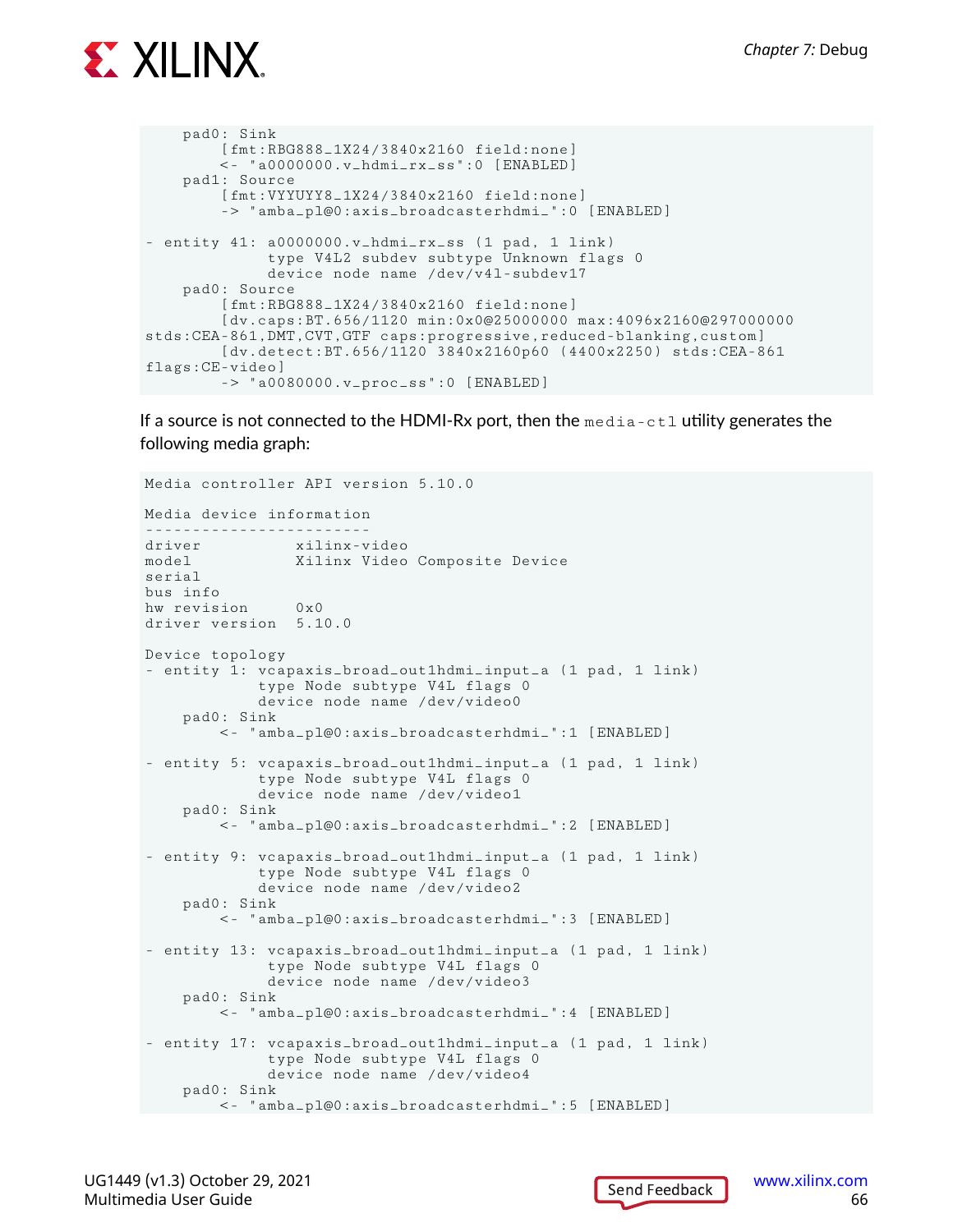```
    pad0: Sink
        [fmt:RBG888_1X24/3840x2160 field:none]
        <- "a0000000.v_hdmi_rx_ss":0 [ENABLED]
    pad1: Source
        [fmt:VYYUYY8_1X24/3840x2160 field:none]
        -> "amba_pl@0:axis_broadcasterhdmi_":0 [ENABLED]

- entity 41: a0000000.v_hdmi_rx_ss (1 pad, 1 link)
             type V4L2 subdev subtype Unknown flags 0
             device node name /dev/v4l-subdev17
    pad0: Source
        [fmt:RBG888_1X24/3840x2160 field:none]
        [dv.caps:BT.656/1120 min:0x0@25000000 max:4096x2160@297000000
stds:CEA-861,DMT,CVT,GTF caps:progressive,reduced-blanking,custom]
        [dv.detect:BT.656/1120 3840x2160p60 (4400x2250) stds:CEA-861
flags:CE-video]
        -> "a0080000.v_proc_ss":0 [ENABLED]
```

If a source is not connected to the HDMI-Rx port, then the `media-ctl` utility generates the following media graph:

```
Media controller API version 5.10.0

Media device information
------------------------
driver          xilinx-video
model           Xilinx Video Composite Device
serial
bus info
hw revision     0x0
driver version  5.10.0

Device topology
- entity 1: vcapaxis_broad_out1hdmi_input_a (1 pad, 1 link)
            type Node subtype V4L flags 0
            device node name /dev/video0
    pad0: Sink
        <- "amba_pl@0:axis_broadcasterhdmi_":1 [ENABLED]

- entity 5: vcapaxis_broad_out1hdmi_input_a (1 pad, 1 link)
            type Node subtype V4L flags 0
            device node name /dev/video1
    pad0: Sink
        <- "amba_pl@0:axis_broadcasterhdmi_":2 [ENABLED]

- entity 9: vcapaxis_broad_out1hdmi_input_a (1 pad, 1 link)
            type Node subtype V4L flags 0
            device node name /dev/video2
    pad0: Sink
        <- "amba_pl@0:axis_broadcasterhdmi_":3 [ENABLED]

- entity 13: vcapaxis_broad_out1hdmi_input_a (1 pad, 1 link)
             type Node subtype V4L flags 0
             device node name /dev/video3
    pad0: Sink
        <- "amba_pl@0:axis_broadcasterhdmi_":4 [ENABLED]

- entity 17: vcapaxis_broad_out1hdmi_input_a (1 pad, 1 link)
             type Node subtype V4L flags 0
             device node name /dev/video4
    pad0: Sink
        <- "amba_pl@0:axis_broadcasterhdmi_":5 [ENABLED]
```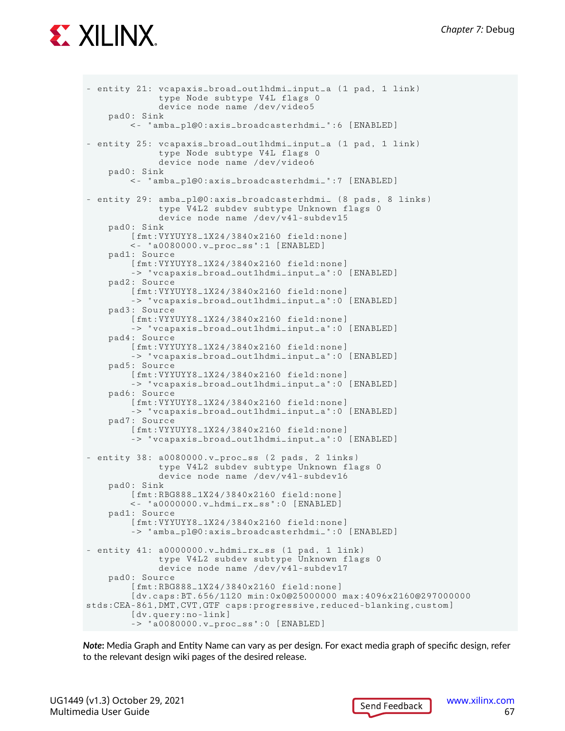```
- entity 21: vcapaxis_broad_out1hdmi_input_a (1 pad, 1 link)
             type Node subtype V4L flags 0
             device node name /dev/video5
    pad0: Sink
        <- "amba_pl@0:axis_broadcasterhdmi_":6 [ENABLED]

- entity 25: vcapaxis_broad_out1hdmi_input_a (1 pad, 1 link)
             type Node subtype V4L flags 0
             device node name /dev/video6
    pad0: Sink
        <- "amba_pl@0:axis_broadcasterhdmi_":7 [ENABLED]

- entity 29: amba_pl@0:axis_broadcasterhdmi_ (8 pads, 8 links)
             type V4L2 subdev subtype Unknown flags 0
             device node name /dev/v4l-subdev15
    pad0: Sink
        [fmt:VYYUYY8_1X24/3840x2160 field:none]
        <- "a0080000.v_proc_ss":1 [ENABLED]
    pad1: Source
        [fmt:VYYUYY8_1X24/3840x2160 field:none]
        -> "vcapaxis_broad_out1hdmi_input_a":0 [ENABLED]
    pad2: Source
        [fmt:VYYUYY8_1X24/3840x2160 field:none]
        -> "vcapaxis_broad_out1hdmi_input_a":0 [ENABLED]
    pad3: Source
        [fmt:VYYUYY8_1X24/3840x2160 field:none]
        -> "vcapaxis_broad_out1hdmi_input_a":0 [ENABLED]
    pad4: Source
        [fmt:VYYUYY8_1X24/3840x2160 field:none]
        -> "vcapaxis_broad_out1hdmi_input_a":0 [ENABLED]
    pad5: Source
        [fmt:VYYUYY8_1X24/3840x2160 field:none]
        -> "vcapaxis_broad_out1hdmi_input_a":0 [ENABLED]
    pad6: Source
        [fmt:VYYUYY8_1X24/3840x2160 field:none]
        -> "vcapaxis_broad_out1hdmi_input_a":0 [ENABLED]
    pad7: Source
        [fmt:VYYUYY8_1X24/3840x2160 field:none]
        -> "vcapaxis_broad_out1hdmi_input_a":0 [ENABLED]

- entity 38: a0080000.v_proc_ss (2 pads, 2 links)
             type V4L2 subdev subtype Unknown flags 0
             device node name /dev/v4l-subdev16
    pad0: Sink
        [fmt:RBG888_1X24/3840x2160 field:none]
        <- "a0000000.v_hdmi_rx_ss":0 [ENABLED]
    pad1: Source
        [fmt:VYYUYY8_1X24/3840x2160 field:none]
        -> "amba_pl@0:axis_broadcasterhdmi_":0 [ENABLED]

- entity 41: a0000000.v_hdmi_rx_ss (1 pad, 1 link)
             type V4L2 subdev subtype Unknown flags 0
             device node name /dev/v4l-subdev17
    pad0: Source
        [fmt:RBG888_1X24/3840x2160 field:none]
        [dv.caps:BT.656/1120 min:0x0@25000000 max:4096x2160@297000000
stds:CEA-861,DMT,CVT,GTF caps:progressive,reduced-blanking,custom]
        [dv.query:no-link]
        -> "a0080000.v_proc_ss":0 [ENABLED]
```

***Note*:** Media Graph and Entity Name can vary as per design. For exact media graph of specific design, refer to the relevant design wiki pages of the desired release.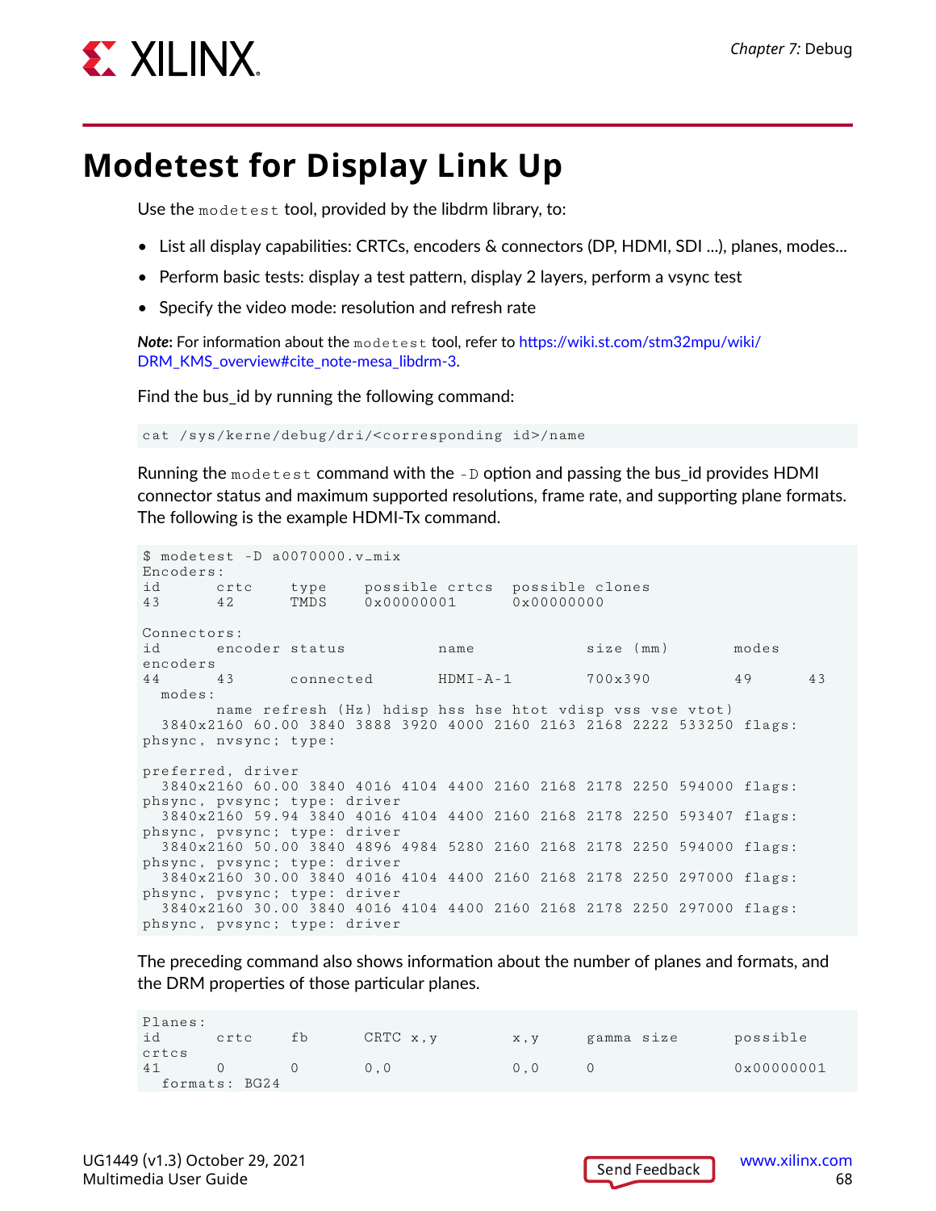# Modetest for Display Link Up

Use the `modetest` tool, provided by the libdrm library, to:

- List all display capabilities: CRTCs, encoders & connectors (DP, HDMI, SDI ...), planes, modes...
- Perform basic tests: display a test pattern, display 2 layers, perform a vsync test
- Specify the video mode: resolution and refresh rate

***Note*:** For information about the `modetest` tool, refer to https://wiki.st.com/stm32mpu/wiki/DRM_KMS_overview#cite_note-mesa_libdrm-3.

Find the bus_id by running the following command:

```
cat /sys/kerne/debug/dri/<corresponding id>/name
```

Running the `modetest` command with the `-D` option and passing the bus_id provides HDMI connector status and maximum supported resolutions, frame rate, and supporting plane formats. The following is the example HDMI-Tx command.

```
$ modetest -D a0070000.v_mix
Encoders:
id      crtc    type    possible crtcs  possible clones
43      42      TMDS    0x00000001      0x00000000

Connectors:
id      encoder status          name            size (mm)       modes
encoders
44      43      connected       HDMI-A-1        700x390         49      43
  modes:
        name refresh (Hz) hdisp hss hse htot vdisp vss vse vtot)
  3840x2160 60.00 3840 3888 3920 4000 2160 2163 2168 2222 533250 flags:
phsync, nvsync; type:

preferred, driver
  3840x2160 60.00 3840 4016 4104 4400 2160 2168 2178 2250 594000 flags:
phsync, pvsync; type: driver
  3840x2160 59.94 3840 4016 4104 4400 2160 2168 2178 2250 593407 flags:
phsync, pvsync; type: driver
  3840x2160 50.00 3840 4896 4984 5280 2160 2168 2178 2250 594000 flags:
phsync, pvsync; type: driver
  3840x2160 30.00 3840 4016 4104 4400 2160 2168 2178 2250 297000 flags:
phsync, pvsync; type: driver
  3840x2160 30.00 3840 4016 4104 4400 2160 2168 2178 2250 297000 flags:
phsync, pvsync; type: driver
```

The preceding command also shows information about the number of planes and formats, and the DRM properties of those particular planes.

```
Planes:
id      crtc    fb      CRTC x,y        x,y     gamma size      possible
crtcs
41      0       0       0,0             0,0     0               0x00000001
  formats: BG24
```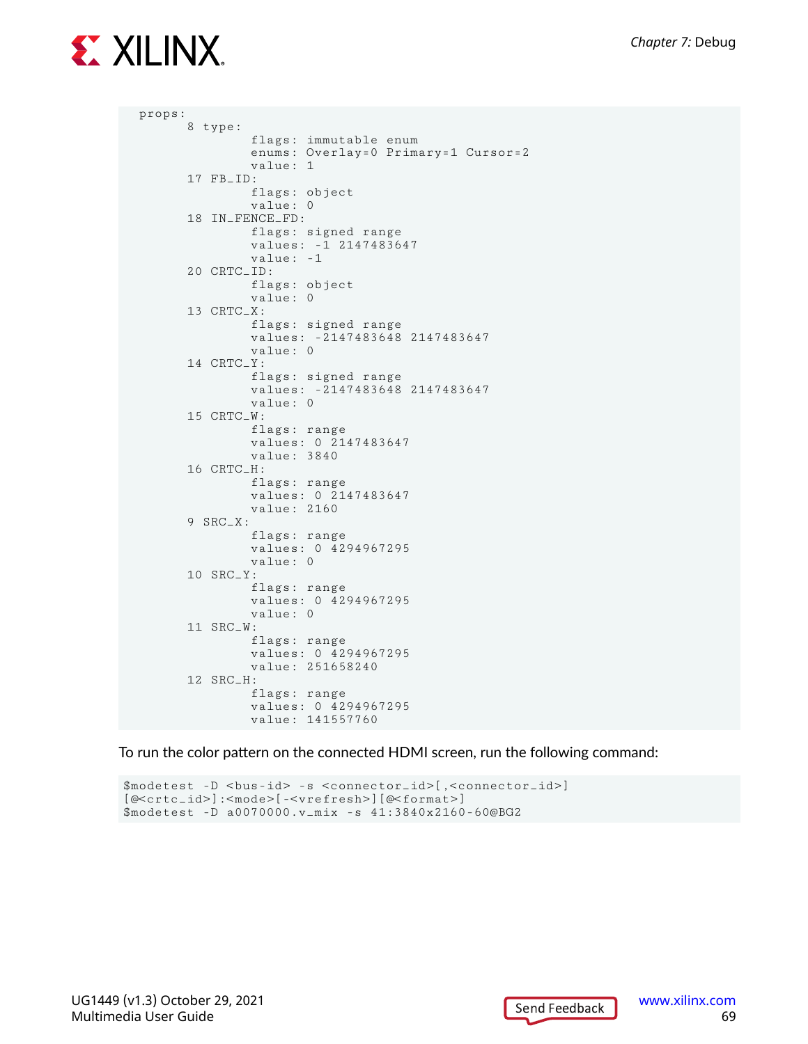```
  props:
        8 type:
                flags: immutable enum
                enums: Overlay=0 Primary=1 Cursor=2
                value: 1
        17 FB_ID:
                flags: object
                value: 0
        18 IN_FENCE_FD:
                flags: signed range
                values: -1 2147483647
                value: -1
        20 CRTC_ID:
                flags: object
                value: 0
        13 CRTC_X:
                flags: signed range
                values: -2147483648 2147483647
                value: 0
        14 CRTC_Y:
                flags: signed range
                values: -2147483648 2147483647
                value: 0
        15 CRTC_W:
                flags: range
                values: 0 2147483647
                value: 3840
        16 CRTC_H:
                flags: range
                values: 0 2147483647
                value: 2160
        9 SRC_X:
                flags: range
                values: 0 4294967295
                value: 0
        10 SRC_Y:
                flags: range
                values: 0 4294967295
                value: 0
        11 SRC_W:
                flags: range
                values: 0 4294967295
                value: 251658240
        12 SRC_H:
                flags: range
                values: 0 4294967295
                value: 141557760
```

To run the color pattern on the connected HDMI screen, run the following command:

```
$modetest -D <bus-id> -s <connector_id>[,<connector_id>]
[@<crtc_id>]:<mode>[-<vrefresh>][@<format>]
$modetest -D a0070000.v_mix -s 41:3840x2160-60@BG2
```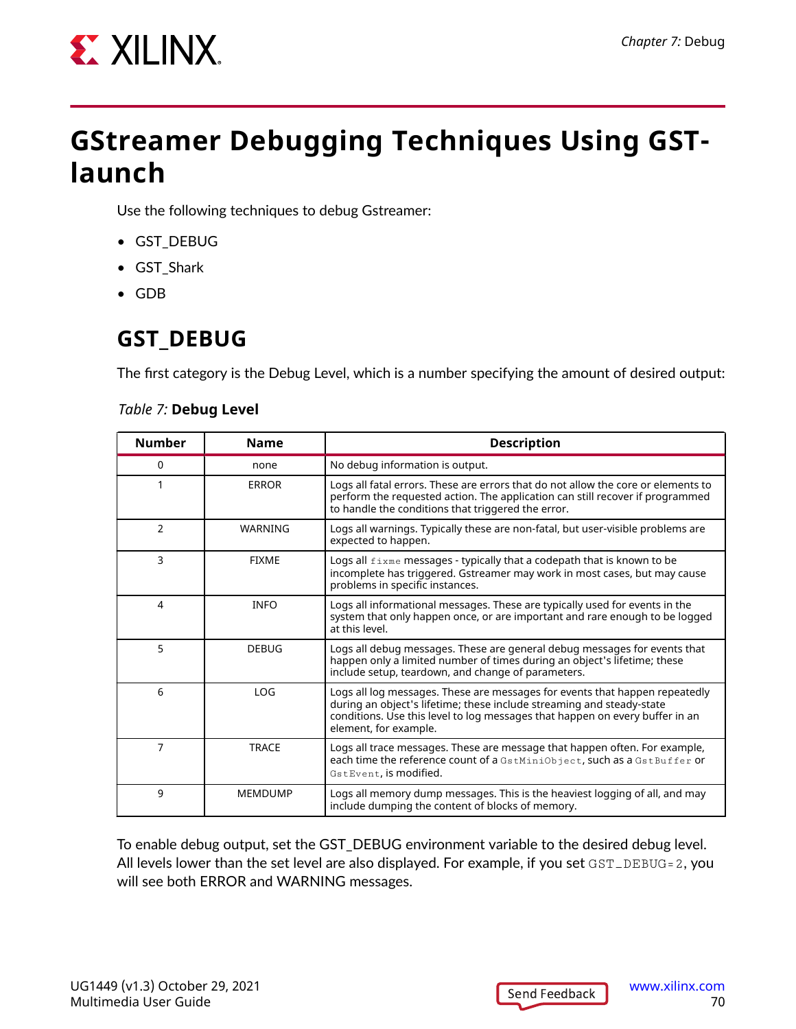# GStreamer Debugging Techniques Using GST-launch

Use the following techniques to debug Gstreamer:

- GST_DEBUG
- GST_Shark
- GDB

## GST_DEBUG

The first category is the Debug Level, which is a number specifying the amount of desired output:

*Table 7:* **Debug Level**

| Number | Name | Description |
|---|---|---|
| 0 | none | No debug information is output. |
| 1 | ERROR | Logs all fatal errors. These are errors that do not allow the core or elements to perform the requested action. The application can still recover if programmed to handle the conditions that triggered the error. |
| 2 | WARNING | Logs all warnings. Typically these are non-fatal, but user-visible problems are expected to happen. |
| 3 | FIXME | Logs all `fixme` messages - typically that a codepath that is known to be incomplete has triggered. Gstreamer may work in most cases, but may cause problems in specific instances. |
| 4 | INFO | Logs all informational messages. These are typically used for events in the system that only happen once, or are important and rare enough to be logged at this level. |
| 5 | DEBUG | Logs all debug messages. These are general debug messages for events that happen only a limited number of times during an object's lifetime; these include setup, teardown, and change of parameters. |
| 6 | LOG | Logs all log messages. These are messages for events that happen repeatedly during an object's lifetime; these include streaming and steady-state conditions. Use this level to log messages that happen on every buffer in an element, for example. |
| 7 | TRACE | Logs all trace messages. These are message that happen often. For example, each time the reference count of a `GstMiniObject`, such as a `GstBuffer` or `GstEvent`, is modified. |
| 9 | MEMDUMP | Logs all memory dump messages. This is the heaviest logging of all, and may include dumping the content of blocks of memory. |

To enable debug output, set the GST_DEBUG environment variable to the desired debug level. All levels lower than the set level are also displayed. For example, if you set `GST_DEBUG=2`, you will see both ERROR and WARNING messages.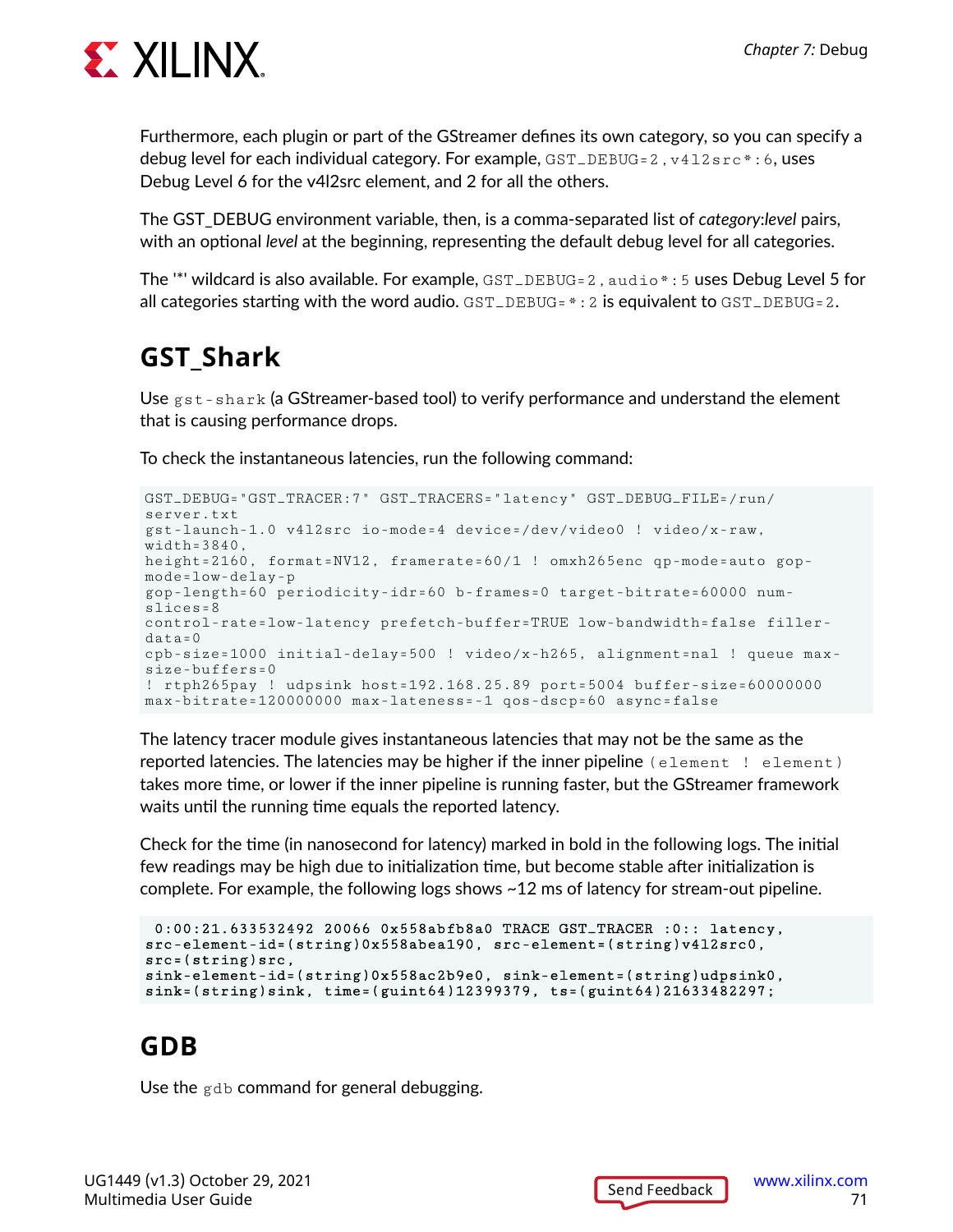Furthermore, each plugin or part of the GStreamer defines its own category, so you can specify a debug level for each individual category. For example, `GST_DEBUG=2,v4l2src*:6`, uses Debug Level 6 for the v4l2src element, and 2 for all the others.

The GST_DEBUG environment variable, then, is a comma-separated list of *category:level* pairs, with an optional *level* at the beginning, representing the default debug level for all categories.

The '*' wildcard is also available. For example, `GST_DEBUG=2,audio*:5` uses Debug Level 5 for all categories starting with the word audio. `GST_DEBUG=*:2` is equivalent to `GST_DEBUG=2`.

## GST_Shark

Use `gst-shark` (a GStreamer-based tool) to verify performance and understand the element that is causing performance drops.

To check the instantaneous latencies, run the following command:

```
GST_DEBUG="GST_TRACER:7" GST_TRACERS="latency" GST_DEBUG_FILE=/run/
server.txt
gst-launch-1.0 v4l2src io-mode=4 device=/dev/video0 ! video/x-raw,
width=3840,
height=2160, format=NV12, framerate=60/1 ! omxh265enc qp-mode=auto gop-
mode=low-delay-p
gop-length=60 periodicity-idr=60 b-frames=0 target-bitrate=60000 num-
slices=8
control-rate=low-latency prefetch-buffer=TRUE low-bandwidth=false filler-
data=0
cpb-size=1000 initial-delay=500 ! video/x-h265, alignment=nal ! queue max-
size-buffers=0
! rtph265pay ! udpsink host=192.168.25.89 port=5004 buffer-size=60000000
max-bitrate=120000000 max-lateness=-1 qos-dscp=60 async=false
```

The latency tracer module gives instantaneous latencies that may not be the same as the reported latencies. The latencies may be higher if the inner pipeline `(element ! element)` takes more time, or lower if the inner pipeline is running faster, but the GStreamer framework waits until the running time equals the reported latency.

Check for the time (in nanosecond for latency) marked in bold in the following logs. The initial few readings may be high due to initialization time, but become stable after initialization is complete. For example, the following logs shows ~12 ms of latency for stream-out pipeline.

```
 0:00:21.633532492 20066 0x558abfb8a0 TRACE GST_TRACER :0:: latency,
src-element-id=(string)0x558abea190, src-element=(string)v4l2src0,
src=(string)src,
sink-element-id=(string)0x558ac2b9e0, sink-element=(string)udpsink0,
sink=(string)sink, time=(guint64)12399379, ts=(guint64)21633482297;
```

## GDB

Use the `gdb` command for general debugging.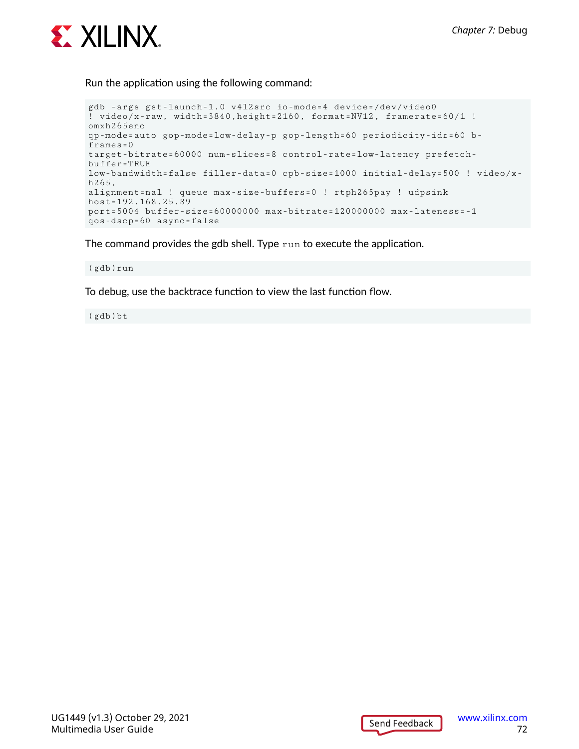Run the application using the following command:

```
gdb -args gst-launch-1.0 v4l2src io-mode=4 device=/dev/video0
! video/x-raw, width=3840,height=2160, format=NV12, framerate=60/1 !
omxh265enc
qp-mode=auto gop-mode=low-delay-p gop-length=60 periodicity-idr=60 b-
frames=0
target-bitrate=60000 num-slices=8 control-rate=low-latency prefetch-
buffer=TRUE
low-bandwidth=false filler-data=0 cpb-size=1000 initial-delay=500 ! video/x-
h265,
alignment=nal ! queue max-size-buffers=0 ! rtph265pay ! udpsink
host=192.168.25.89
port=5004 buffer-size=60000000 max-bitrate=120000000 max-lateness=-1
qos-dscp=60 async=false
```

The command provides the gdb shell. Type `run` to execute the application.

```
(gdb)run
```

To debug, use the backtrace function to view the last function flow.

```
(gdb)bt
```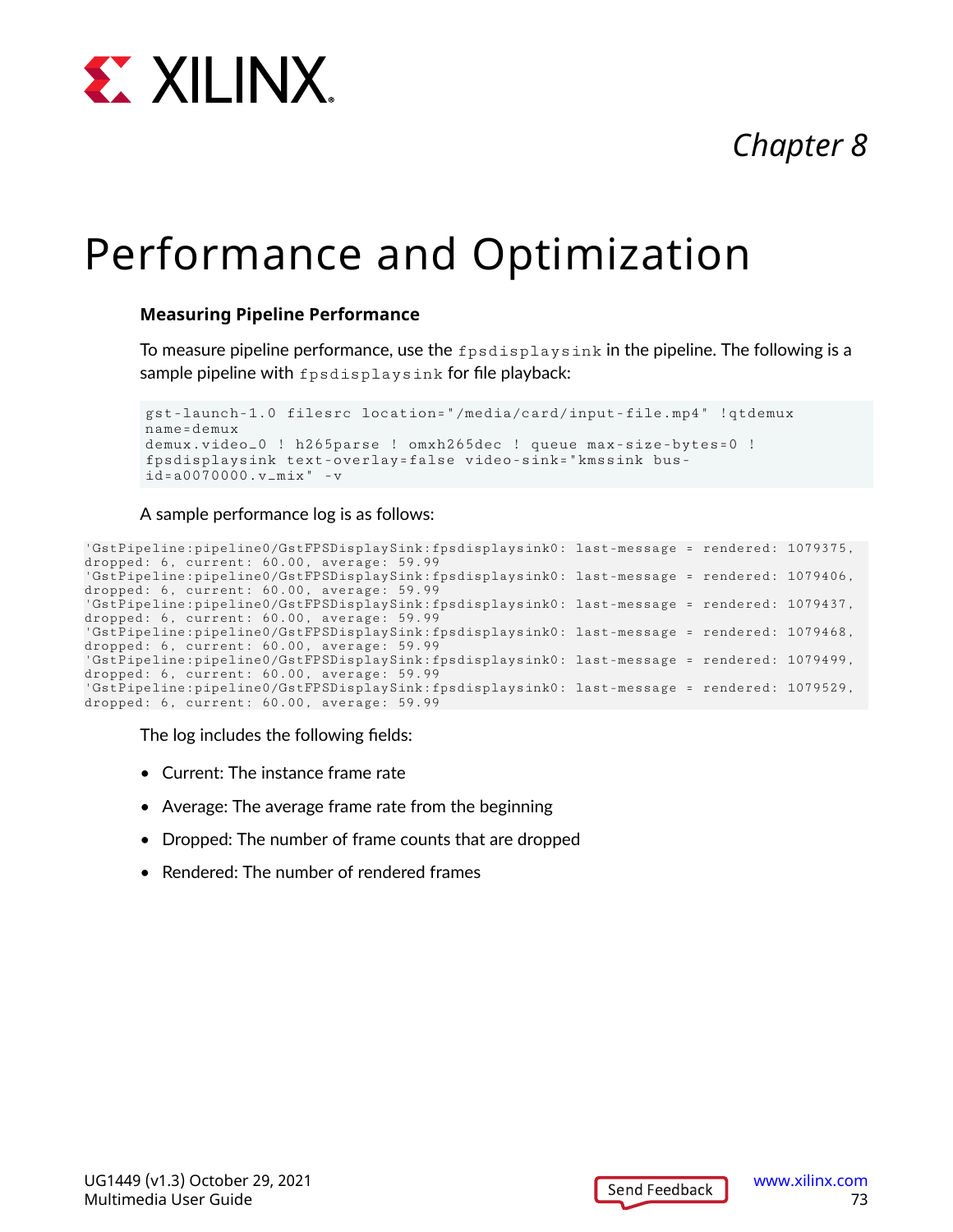# Chapter 8

# Performance and Optimization

### Measuring Pipeline Performance

To measure pipeline performance, use the `fpsdisplaysink` in the pipeline. The following is a sample pipeline with `fpsdisplaysink` for file playback:

```
gst-launch-1.0 filesrc location="/media/card/input-file.mp4" !qtdemux
name=demux
demux.video_0 ! h265parse ! omxh265dec ! queue max-size-bytes=0 !
fpsdisplaysink text-overlay=false video-sink="kmssink bus-
id=a0070000.v_mix" -v
```

A sample performance log is as follows:

```
'GstPipeline:pipeline0/GstFPSDisplaySink:fpsdisplaysink0: last-message = rendered: 1079375,
dropped: 6, current: 60.00, average: 59.99
'GstPipeline:pipeline0/GstFPSDisplaySink:fpsdisplaysink0: last-message = rendered: 1079406,
dropped: 6, current: 60.00, average: 59.99
'GstPipeline:pipeline0/GstFPSDisplaySink:fpsdisplaysink0: last-message = rendered: 1079437,
dropped: 6, current: 60.00, average: 59.99
'GstPipeline:pipeline0/GstFPSDisplaySink:fpsdisplaysink0: last-message = rendered: 1079468,
dropped: 6, current: 60.00, average: 59.99
'GstPipeline:pipeline0/GstFPSDisplaySink:fpsdisplaysink0: last-message = rendered: 1079499,
dropped: 6, current: 60.00, average: 59.99
'GstPipeline:pipeline0/GstFPSDisplaySink:fpsdisplaysink0: last-message = rendered: 1079529,
dropped: 6, current: 60.00, average: 59.99
```

The log includes the following fields:

- Current: The instance frame rate
- Average: The average frame rate from the beginning
- Dropped: The number of frame counts that are dropped
- Rendered: The number of rendered frames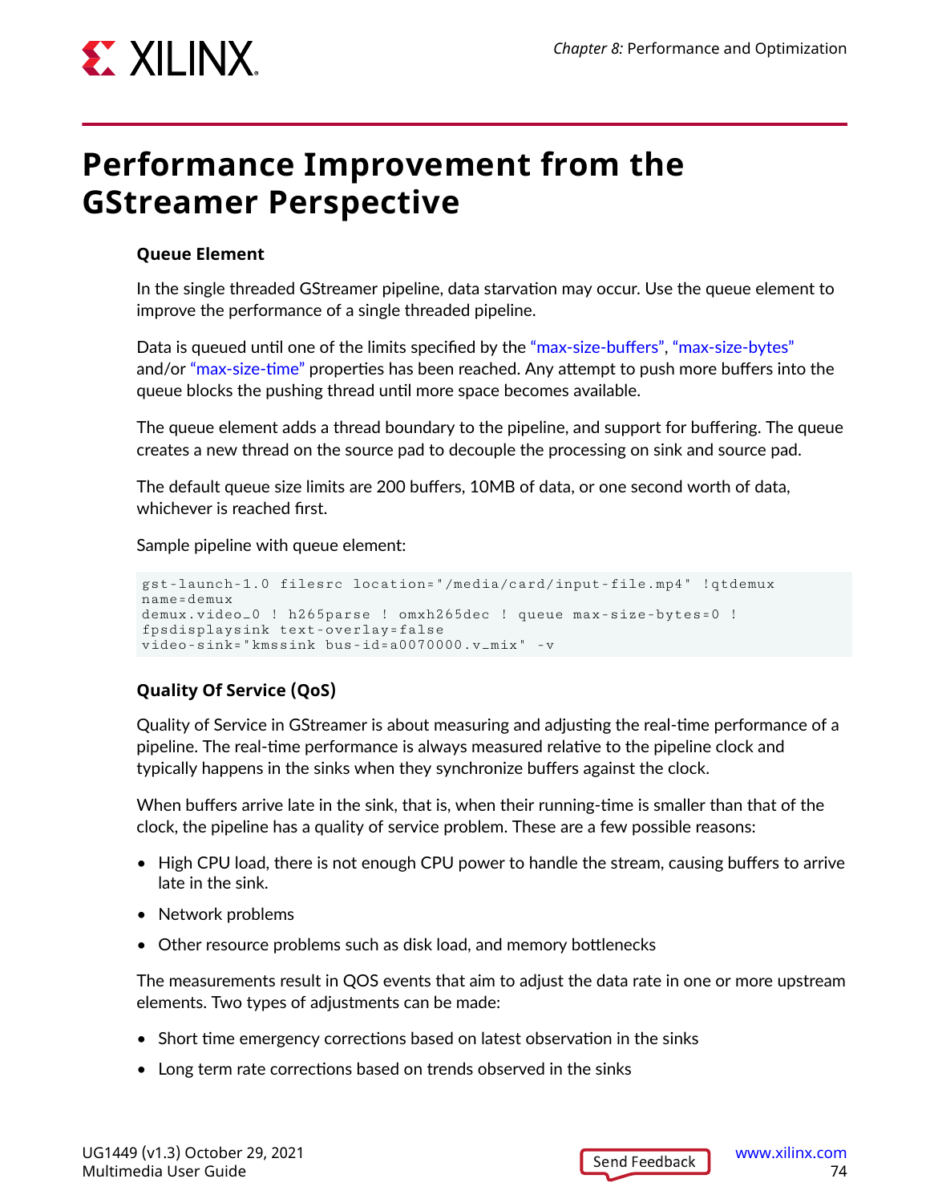# Performance Improvement from the GStreamer Perspective

### Queue Element

In the single threaded GStreamer pipeline, data starvation may occur. Use the queue element to improve the performance of a single threaded pipeline.

Data is queued until one of the limits specified by the "max-size-buffers", "max-size-bytes" and/or "max-size-time" properties has been reached. Any attempt to push more buffers into the queue blocks the pushing thread until more space becomes available.

The queue element adds a thread boundary to the pipeline, and support for buffering. The queue creates a new thread on the source pad to decouple the processing on sink and source pad.

The default queue size limits are 200 buffers, 10MB of data, or one second worth of data, whichever is reached first.

Sample pipeline with queue element:

```
gst-launch-1.0 filesrc location="/media/card/input-file.mp4" !qtdemux
name=demux
demux.video_0 ! h265parse ! omxh265dec ! queue max-size-bytes=0 !
fpsdisplaysink text-overlay=false
video-sink="kmssink bus-id=a0070000.v_mix" -v
```

### Quality Of Service (QoS)

Quality of Service in GStreamer is about measuring and adjusting the real-time performance of a pipeline. The real-time performance is always measured relative to the pipeline clock and typically happens in the sinks when they synchronize buffers against the clock.

When buffers arrive late in the sink, that is, when their running-time is smaller than that of the clock, the pipeline has a quality of service problem. These are a few possible reasons:

- High CPU load, there is not enough CPU power to handle the stream, causing buffers to arrive late in the sink.
- Network problems
- Other resource problems such as disk load, and memory bottlenecks

The measurements result in QOS events that aim to adjust the data rate in one or more upstream elements. Two types of adjustments can be made:

- Short time emergency corrections based on latest observation in the sinks
- Long term rate corrections based on trends observed in the sinks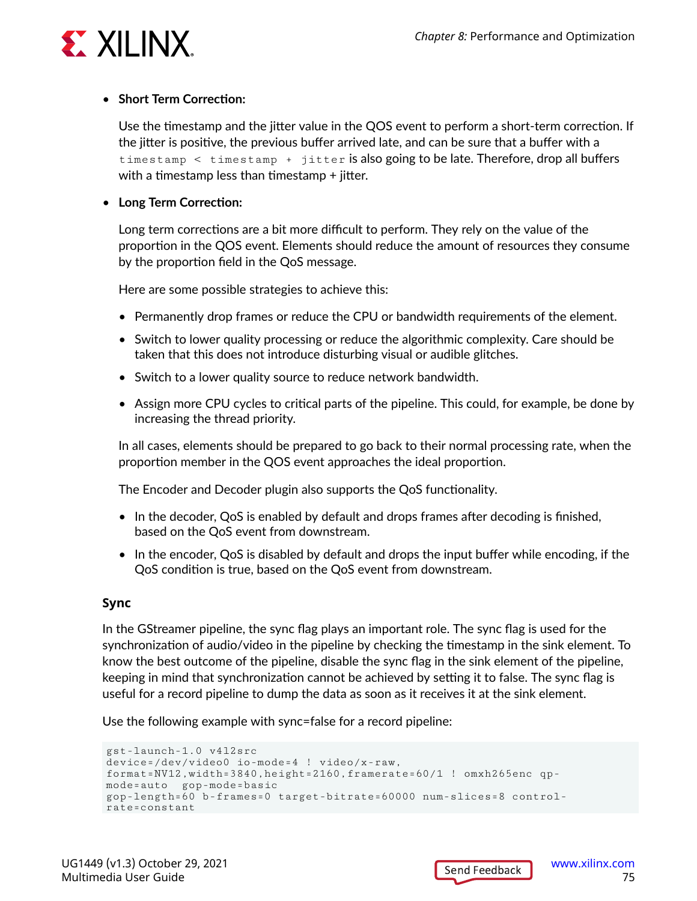- **Short Term Correction:**

  Use the timestamp and the jitter value in the QOS event to perform a short-term correction. If the jitter is positive, the previous buffer arrived late, and can be sure that a buffer with a `timestamp < timestamp + jitter` is also going to be late. Therefore, drop all buffers with a timestamp less than timestamp + jitter.

- **Long Term Correction:**

  Long term corrections are a bit more difficult to perform. They rely on the value of the proportion in the QOS event. Elements should reduce the amount of resources they consume by the proportion field in the QoS message.

  Here are some possible strategies to achieve this:

  - Permanently drop frames or reduce the CPU or bandwidth requirements of the element.
  - Switch to lower quality processing or reduce the algorithmic complexity. Care should be taken that this does not introduce disturbing visual or audible glitches.
  - Switch to a lower quality source to reduce network bandwidth.
  - Assign more CPU cycles to critical parts of the pipeline. This could, for example, be done by increasing the thread priority.

  In all cases, elements should be prepared to go back to their normal processing rate, when the proportion member in the QOS event approaches the ideal proportion.

  The Encoder and Decoder plugin also supports the QoS functionality.

  - In the decoder, QoS is enabled by default and drops frames after decoding is finished, based on the QoS event from downstream.
  - In the encoder, QoS is disabled by default and drops the input buffer while encoding, if the QoS condition is true, based on the QoS event from downstream.

### Sync

In the GStreamer pipeline, the sync flag plays an important role. The sync flag is used for the synchronization of audio/video in the pipeline by checking the timestamp in the sink element. To know the best outcome of the pipeline, disable the sync flag in the sink element of the pipeline, keeping in mind that synchronization cannot be achieved by setting it to false. The sync flag is useful for a record pipeline to dump the data as soon as it receives it at the sink element.

Use the following example with sync=false for a record pipeline:

```
gst-launch-1.0 v4l2src
device=/dev/video0 io-mode=4 ! video/x-raw,
format=NV12,width=3840,height=2160,framerate=60/1 ! omxh265enc qp-
mode=auto  gop-mode=basic
gop-length=60 b-frames=0 target-bitrate=60000 num-slices=8 control-
rate=constant
```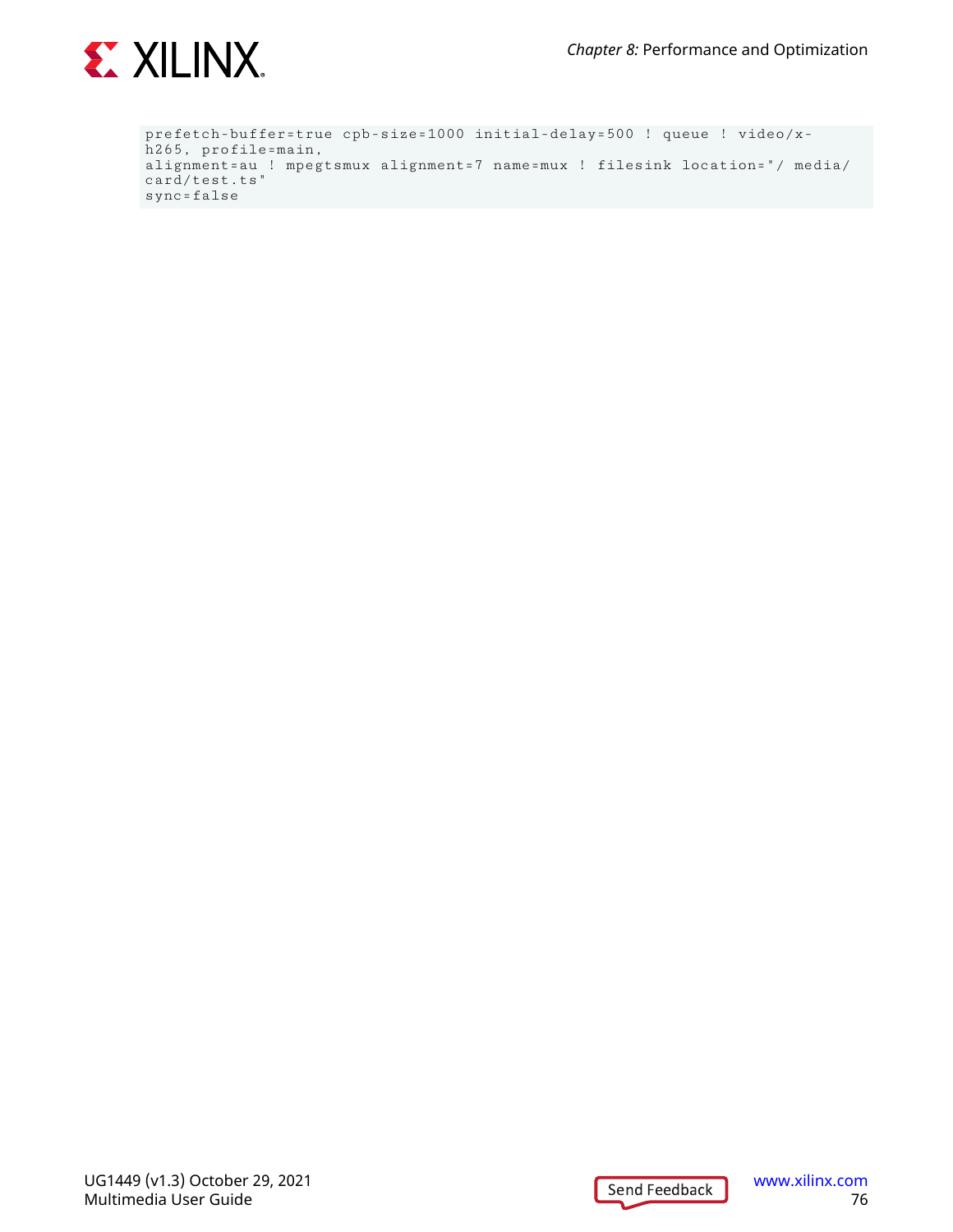```
prefetch-buffer=true cpb-size=1000 initial-delay=500 ! queue ! video/x-
h265, profile=main,
alignment=au ! mpegtsmux alignment=7 name=mux ! filesink location="/ media/
card/test.ts"
sync=false
```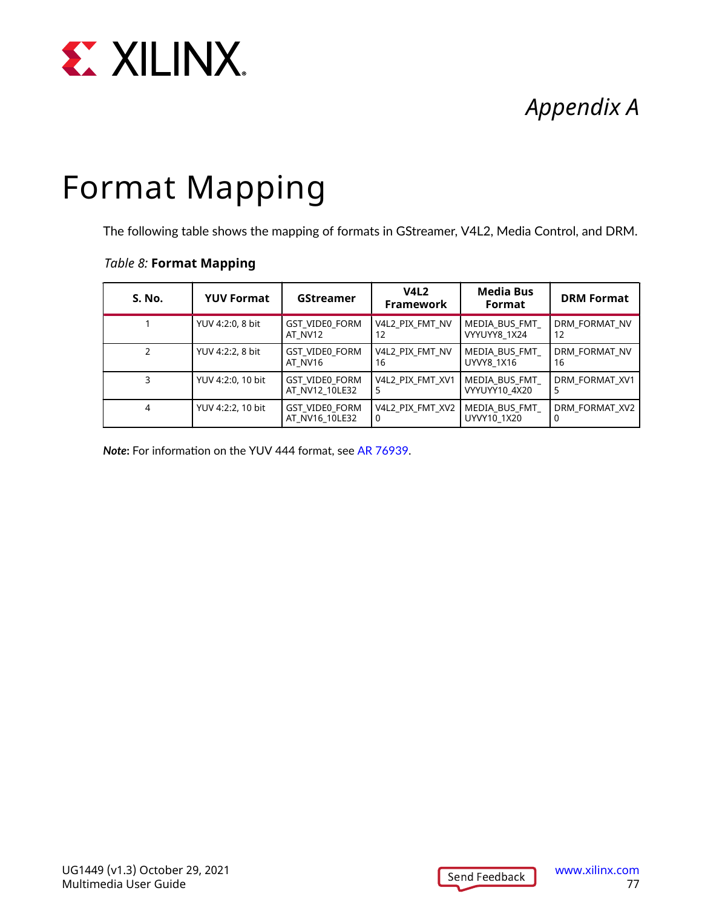# Appendix A

# Format Mapping

The following table shows the mapping of formats in GStreamer, V4L2, Media Control, and DRM.

*Table 8:* **Format Mapping**

| S. No. | YUV Format | GStreamer | V4L2 Framework | Media Bus Format | DRM Format |
|---|---|---|---|---|---|
| 1 | YUV 4:2:0, 8 bit | GST_VIDEO_FORMAT_NV12 | V4L2_PIX_FMT_NV12 | MEDIA_BUS_FMT_VYYUYY8_1X24 | DRM_FORMAT_NV12 |
| 2 | YUV 4:2:2, 8 bit | GST_VIDEO_FORMAT_NV16 | V4L2_PIX_FMT_NV16 | MEDIA_BUS_FMT_UYVY8_1X16 | DRM_FORMAT_NV16 |
| 3 | YUV 4:2:0, 10 bit | GST_VIDEO_FORMAT_NV12_10LE32 | V4L2_PIX_FMT_XV15 | MEDIA_BUS_FMT_VYYUYY10_4X20 | DRM_FORMAT_XV15 |
| 4 | YUV 4:2:2, 10 bit | GST_VIDEO_FORMAT_NV16_10LE32 | V4L2_PIX_FMT_XV20 | MEDIA_BUS_FMT_UYVY10_1X20 | DRM_FORMAT_XV20 |

***Note*:** For information on the YUV 444 format, see AR 76939.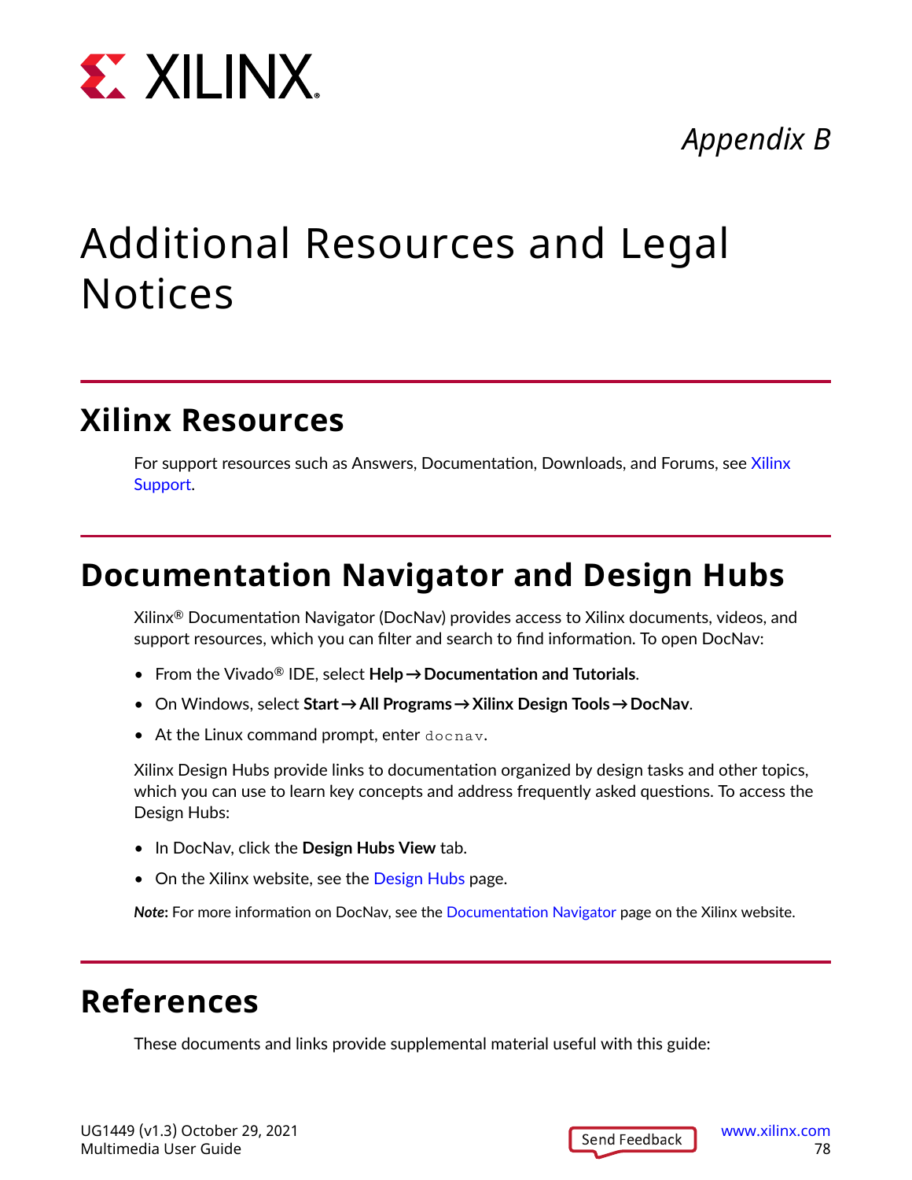*Appendix B*

# Additional Resources and Legal Notices

## Xilinx Resources

For support resources such as Answers, Documentation, Downloads, and Forums, see Xilinx Support.

## Documentation Navigator and Design Hubs

Xilinx® Documentation Navigator (DocNav) provides access to Xilinx documents, videos, and support resources, which you can filter and search to find information. To open DocNav:

- From the Vivado® IDE, select **Help → Documentation and Tutorials**.
- On Windows, select **Start → All Programs → Xilinx Design Tools → DocNav**.
- At the Linux command prompt, enter `docnav`.

Xilinx Design Hubs provide links to documentation organized by design tasks and other topics, which you can use to learn key concepts and address frequently asked questions. To access the Design Hubs:

- In DocNav, click the **Design Hubs View** tab.
- On the Xilinx website, see the Design Hubs page.

***Note*:** For more information on DocNav, see the Documentation Navigator page on the Xilinx website.

## References

These documents and links provide supplemental material useful with this guide: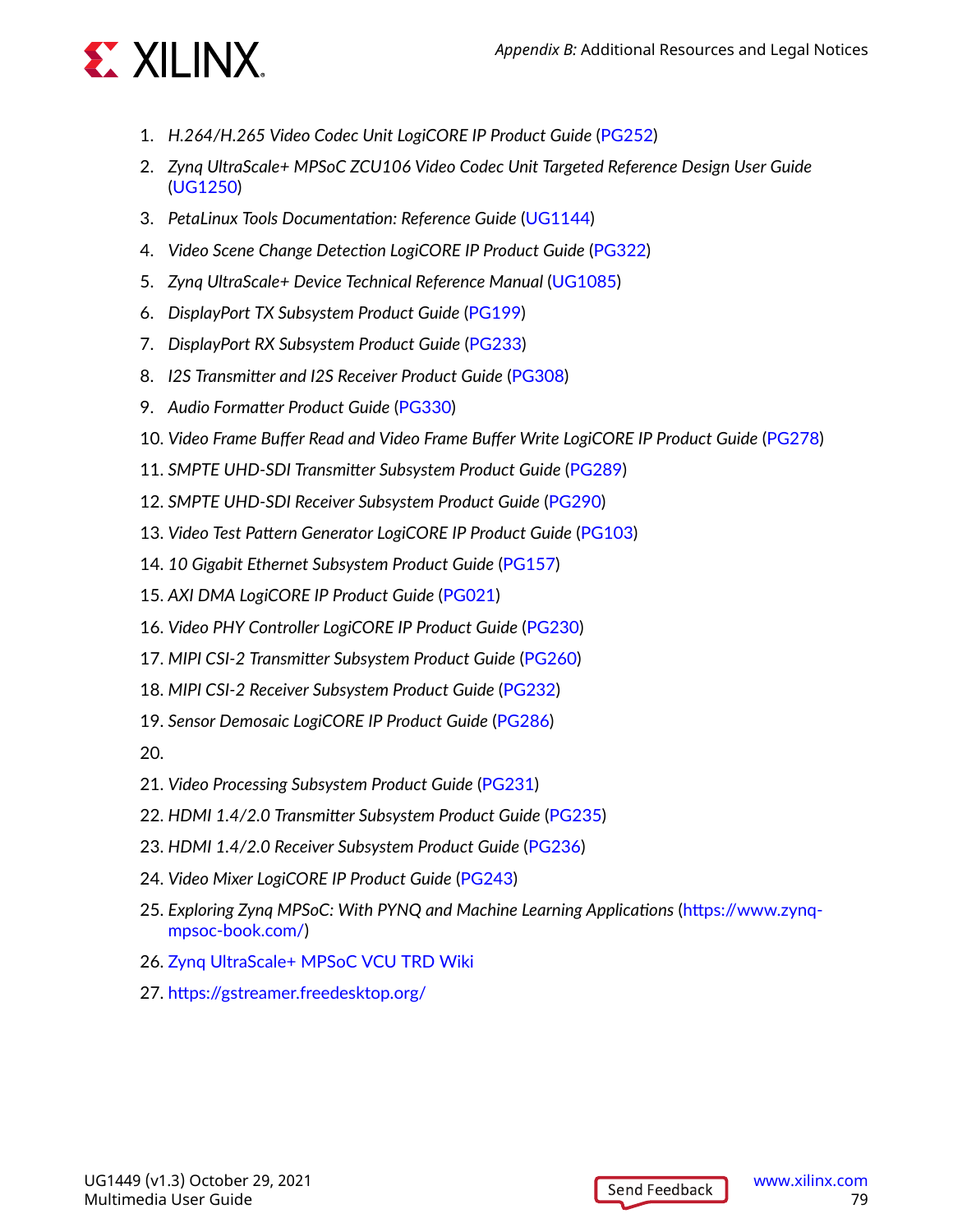1. *H.264/H.265 Video Codec Unit LogiCORE IP Product Guide* (PG252)
2. *Zynq UltraScale+ MPSoC ZCU106 Video Codec Unit Targeted Reference Design User Guide* (UG1250)
3. *PetaLinux Tools Documentation: Reference Guide* (UG1144)
4. *Video Scene Change Detection LogiCORE IP Product Guide* (PG322)
5. *Zynq UltraScale+ Device Technical Reference Manual* (UG1085)
6. *DisplayPort TX Subsystem Product Guide* (PG199)
7. *DisplayPort RX Subsystem Product Guide* (PG233)
8. *I2S Transmitter and I2S Receiver Product Guide* (PG308)
9. *Audio Formatter Product Guide* (PG330)
10. *Video Frame Buffer Read and Video Frame Buffer Write LogiCORE IP Product Guide* (PG278)
11. *SMPTE UHD-SDI Transmitter Subsystem Product Guide* (PG289)
12. *SMPTE UHD-SDI Receiver Subsystem Product Guide* (PG290)
13. *Video Test Pattern Generator LogiCORE IP Product Guide* (PG103)
14. *10 Gigabit Ethernet Subsystem Product Guide* (PG157)
15. *AXI DMA LogiCORE IP Product Guide* (PG021)
16. *Video PHY Controller LogiCORE IP Product Guide* (PG230)
17. *MIPI CSI-2 Transmitter Subsystem Product Guide* (PG260)
18. *MIPI CSI-2 Receiver Subsystem Product Guide* (PG232)
19. *Sensor Demosaic LogiCORE IP Product Guide* (PG286)
20. 
21. *Video Processing Subsystem Product Guide* (PG231)
22. *HDMI 1.4/2.0 Transmitter Subsystem Product Guide* (PG235)
23. *HDMI 1.4/2.0 Receiver Subsystem Product Guide* (PG236)
24. *Video Mixer LogiCORE IP Product Guide* (PG243)
25. *Exploring Zynq MPSoC: With PYNQ and Machine Learning Applications* (https://www.zynq-mpsoc-book.com/)
26. Zynq UltraScale+ MPSoC VCU TRD Wiki
27. https://gstreamer.freedesktop.org/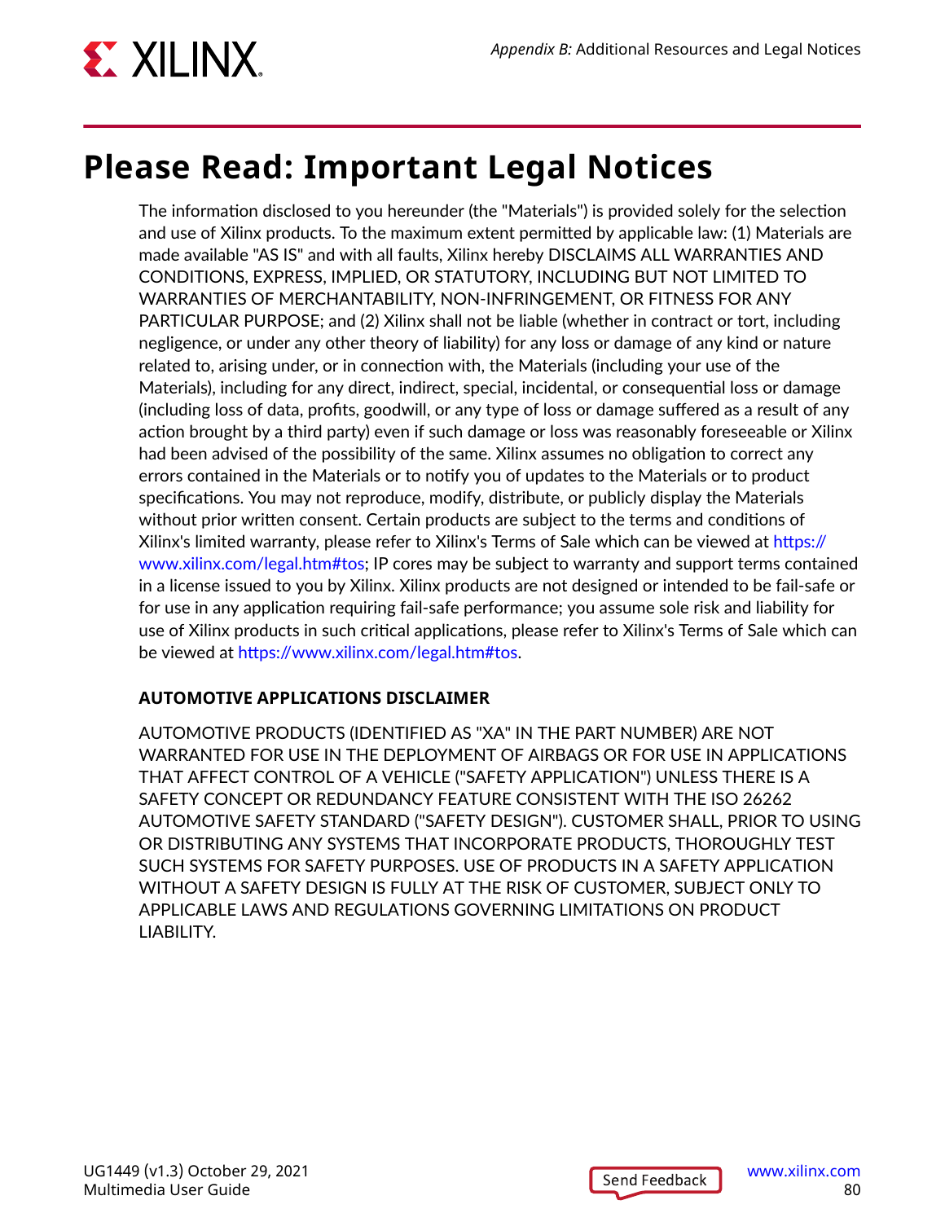# Please Read: Important Legal Notices

The information disclosed to you hereunder (the "Materials") is provided solely for the selection and use of Xilinx products. To the maximum extent permitted by applicable law: (1) Materials are made available "AS IS" and with all faults, Xilinx hereby DISCLAIMS ALL WARRANTIES AND CONDITIONS, EXPRESS, IMPLIED, OR STATUTORY, INCLUDING BUT NOT LIMITED TO WARRANTIES OF MERCHANTABILITY, NON-INFRINGEMENT, OR FITNESS FOR ANY PARTICULAR PURPOSE; and (2) Xilinx shall not be liable (whether in contract or tort, including negligence, or under any other theory of liability) for any loss or damage of any kind or nature related to, arising under, or in connection with, the Materials (including your use of the Materials), including for any direct, indirect, special, incidental, or consequential loss or damage (including loss of data, profits, goodwill, or any type of loss or damage suffered as a result of any action brought by a third party) even if such damage or loss was reasonably foreseeable or Xilinx had been advised of the possibility of the same. Xilinx assumes no obligation to correct any errors contained in the Materials or to notify you of updates to the Materials or to product specifications. You may not reproduce, modify, distribute, or publicly display the Materials without prior written consent. Certain products are subject to the terms and conditions of Xilinx's limited warranty, please refer to Xilinx's Terms of Sale which can be viewed at https://www.xilinx.com/legal.htm#tos; IP cores may be subject to warranty and support terms contained in a license issued to you by Xilinx. Xilinx products are not designed or intended to be fail-safe or for use in any application requiring fail-safe performance; you assume sole risk and liability for use of Xilinx products in such critical applications, please refer to Xilinx's Terms of Sale which can be viewed at https://www.xilinx.com/legal.htm#tos.

**AUTOMOTIVE APPLICATIONS DISCLAIMER**

AUTOMOTIVE PRODUCTS (IDENTIFIED AS "XA" IN THE PART NUMBER) ARE NOT WARRANTED FOR USE IN THE DEPLOYMENT OF AIRBAGS OR FOR USE IN APPLICATIONS THAT AFFECT CONTROL OF A VEHICLE ("SAFETY APPLICATION") UNLESS THERE IS A SAFETY CONCEPT OR REDUNDANCY FEATURE CONSISTENT WITH THE ISO 26262 AUTOMOTIVE SAFETY STANDARD ("SAFETY DESIGN"). CUSTOMER SHALL, PRIOR TO USING OR DISTRIBUTING ANY SYSTEMS THAT INCORPORATE PRODUCTS, THOROUGHLY TEST SUCH SYSTEMS FOR SAFETY PURPOSES. USE OF PRODUCTS IN A SAFETY APPLICATION WITHOUT A SAFETY DESIGN IS FULLY AT THE RISK OF CUSTOMER, SUBJECT ONLY TO APPLICABLE LAWS AND REGULATIONS GOVERNING LIMITATIONS ON PRODUCT LIABILITY.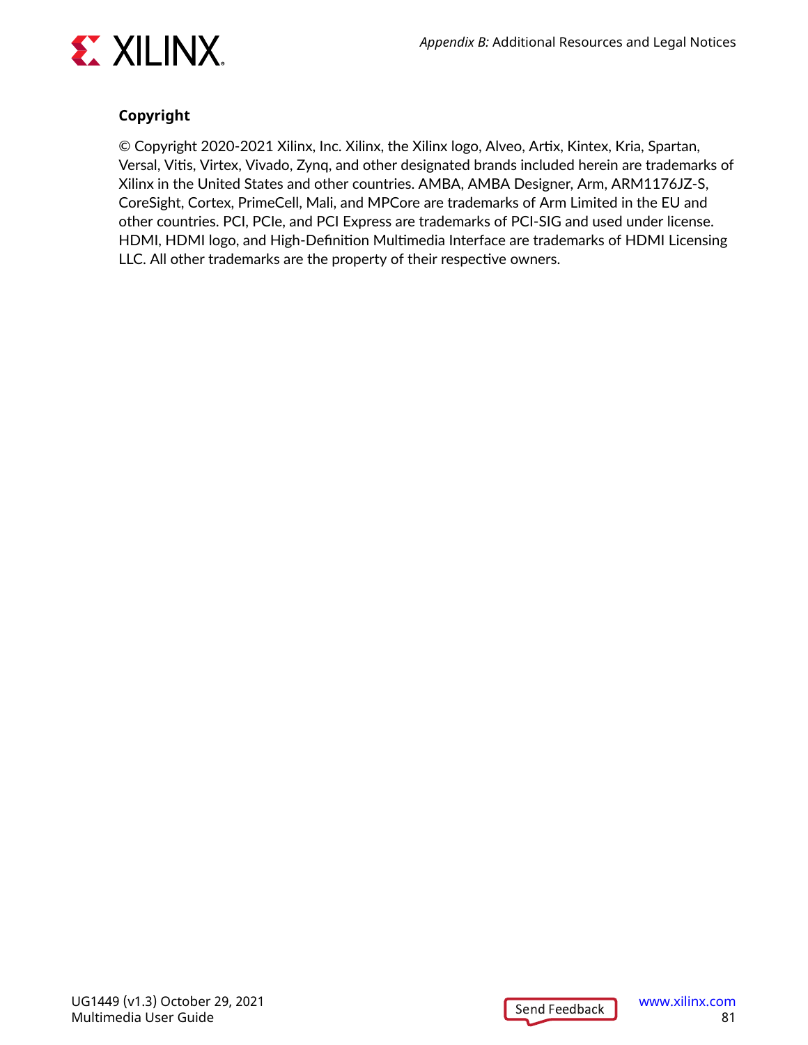### Copyright

© Copyright 2020-2021 Xilinx, Inc. Xilinx, the Xilinx logo, Alveo, Artix, Kintex, Kria, Spartan, Versal, Vitis, Virtex, Vivado, Zynq, and other designated brands included herein are trademarks of Xilinx in the United States and other countries. AMBA, AMBA Designer, Arm, ARM1176JZ-S, CoreSight, Cortex, PrimeCell, Mali, and MPCore are trademarks of Arm Limited in the EU and other countries. PCI, PCIe, and PCI Express are trademarks of PCI-SIG and used under license. HDMI, HDMI logo, and High-Definition Multimedia Interface are trademarks of HDMI Licensing LLC. All other trademarks are the property of their respective owners.